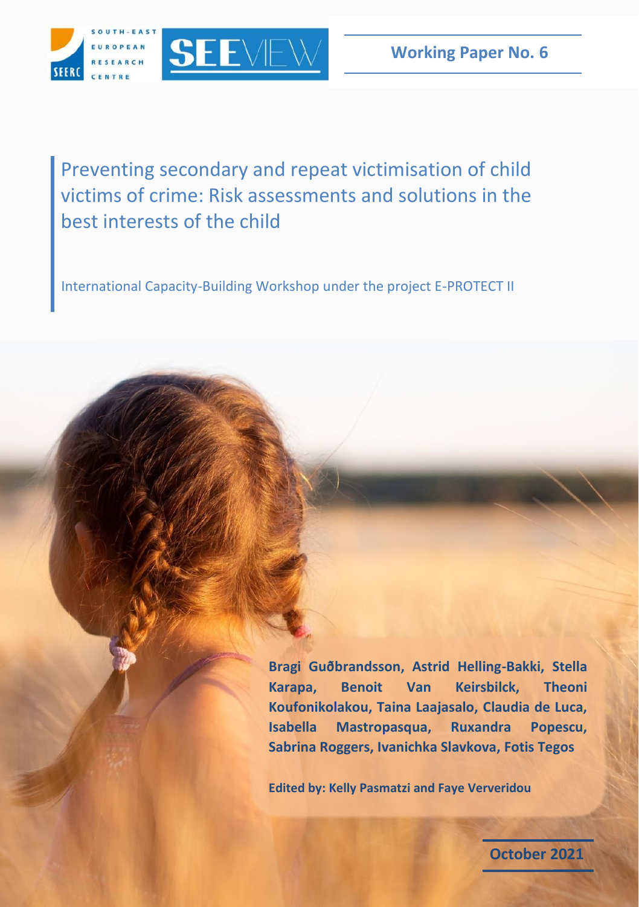SOUTH-EAST EUROPEAN RESEARCH CENTRE

SEEVIEW

**Working Paper No. 6**

# Preventing secondary and repeat victimisation of child victims of crime: Risk assessments and solutions in the best interests of the child

International Capacity-Building Workshop under the project E-PROTECT II

**Bragi Guðbrandsson, Astrid Helling-Bakki, Stella Karapa, Benoit Van Keirsbilck, Theoni Koufonikolakou, Taina Laajasalo, Claudia de Luca, Isabella Mastropasqua, Ruxandra Popescu, Sabrina Roggers, Ivanichka Slavkova, Fotis Tegos**

**Edited by: Kelly Pasmatzi and Faye Ververidou**

**October 2021**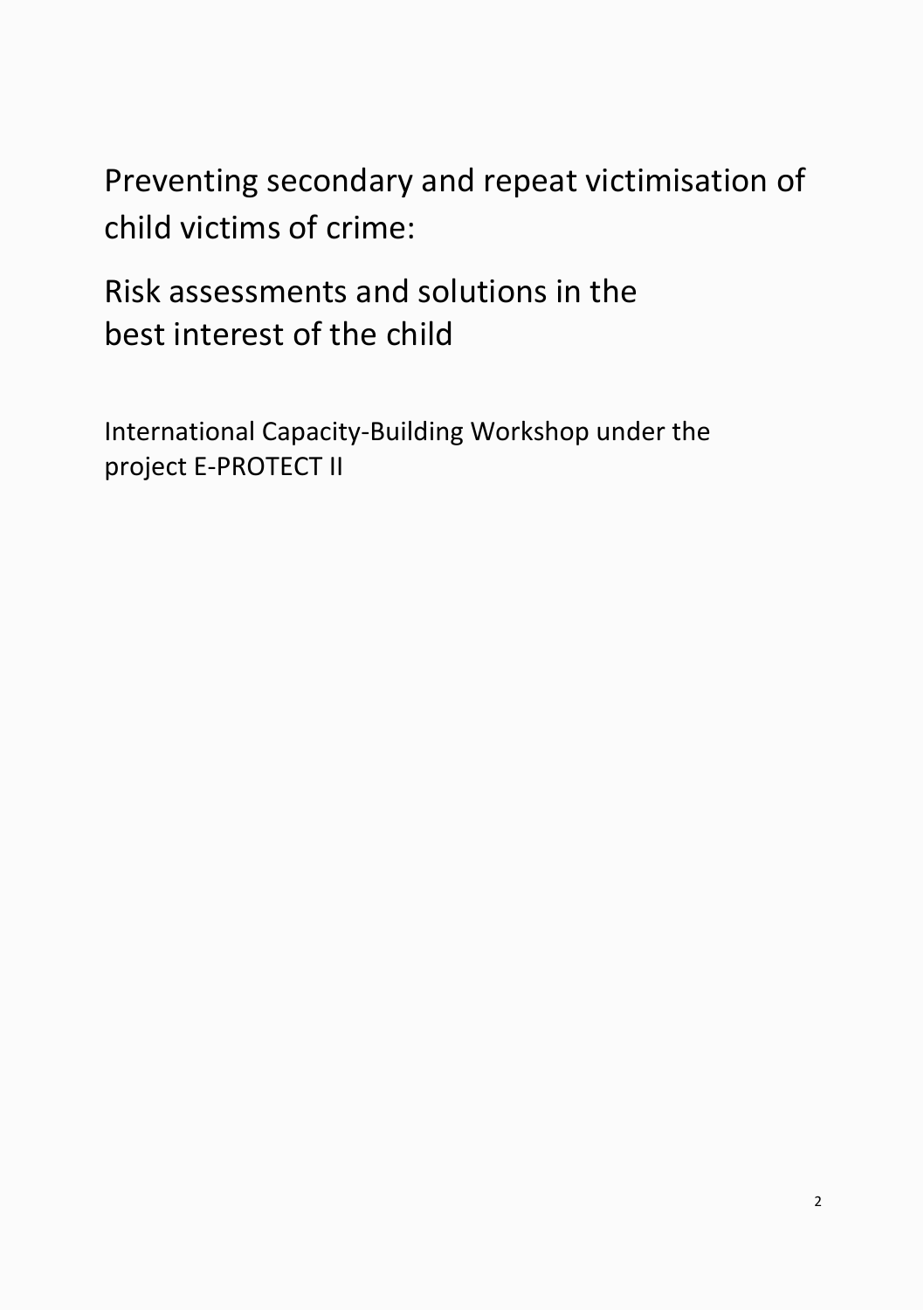# Preventing secondary and repeat victimisation of child victims of crime:

## Risk assessments and solutions in the best interest of the child

International Capacity-Building Workshop under the project E-PROTECT II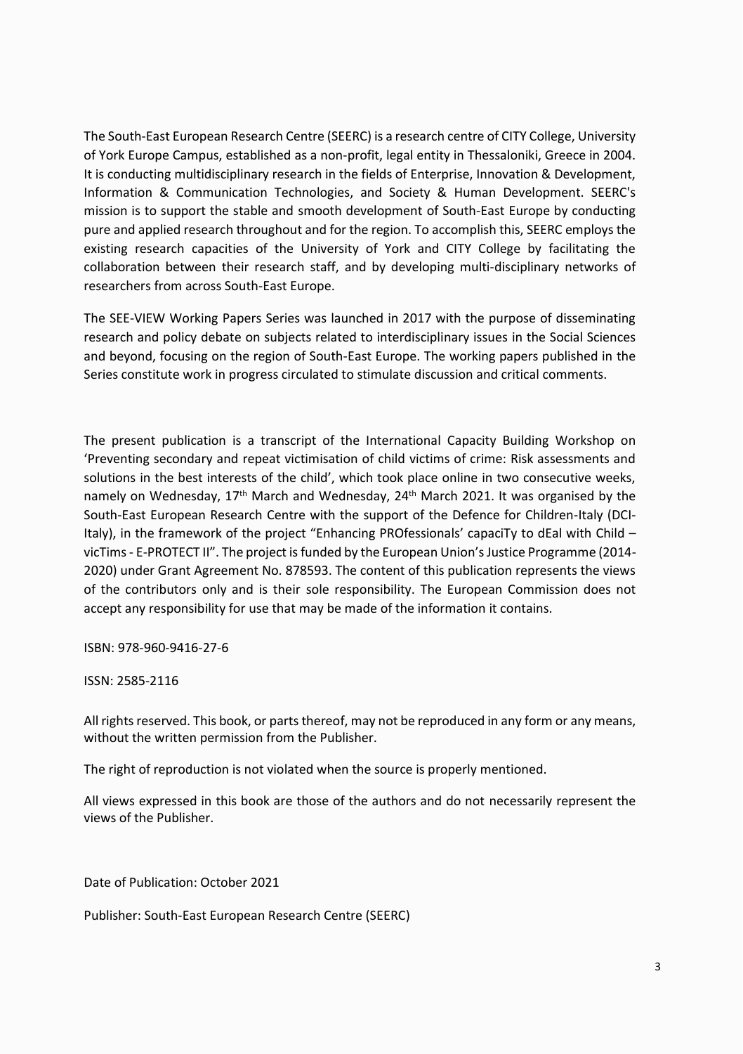The South-East European Research Centre (SEERC) is a research centre of CITY College, University of York Europe Campus, established as a non-profit, legal entity in Thessaloniki, Greece in 2004. It is conducting multidisciplinary research in the fields of Enterprise, Innovation & Development, Information & Communication Technologies, and Society & Human Development. SEERC's mission is to support the stable and smooth development of South-East Europe by conducting pure and applied research throughout and for the region. To accomplish this, SEERC employs the existing research capacities of the University of York and CITY College by facilitating the collaboration between their research staff, and by developing multi-disciplinary networks of researchers from across South-East Europe.

The SEE-VIEW Working Papers Series was launched in 2017 with the purpose of disseminating research and policy debate on subjects related to interdisciplinary issues in the Social Sciences and beyond, focusing on the region of South-East Europe. The working papers published in the Series constitute work in progress circulated to stimulate discussion and critical comments.

The present publication is a transcript of the International Capacity Building Workshop on 'Preventing secondary and repeat victimisation of child victims of crime: Risk assessments and solutions in the best interests of the child', which took place online in two consecutive weeks, namely on Wednesday, 17th March and Wednesday, 24th March 2021. It was organised by the South-East European Research Centre with the support of the Defence for Children-Italy (DCI-Italy), in the framework of the project "Enhancing PROfessionals' capaciTy to dEal with Child – vicTims - E-PROTECT II". The project is funded by the European Union's Justice Programme (2014-2020) under Grant Agreement No. 878593. The content of this publication represents the views of the contributors only and is their sole responsibility. The European Commission does not accept any responsibility for use that may be made of the information it contains.

ISBN: 978-960-9416-27-6

ISSN: 2585-2116

All rights reserved. This book, or parts thereof, may not be reproduced in any form or any means, without the written permission from the Publisher.

The right of reproduction is not violated when the source is properly mentioned.

All views expressed in this book are those of the authors and do not necessarily represent the views of the Publisher.

Date of Publication: October 2021

Publisher: South-East European Research Centre (SEERC)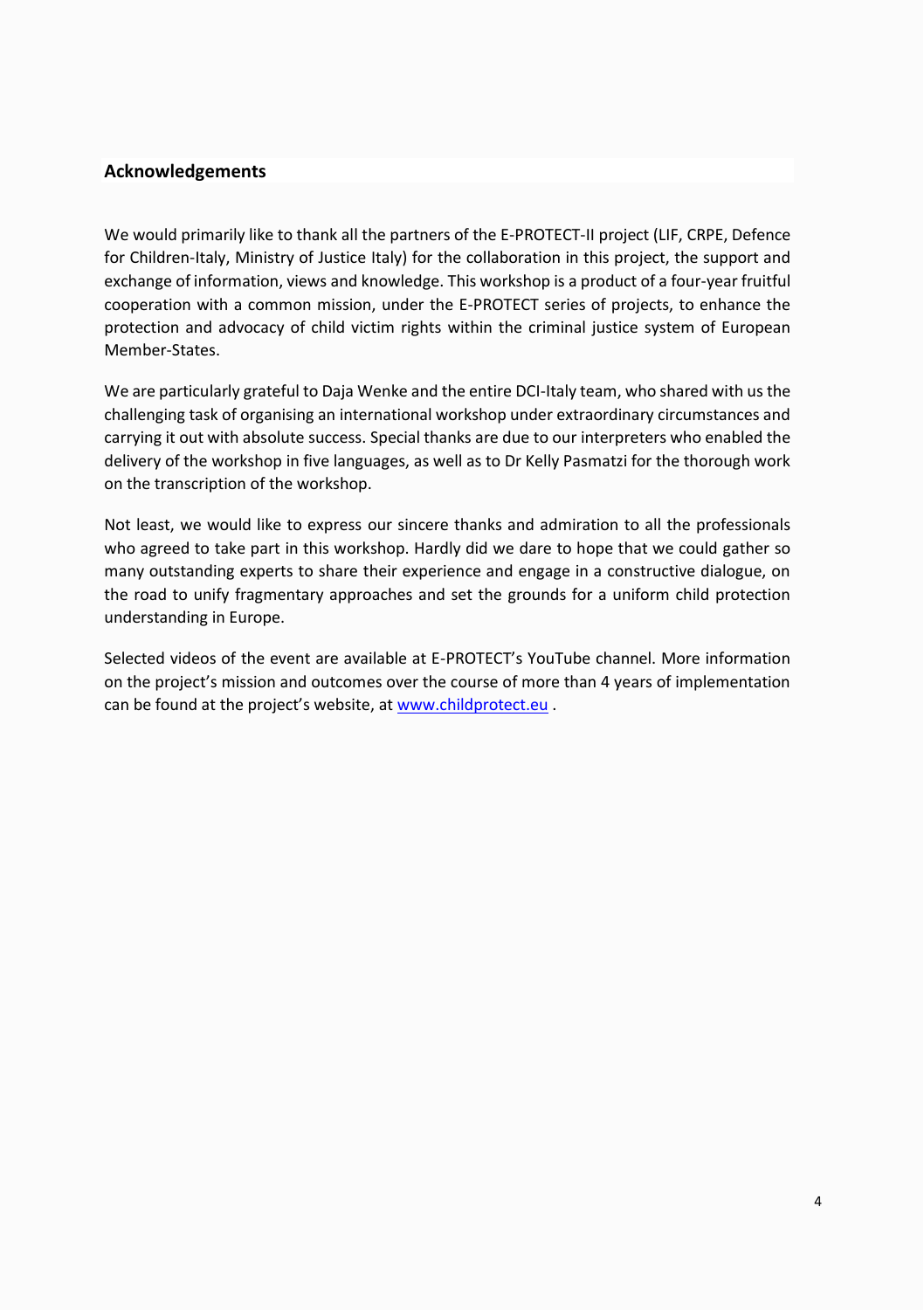## Acknowledgements

We would primarily like to thank all the partners of the E-PROTECT-II project (LIF, CRPE, Defence for Children-Italy, Ministry of Justice Italy) for the collaboration in this project, the support and exchange of information, views and knowledge. This workshop is a product of a four-year fruitful cooperation with a common mission, under the E-PROTECT series of projects, to enhance the protection and advocacy of child victim rights within the criminal justice system of European Member-States.

We are particularly grateful to Daja Wenke and the entire DCI-Italy team, who shared with us the challenging task of organising an international workshop under extraordinary circumstances and carrying it out with absolute success. Special thanks are due to our interpreters who enabled the delivery of the workshop in five languages, as well as to Dr Kelly Pasmatzi for the thorough work on the transcription of the workshop.

Not least, we would like to express our sincere thanks and admiration to all the professionals who agreed to take part in this workshop. Hardly did we dare to hope that we could gather so many outstanding experts to share their experience and engage in a constructive dialogue, on the road to unify fragmentary approaches and set the grounds for a uniform child protection understanding in Europe.

Selected videos of the event are available at E-PROTECT's YouTube channel. More information on the project's mission and outcomes over the course of more than 4 years of implementation can be found at the project's website, at [www.childprotect.eu](http://www.childprotect.eu) .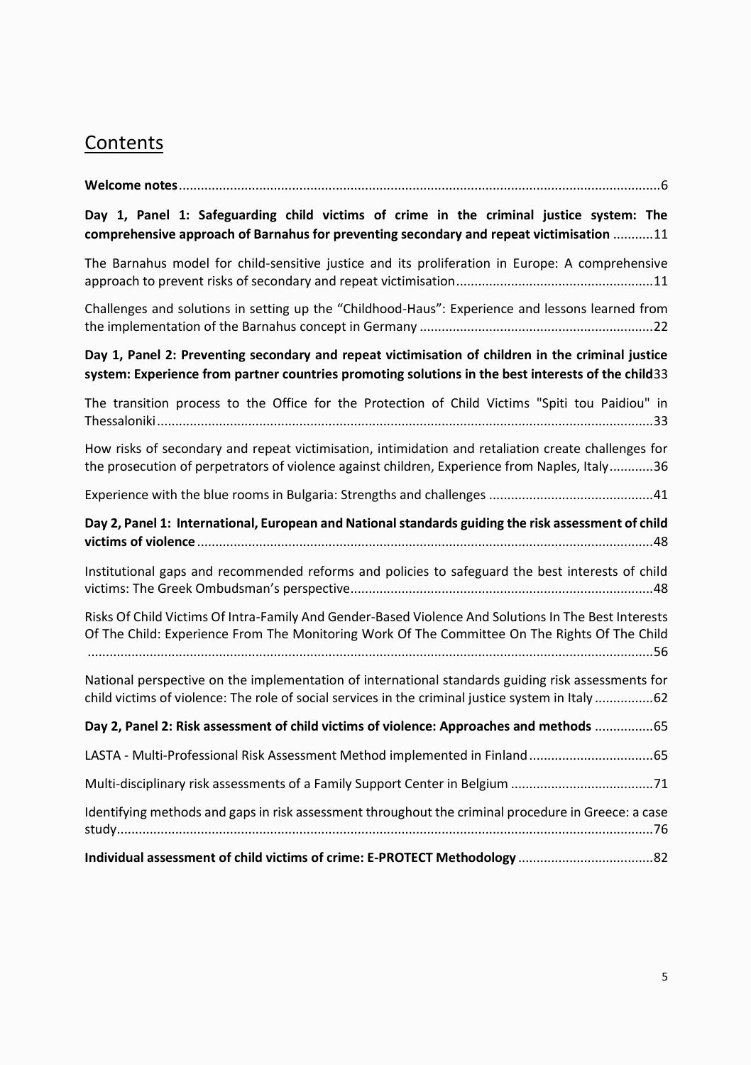# Contents

**Welcome notes** ... 6

**Day 1, Panel 1: Safeguarding child victims of crime in the criminal justice system: The comprehensive approach of Barnahus for preventing secondary and repeat victimisation** ... 11

The Barnahus model for child-sensitive justice and its proliferation in Europe: A comprehensive approach to prevent risks of secondary and repeat victimisation ... 11

Challenges and solutions in setting up the "Childhood-Haus": Experience and lessons learned from the implementation of the Barnahus concept in Germany ... 22

**Day 1, Panel 2: Preventing secondary and repeat victimisation of children in the criminal justice system: Experience from partner countries promoting solutions in the best interests of the child** 33

The transition process to the Office for the Protection of Child Victims "Spiti tou Paidiou" in Thessaloniki ... 33

How risks of secondary and repeat victimisation, intimidation and retaliation create challenges for the prosecution of perpetrators of violence against children, Experience from Naples, Italy ... 36

Experience with the blue rooms in Bulgaria: Strengths and challenges ... 41

**Day 2, Panel 1: International, European and National standards guiding the risk assessment of child victims of violence** ... 48

Institutional gaps and recommended reforms and policies to safeguard the best interests of child victims: The Greek Ombudsman's perspective ... 48

Risks Of Child Victims Of Intra-Family And Gender-Based Violence And Solutions In The Best Interests Of The Child: Experience From The Monitoring Work Of The Committee On The Rights Of The Child ... 56

National perspective on the implementation of international standards guiding risk assessments for child victims of violence: The role of social services in the criminal justice system in Italy ... 62

**Day 2, Panel 2: Risk assessment of child victims of violence: Approaches and methods** ... 65

LASTA - Multi-Professional Risk Assessment Method implemented in Finland ... 65

Multi-disciplinary risk assessments of a Family Support Center in Belgium ... 71

Identifying methods and gaps in risk assessment throughout the criminal procedure in Greece: a case study ... 76

**Individual assessment of child victims of crime: E-PROTECT Methodology** ... 82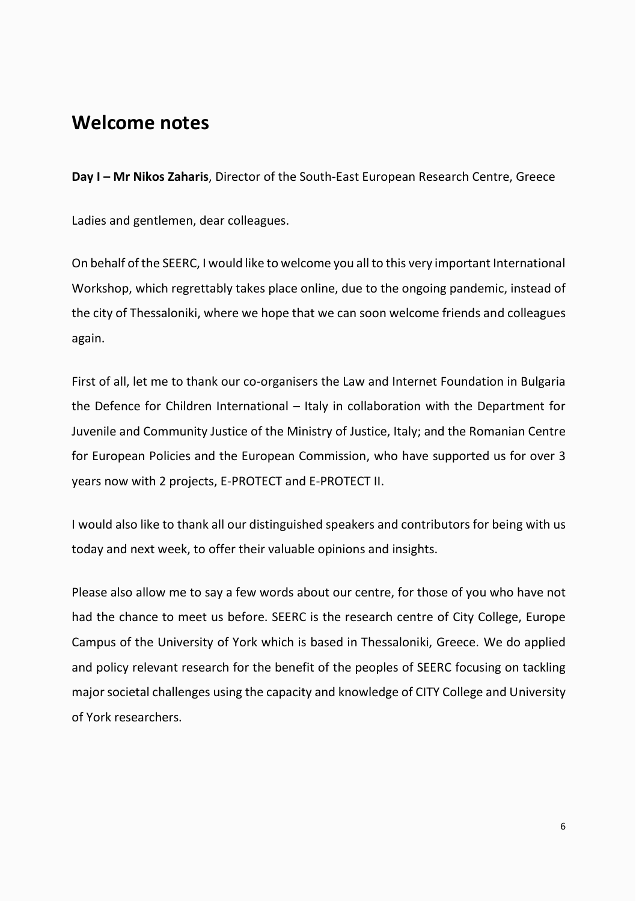# Welcome notes

**Day I – Mr Nikos Zaharis**, Director of the South-East European Research Centre, Greece

Ladies and gentlemen, dear colleagues.

On behalf of the SEERC, I would like to welcome you all to this very important International Workshop, which regrettably takes place online, due to the ongoing pandemic, instead of the city of Thessaloniki, where we hope that we can soon welcome friends and colleagues again.

First of all, let me to thank our co-organisers the Law and Internet Foundation in Bulgaria the Defence for Children International – Italy in collaboration with the Department for Juvenile and Community Justice of the Ministry of Justice, Italy; and the Romanian Centre for European Policies and the European Commission, who have supported us for over 3 years now with 2 projects, E-PROTECT and E-PROTECT II.

I would also like to thank all our distinguished speakers and contributors for being with us today and next week, to offer their valuable opinions and insights.

Please also allow me to say a few words about our centre, for those of you who have not had the chance to meet us before. SEERC is the research centre of City College, Europe Campus of the University of York which is based in Thessaloniki, Greece. We do applied and policy relevant research for the benefit of the peoples of SEERC focusing on tackling major societal challenges using the capacity and knowledge of CITY College and University of York researchers.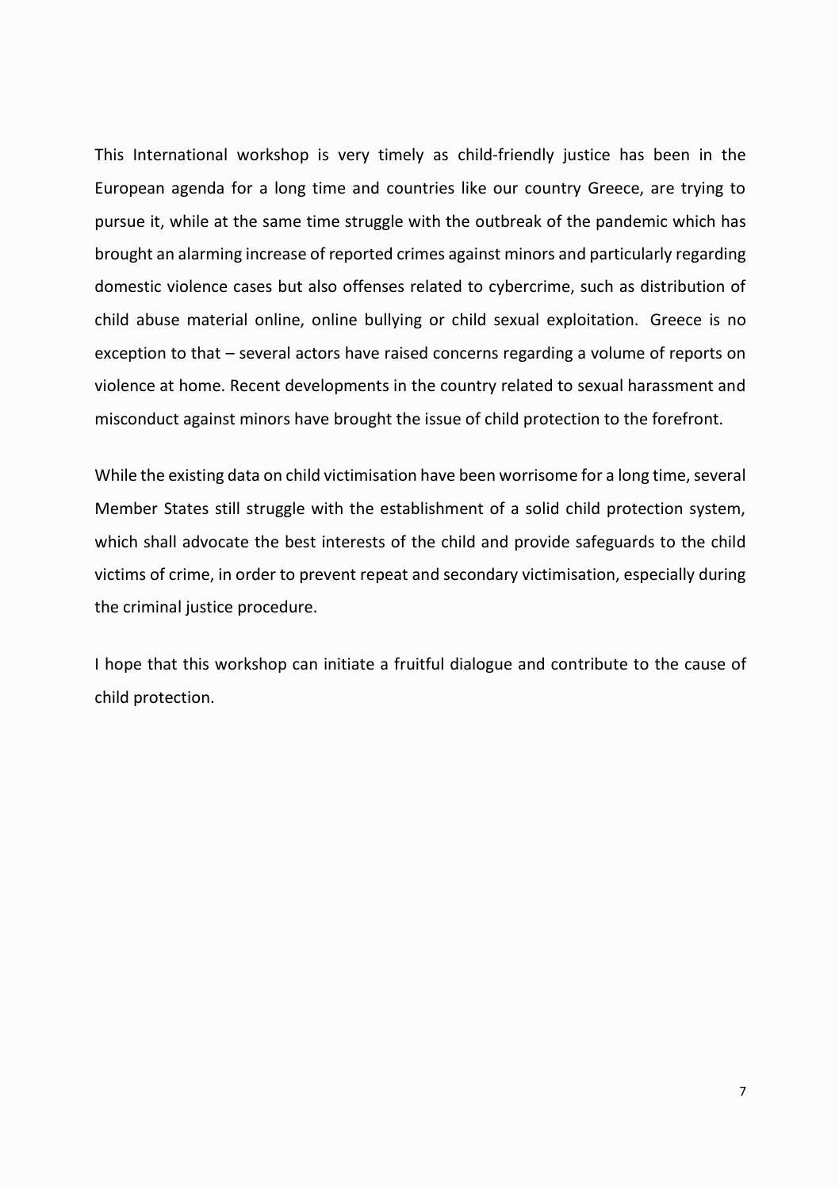This International workshop is very timely as child-friendly justice has been in the European agenda for a long time and countries like our country Greece, are trying to pursue it, while at the same time struggle with the outbreak of the pandemic which has brought an alarming increase of reported crimes against minors and particularly regarding domestic violence cases but also offenses related to cybercrime, such as distribution of child abuse material online, online bullying or child sexual exploitation. Greece is no exception to that – several actors have raised concerns regarding a volume of reports on violence at home. Recent developments in the country related to sexual harassment and misconduct against minors have brought the issue of child protection to the forefront.

While the existing data on child victimisation have been worrisome for a long time, several Member States still struggle with the establishment of a solid child protection system, which shall advocate the best interests of the child and provide safeguards to the child victims of crime, in order to prevent repeat and secondary victimisation, especially during the criminal justice procedure.

I hope that this workshop can initiate a fruitful dialogue and contribute to the cause of child protection.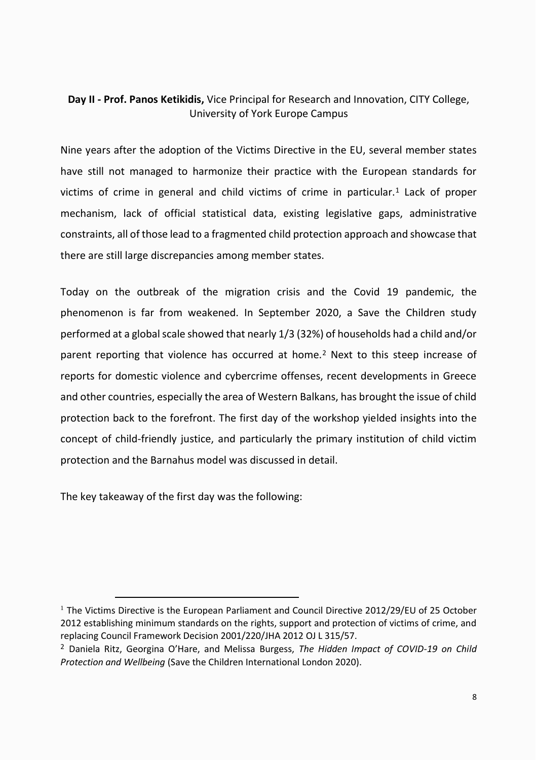**Day II - Prof. Panos Ketikidis,** Vice Principal for Research and Innovation, CITY College, University of York Europe Campus

Nine years after the adoption of the Victims Directive in the EU, several member states have still not managed to harmonize their practice with the European standards for victims of crime in general and child victims of crime in particular.[1] Lack of proper mechanism, lack of official statistical data, existing legislative gaps, administrative constraints, all of those lead to a fragmented child protection approach and showcase that there are still large discrepancies among member states.

Today on the outbreak of the migration crisis and the Covid 19 pandemic, the phenomenon is far from weakened. In September 2020, a Save the Children study performed at a global scale showed that nearly 1/3 (32%) of households had a child and/or parent reporting that violence has occurred at home.[2] Next to this steep increase of reports for domestic violence and cybercrime offenses, recent developments in Greece and other countries, especially the area of Western Balkans, has brought the issue of child protection back to the forefront. The first day of the workshop yielded insights into the concept of child-friendly justice, and particularly the primary institution of child victim protection and the Barnahus model was discussed in detail.

The key takeaway of the first day was the following:

---

[1] The Victims Directive is the European Parliament and Council Directive 2012/29/EU of 25 October 2012 establishing minimum standards on the rights, support and protection of victims of crime, and replacing Council Framework Decision 2001/220/JHA 2012 OJ L 315/57.

[2] Daniela Ritz, Georgina O'Hare, and Melissa Burgess, *The Hidden Impact of COVID-19 on Child Protection and Wellbeing* (Save the Children International London 2020).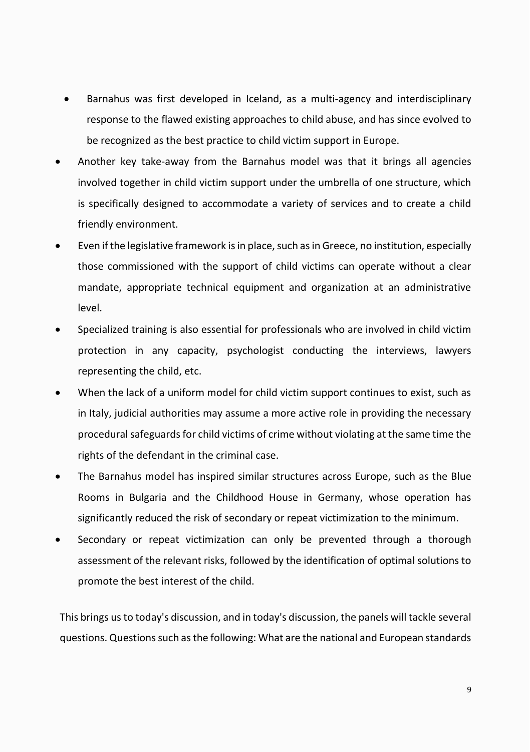- Barnahus was first developed in Iceland, as a multi-agency and interdisciplinary response to the flawed existing approaches to child abuse, and has since evolved to be recognized as the best practice to child victim support in Europe.
- Another key take-away from the Barnahus model was that it brings all agencies involved together in child victim support under the umbrella of one structure, which is specifically designed to accommodate a variety of services and to create a child friendly environment.
- Even if the legislative framework is in place, such as in Greece, no institution, especially those commissioned with the support of child victims can operate without a clear mandate, appropriate technical equipment and organization at an administrative level.
- Specialized training is also essential for professionals who are involved in child victim protection in any capacity, psychologist conducting the interviews, lawyers representing the child, etc.
- When the lack of a uniform model for child victim support continues to exist, such as in Italy, judicial authorities may assume a more active role in providing the necessary procedural safeguards for child victims of crime without violating at the same time the rights of the defendant in the criminal case.
- The Barnahus model has inspired similar structures across Europe, such as the Blue Rooms in Bulgaria and the Childhood House in Germany, whose operation has significantly reduced the risk of secondary or repeat victimization to the minimum.
- Secondary or repeat victimization can only be prevented through a thorough assessment of the relevant risks, followed by the identification of optimal solutions to promote the best interest of the child.

This brings us to today's discussion, and in today's discussion, the panels will tackle several questions. Questions such as the following: What are the national and European standards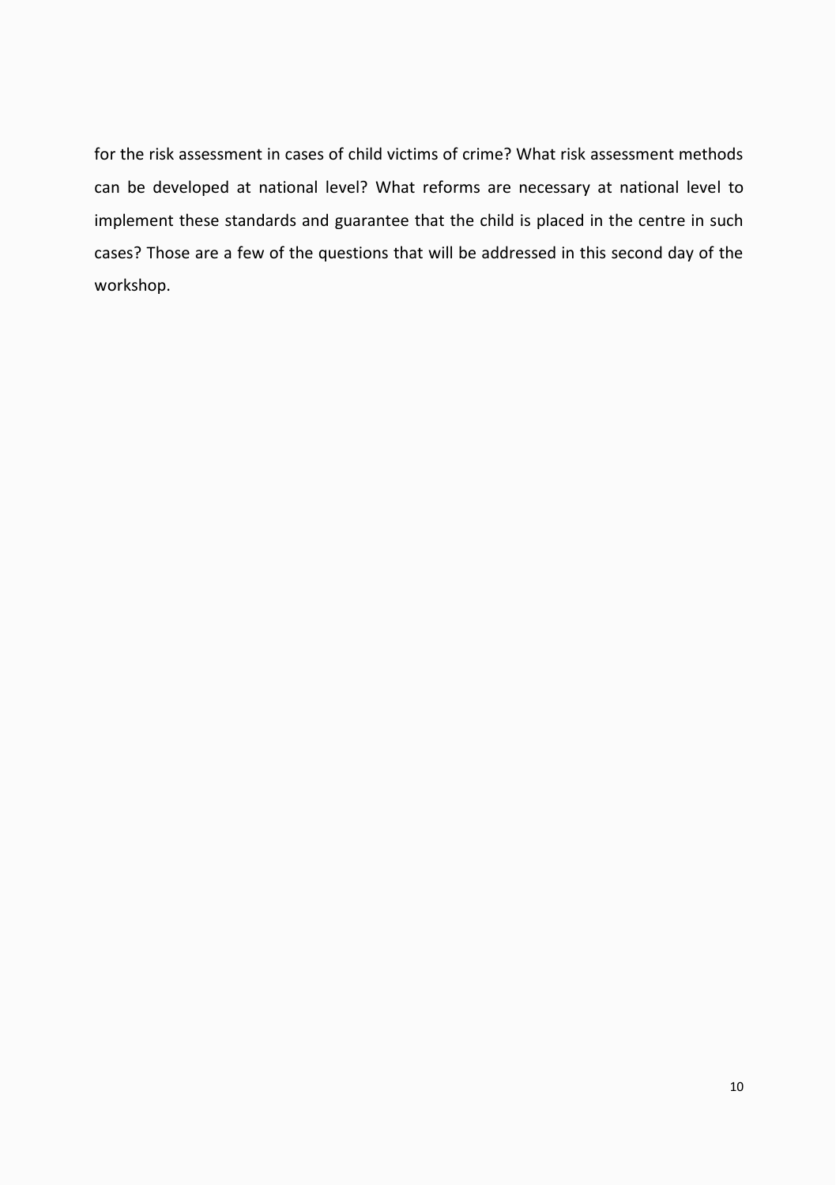for the risk assessment in cases of child victims of crime? What risk assessment methods can be developed at national level? What reforms are necessary at national level to implement these standards and guarantee that the child is placed in the centre in such cases? Those are a few of the questions that will be addressed in this second day of the workshop.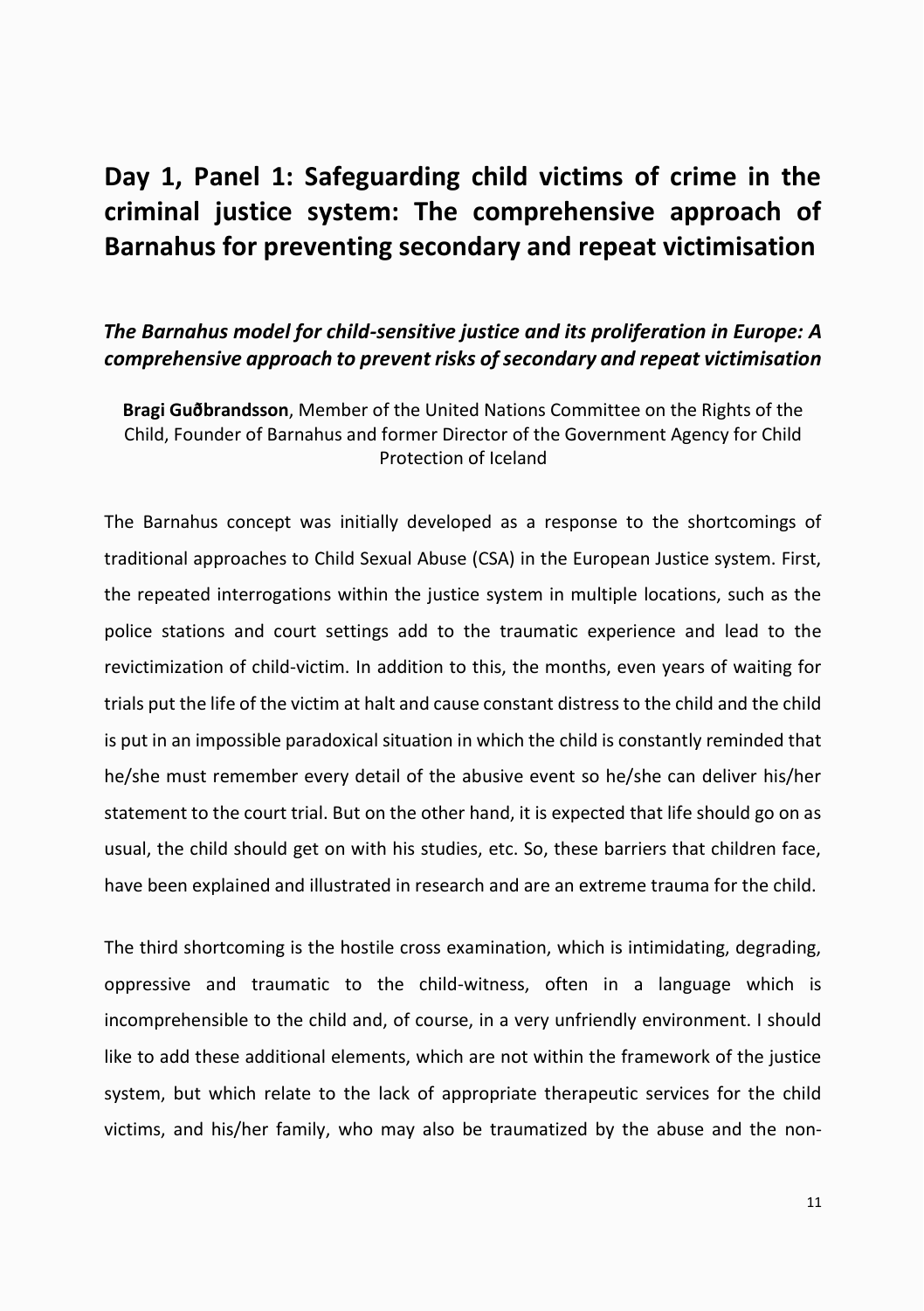# Day 1, Panel 1: Safeguarding child victims of crime in the criminal justice system: The comprehensive approach of Barnahus for preventing secondary and repeat victimisation

## *The Barnahus model for child-sensitive justice and its proliferation in Europe: A comprehensive approach to prevent risks of secondary and repeat victimisation*

**Bragi Guðbrandsson**, Member of the United Nations Committee on the Rights of the Child, Founder of Barnahus and former Director of the Government Agency for Child Protection of Iceland

The Barnahus concept was initially developed as a response to the shortcomings of traditional approaches to Child Sexual Abuse (CSA) in the European Justice system. First, the repeated interrogations within the justice system in multiple locations, such as the police stations and court settings add to the traumatic experience and lead to the revictimization of child-victim. In addition to this, the months, even years of waiting for trials put the life of the victim at halt and cause constant distress to the child and the child is put in an impossible paradoxical situation in which the child is constantly reminded that he/she must remember every detail of the abusive event so he/she can deliver his/her statement to the court trial. But on the other hand, it is expected that life should go on as usual, the child should get on with his studies, etc. So, these barriers that children face, have been explained and illustrated in research and are an extreme trauma for the child.

The third shortcoming is the hostile cross examination, which is intimidating, degrading, oppressive and traumatic to the child-witness, often in a language which is incomprehensible to the child and, of course, in a very unfriendly environment. I should like to add these additional elements, which are not within the framework of the justice system, but which relate to the lack of appropriate therapeutic services for the child victims, and his/her family, who may also be traumatized by the abuse and the non-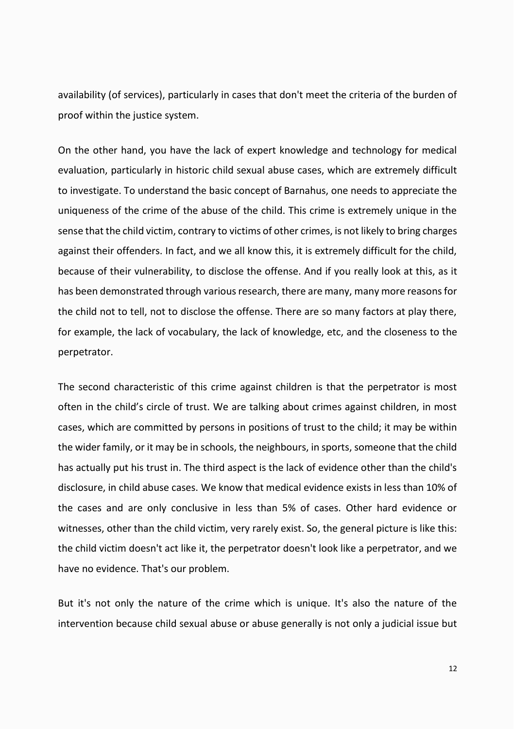availability (of services), particularly in cases that don't meet the criteria of the burden of proof within the justice system.

On the other hand, you have the lack of expert knowledge and technology for medical evaluation, particularly in historic child sexual abuse cases, which are extremely difficult to investigate. To understand the basic concept of Barnahus, one needs to appreciate the uniqueness of the crime of the abuse of the child. This crime is extremely unique in the sense that the child victim, contrary to victims of other crimes, is not likely to bring charges against their offenders. In fact, and we all know this, it is extremely difficult for the child, because of their vulnerability, to disclose the offense. And if you really look at this, as it has been demonstrated through various research, there are many, many more reasons for the child not to tell, not to disclose the offense. There are so many factors at play there, for example, the lack of vocabulary, the lack of knowledge, etc, and the closeness to the perpetrator.

The second characteristic of this crime against children is that the perpetrator is most often in the child's circle of trust. We are talking about crimes against children, in most cases, which are committed by persons in positions of trust to the child; it may be within the wider family, or it may be in schools, the neighbours, in sports, someone that the child has actually put his trust in. The third aspect is the lack of evidence other than the child's disclosure, in child abuse cases. We know that medical evidence exists in less than 10% of the cases and are only conclusive in less than 5% of cases. Other hard evidence or witnesses, other than the child victim, very rarely exist. So, the general picture is like this: the child victim doesn't act like it, the perpetrator doesn't look like a perpetrator, and we have no evidence. That's our problem.

But it's not only the nature of the crime which is unique. It's also the nature of the intervention because child sexual abuse or abuse generally is not only a judicial issue but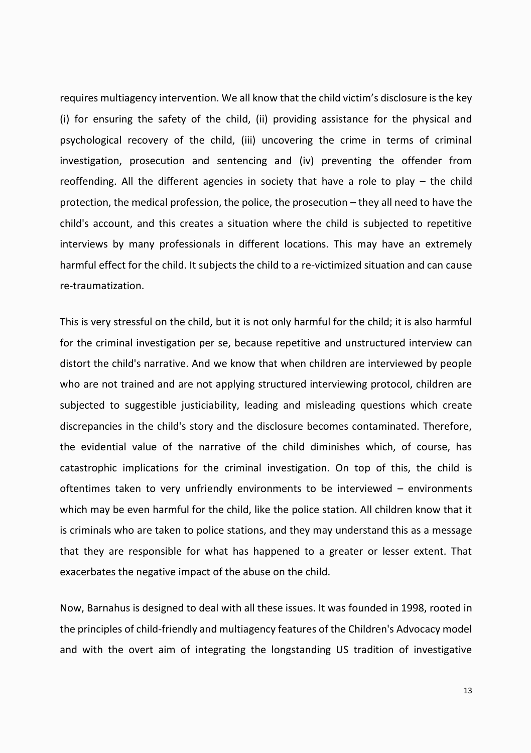requires multiagency intervention. We all know that the child victim's disclosure is the key (i) for ensuring the safety of the child, (ii) providing assistance for the physical and psychological recovery of the child, (iii) uncovering the crime in terms of criminal investigation, prosecution and sentencing and (iv) preventing the offender from reoffending. All the different agencies in society that have a role to play – the child protection, the medical profession, the police, the prosecution – they all need to have the child's account, and this creates a situation where the child is subjected to repetitive interviews by many professionals in different locations. This may have an extremely harmful effect for the child. It subjects the child to a re-victimized situation and can cause re-traumatization.

This is very stressful on the child, but it is not only harmful for the child; it is also harmful for the criminal investigation per se, because repetitive and unstructured interview can distort the child's narrative. And we know that when children are interviewed by people who are not trained and are not applying structured interviewing protocol, children are subjected to suggestible justiciability, leading and misleading questions which create discrepancies in the child's story and the disclosure becomes contaminated. Therefore, the evidential value of the narrative of the child diminishes which, of course, has catastrophic implications for the criminal investigation. On top of this, the child is oftentimes taken to very unfriendly environments to be interviewed – environments which may be even harmful for the child, like the police station. All children know that it is criminals who are taken to police stations, and they may understand this as a message that they are responsible for what has happened to a greater or lesser extent. That exacerbates the negative impact of the abuse on the child.

Now, Barnahus is designed to deal with all these issues. It was founded in 1998, rooted in the principles of child-friendly and multiagency features of the Children's Advocacy model and with the overt aim of integrating the longstanding US tradition of investigative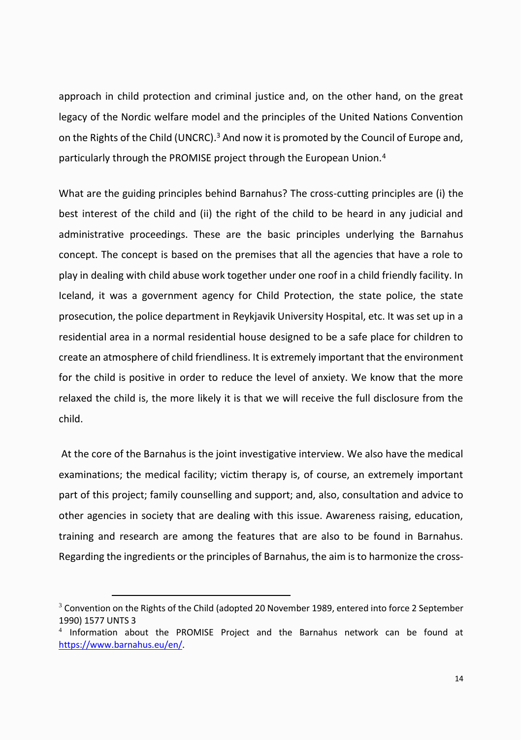approach in child protection and criminal justice and, on the other hand, on the great legacy of the Nordic welfare model and the principles of the United Nations Convention on the Rights of the Child (UNCRC).[3] And now it is promoted by the Council of Europe and, particularly through the PROMISE project through the European Union.[4]

What are the guiding principles behind Barnahus? The cross-cutting principles are (i) the best interest of the child and (ii) the right of the child to be heard in any judicial and administrative proceedings. These are the basic principles underlying the Barnahus concept. The concept is based on the premises that all the agencies that have a role to play in dealing with child abuse work together under one roof in a child friendly facility. In Iceland, it was a government agency for Child Protection, the state police, the state prosecution, the police department in Reykjavik University Hospital, etc. It was set up in a residential area in a normal residential house designed to be a safe place for children to create an atmosphere of child friendliness. It is extremely important that the environment for the child is positive in order to reduce the level of anxiety. We know that the more relaxed the child is, the more likely it is that we will receive the full disclosure from the child.

At the core of the Barnahus is the joint investigative interview. We also have the medical examinations; the medical facility; victim therapy is, of course, an extremely important part of this project; family counselling and support; and, also, consultation and advice to other agencies in society that are dealing with this issue. Awareness raising, education, training and research are among the features that are also to be found in Barnahus. Regarding the ingredients or the principles of Barnahus, the aim is to harmonize the cross-

---

[3] Convention on the Rights of the Child (adopted 20 November 1989, entered into force 2 September 1990) 1577 UNTS 3

[4] Information about the PROMISE Project and the Barnahus network can be found at [https://www.barnahus.eu/en/](https://www.barnahus.eu/en/).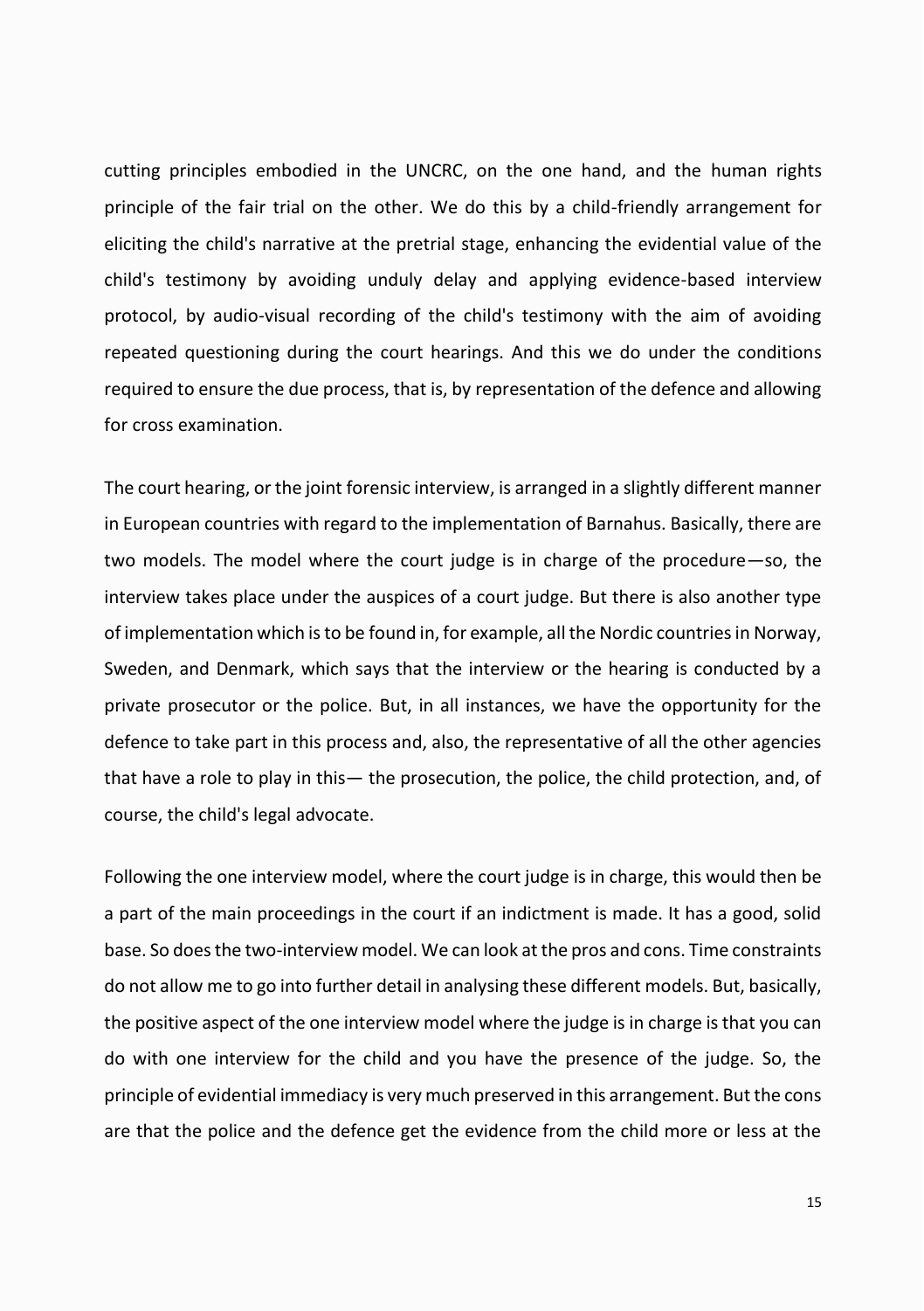cutting principles embodied in the UNCRC, on the one hand, and the human rights principle of the fair trial on the other. We do this by a child-friendly arrangement for eliciting the child's narrative at the pretrial stage, enhancing the evidential value of the child's testimony by avoiding unduly delay and applying evidence-based interview protocol, by audio-visual recording of the child's testimony with the aim of avoiding repeated questioning during the court hearings. And this we do under the conditions required to ensure the due process, that is, by representation of the defence and allowing for cross examination.

The court hearing, or the joint forensic interview, is arranged in a slightly different manner in European countries with regard to the implementation of Barnahus. Basically, there are two models. The model where the court judge is in charge of the procedure—so, the interview takes place under the auspices of a court judge. But there is also another type of implementation which is to be found in, for example, all the Nordic countries in Norway, Sweden, and Denmark, which says that the interview or the hearing is conducted by a private prosecutor or the police. But, in all instances, we have the opportunity for the defence to take part in this process and, also, the representative of all the other agencies that have a role to play in this— the prosecution, the police, the child protection, and, of course, the child's legal advocate.

Following the one interview model, where the court judge is in charge, this would then be a part of the main proceedings in the court if an indictment is made. It has a good, solid base. So does the two-interview model. We can look at the pros and cons. Time constraints do not allow me to go into further detail in analysing these different models. But, basically, the positive aspect of the one interview model where the judge is in charge is that you can do with one interview for the child and you have the presence of the judge. So, the principle of evidential immediacy is very much preserved in this arrangement. But the cons are that the police and the defence get the evidence from the child more or less at the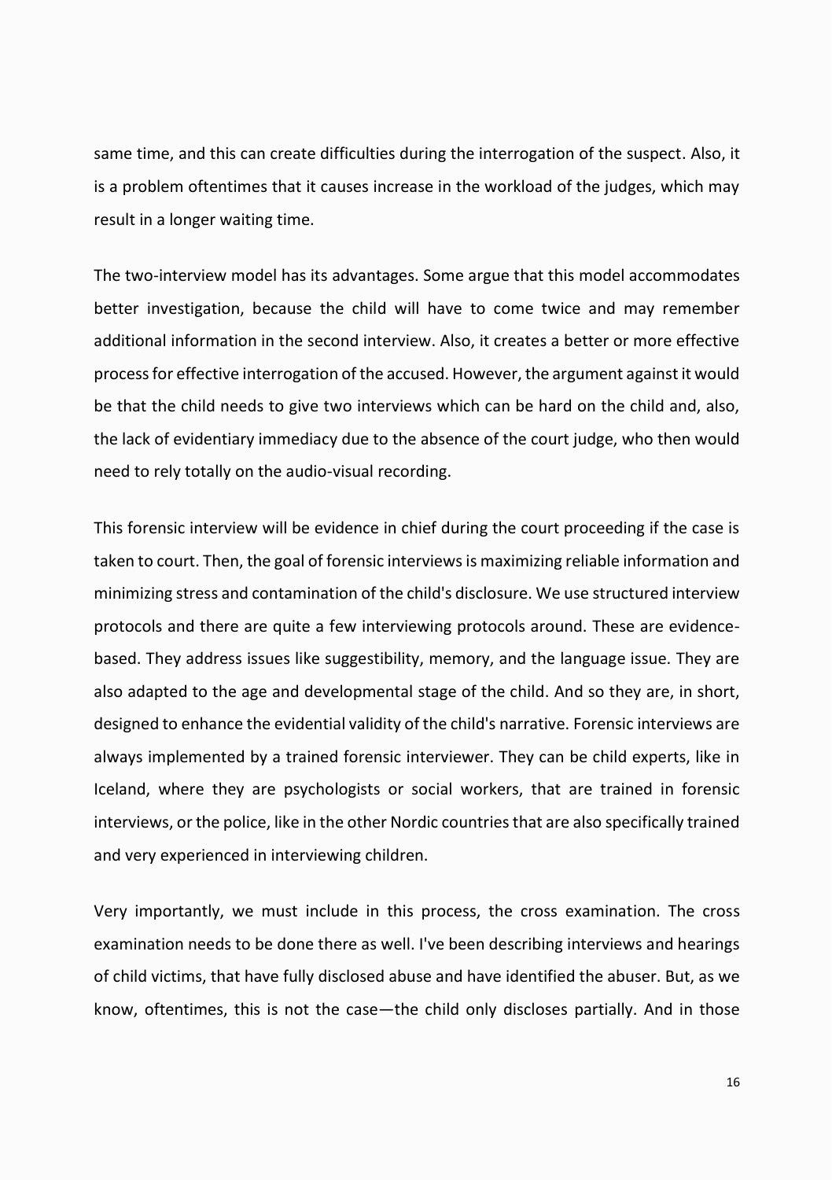same time, and this can create difficulties during the interrogation of the suspect. Also, it is a problem oftentimes that it causes increase in the workload of the judges, which may result in a longer waiting time.

The two-interview model has its advantages. Some argue that this model accommodates better investigation, because the child will have to come twice and may remember additional information in the second interview. Also, it creates a better or more effective process for effective interrogation of the accused. However, the argument against it would be that the child needs to give two interviews which can be hard on the child and, also, the lack of evidentiary immediacy due to the absence of the court judge, who then would need to rely totally on the audio-visual recording.

This forensic interview will be evidence in chief during the court proceeding if the case is taken to court. Then, the goal of forensic interviews is maximizing reliable information and minimizing stress and contamination of the child's disclosure. We use structured interview protocols and there are quite a few interviewing protocols around. These are evidence-based. They address issues like suggestibility, memory, and the language issue. They are also adapted to the age and developmental stage of the child. And so they are, in short, designed to enhance the evidential validity of the child's narrative. Forensic interviews are always implemented by a trained forensic interviewer. They can be child experts, like in Iceland, where they are psychologists or social workers, that are trained in forensic interviews, or the police, like in the other Nordic countries that are also specifically trained and very experienced in interviewing children.

Very importantly, we must include in this process, the cross examination. The cross examination needs to be done there as well. I've been describing interviews and hearings of child victims, that have fully disclosed abuse and have identified the abuser. But, as we know, oftentimes, this is not the case—the child only discloses partially. And in those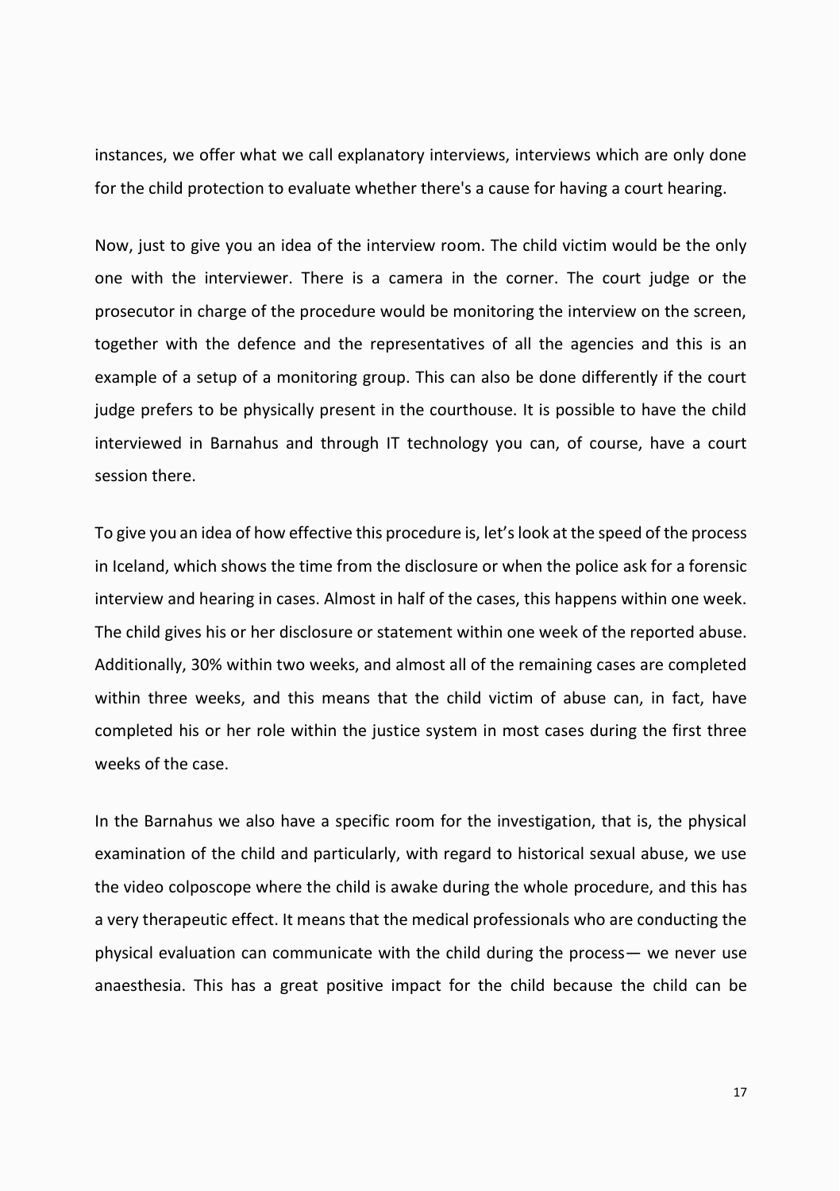instances, we offer what we call explanatory interviews, interviews which are only done for the child protection to evaluate whether there's a cause for having a court hearing.

Now, just to give you an idea of the interview room. The child victim would be the only one with the interviewer. There is a camera in the corner. The court judge or the prosecutor in charge of the procedure would be monitoring the interview on the screen, together with the defence and the representatives of all the agencies and this is an example of a setup of a monitoring group. This can also be done differently if the court judge prefers to be physically present in the courthouse. It is possible to have the child interviewed in Barnahus and through IT technology you can, of course, have a court session there.

To give you an idea of how effective this procedure is, let's look at the speed of the process in Iceland, which shows the time from the disclosure or when the police ask for a forensic interview and hearing in cases. Almost in half of the cases, this happens within one week. The child gives his or her disclosure or statement within one week of the reported abuse. Additionally, 30% within two weeks, and almost all of the remaining cases are completed within three weeks, and this means that the child victim of abuse can, in fact, have completed his or her role within the justice system in most cases during the first three weeks of the case.

In the Barnahus we also have a specific room for the investigation, that is, the physical examination of the child and particularly, with regard to historical sexual abuse, we use the video colposcope where the child is awake during the whole procedure, and this has a very therapeutic effect. It means that the medical professionals who are conducting the physical evaluation can communicate with the child during the process— we never use anaesthesia. This has a great positive impact for the child because the child can be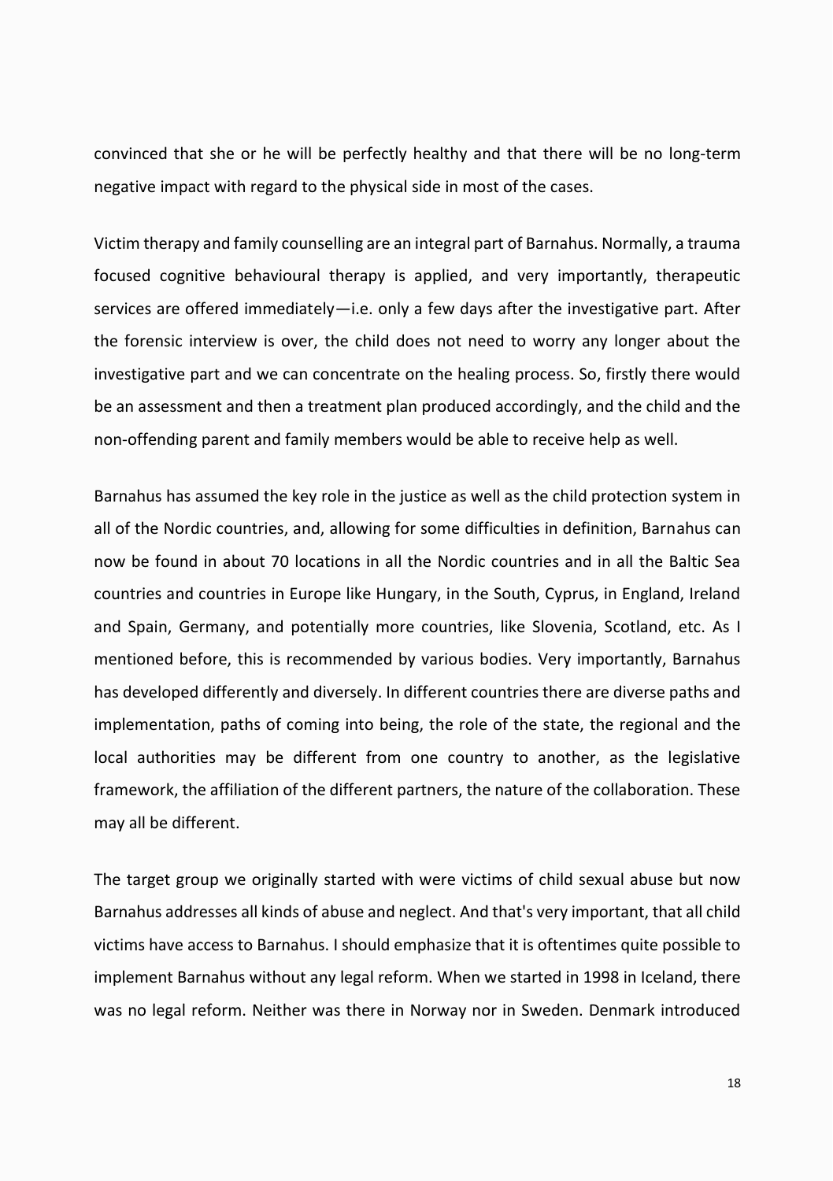convinced that she or he will be perfectly healthy and that there will be no long-term negative impact with regard to the physical side in most of the cases.

Victim therapy and family counselling are an integral part of Barnahus. Normally, a trauma focused cognitive behavioural therapy is applied, and very importantly, therapeutic services are offered immediately—i.e. only a few days after the investigative part. After the forensic interview is over, the child does not need to worry any longer about the investigative part and we can concentrate on the healing process. So, firstly there would be an assessment and then a treatment plan produced accordingly, and the child and the non-offending parent and family members would be able to receive help as well.

Barnahus has assumed the key role in the justice as well as the child protection system in all of the Nordic countries, and, allowing for some difficulties in definition, Barnahus can now be found in about 70 locations in all the Nordic countries and in all the Baltic Sea countries and countries in Europe like Hungary, in the South, Cyprus, in England, Ireland and Spain, Germany, and potentially more countries, like Slovenia, Scotland, etc. As I mentioned before, this is recommended by various bodies. Very importantly, Barnahus has developed differently and diversely. In different countries there are diverse paths and implementation, paths of coming into being, the role of the state, the regional and the local authorities may be different from one country to another, as the legislative framework, the affiliation of the different partners, the nature of the collaboration. These may all be different.

The target group we originally started with were victims of child sexual abuse but now Barnahus addresses all kinds of abuse and neglect. And that's very important, that all child victims have access to Barnahus. I should emphasize that it is oftentimes quite possible to implement Barnahus without any legal reform. When we started in 1998 in Iceland, there was no legal reform. Neither was there in Norway nor in Sweden. Denmark introduced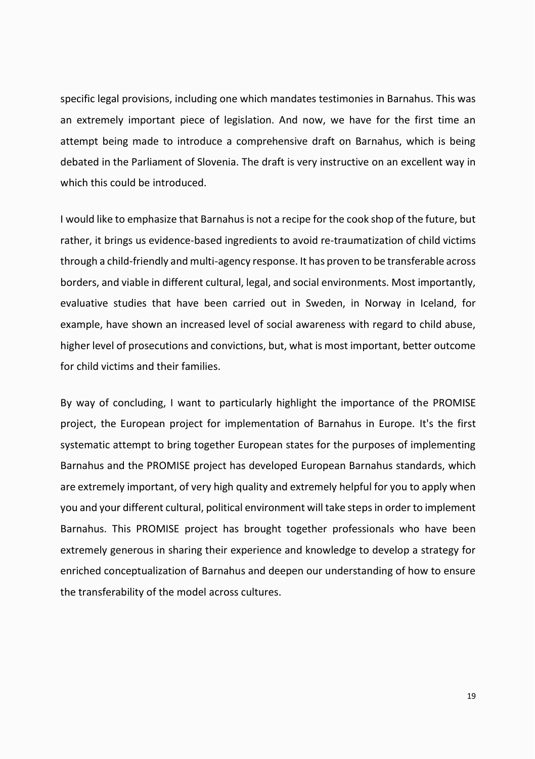specific legal provisions, including one which mandates testimonies in Barnahus. This was an extremely important piece of legislation. And now, we have for the first time an attempt being made to introduce a comprehensive draft on Barnahus, which is being debated in the Parliament of Slovenia. The draft is very instructive on an excellent way in which this could be introduced.

I would like to emphasize that Barnahus is not a recipe for the cook shop of the future, but rather, it brings us evidence-based ingredients to avoid re-traumatization of child victims through a child-friendly and multi-agency response. It has proven to be transferable across borders, and viable in different cultural, legal, and social environments. Most importantly, evaluative studies that have been carried out in Sweden, in Norway in Iceland, for example, have shown an increased level of social awareness with regard to child abuse, higher level of prosecutions and convictions, but, what is most important, better outcome for child victims and their families.

By way of concluding, I want to particularly highlight the importance of the PROMISE project, the European project for implementation of Barnahus in Europe. It's the first systematic attempt to bring together European states for the purposes of implementing Barnahus and the PROMISE project has developed European Barnahus standards, which are extremely important, of very high quality and extremely helpful for you to apply when you and your different cultural, political environment will take steps in order to implement Barnahus. This PROMISE project has brought together professionals who have been extremely generous in sharing their experience and knowledge to develop a strategy for enriched conceptualization of Barnahus and deepen our understanding of how to ensure the transferability of the model across cultures.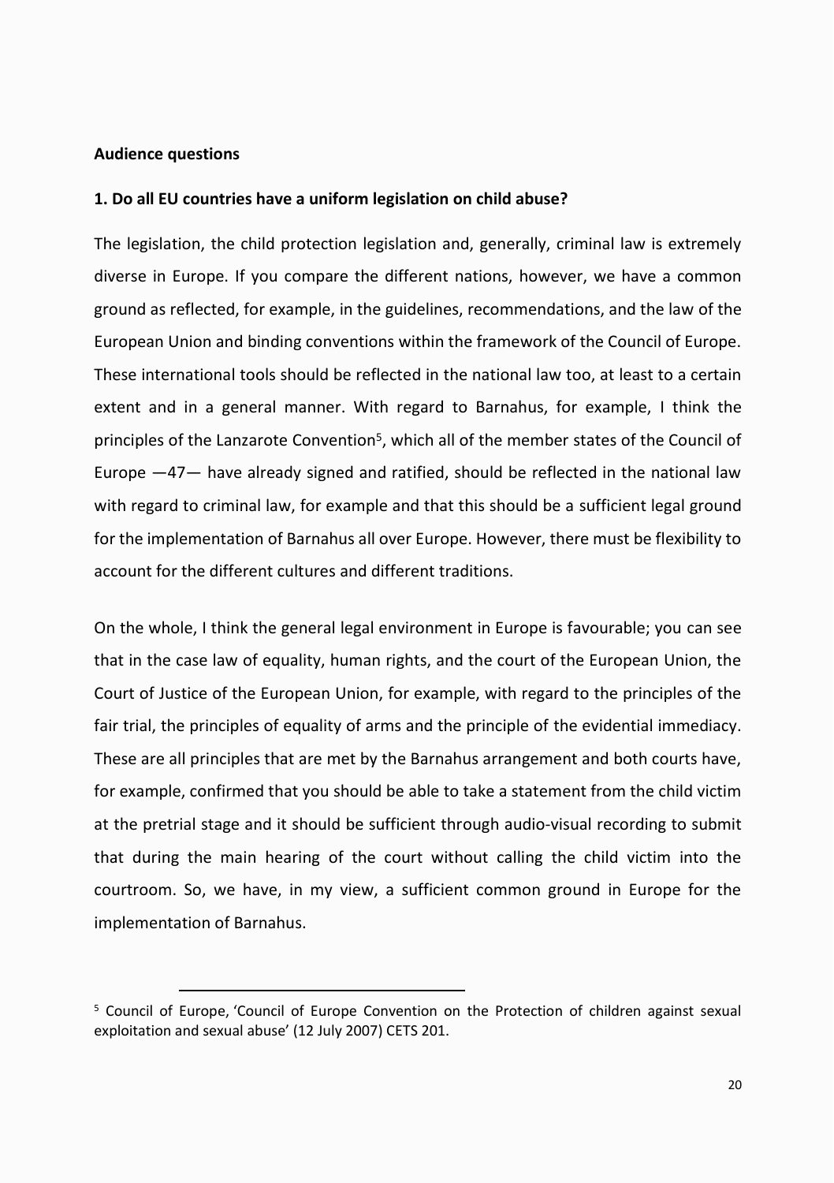**Audience questions**

**1. Do all EU countries have a uniform legislation on child abuse?**

The legislation, the child protection legislation and, generally, criminal law is extremely diverse in Europe. If you compare the different nations, however, we have a common ground as reflected, for example, in the guidelines, recommendations, and the law of the European Union and binding conventions within the framework of the Council of Europe. These international tools should be reflected in the national law too, at least to a certain extent and in a general manner. With regard to Barnahus, for example, I think the principles of the Lanzarote Convention[5], which all of the member states of the Council of Europe —47— have already signed and ratified, should be reflected in the national law with regard to criminal law, for example and that this should be a sufficient legal ground for the implementation of Barnahus all over Europe. However, there must be flexibility to account for the different cultures and different traditions.

On the whole, I think the general legal environment in Europe is favourable; you can see that in the case law of equality, human rights, and the court of the European Union, the Court of Justice of the European Union, for example, with regard to the principles of the fair trial, the principles of equality of arms and the principle of the evidential immediacy. These are all principles that are met by the Barnahus arrangement and both courts have, for example, confirmed that you should be able to take a statement from the child victim at the pretrial stage and it should be sufficient through audio-visual recording to submit that during the main hearing of the court without calling the child victim into the courtroom. So, we have, in my view, a sufficient common ground in Europe for the implementation of Barnahus.

---

[5] Council of Europe, 'Council of Europe Convention on the Protection of children against sexual exploitation and sexual abuse' (12 July 2007) CETS 201.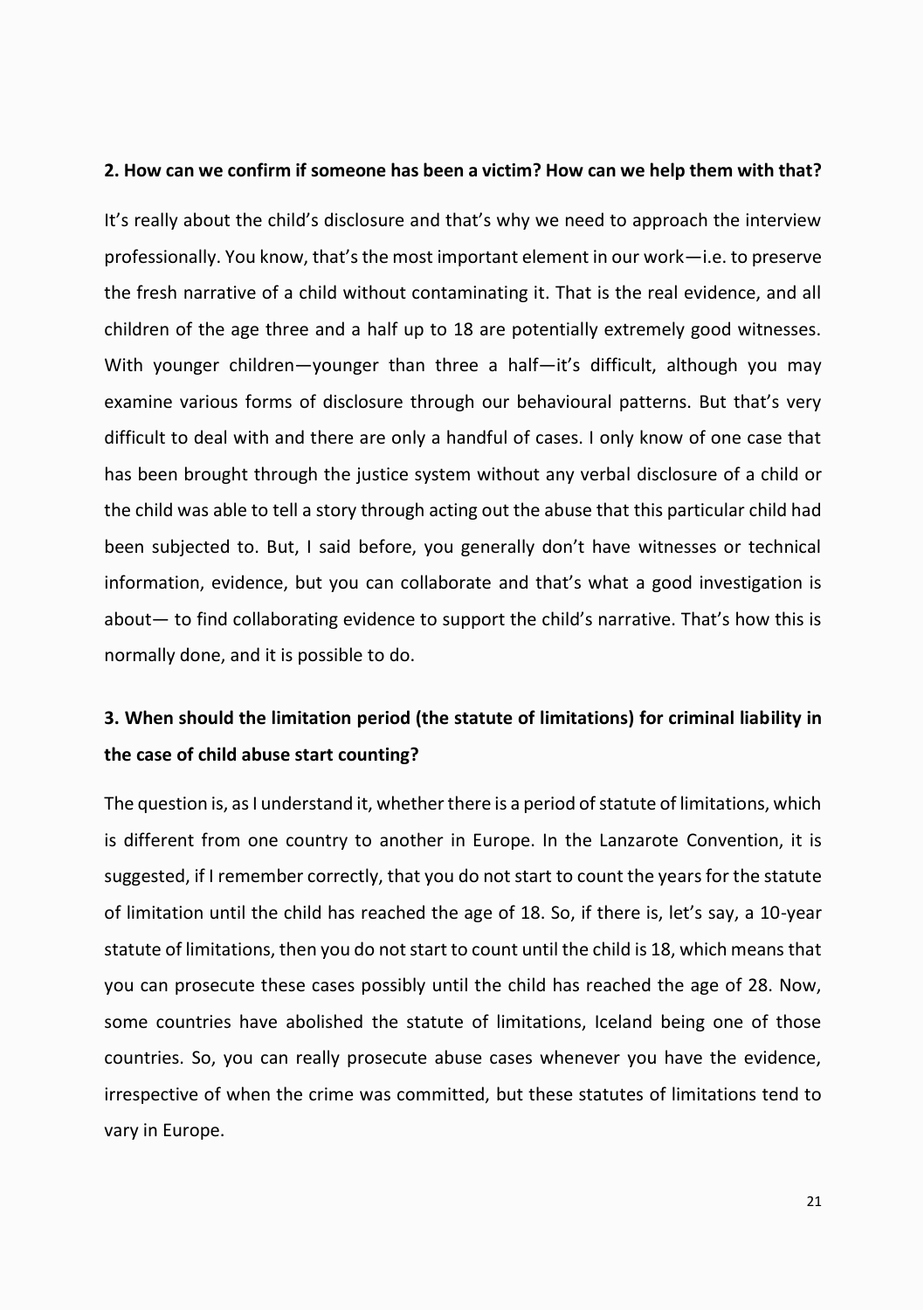**2. How can we confirm if someone has been a victim? How can we help them with that?**

It's really about the child's disclosure and that's why we need to approach the interview professionally. You know, that's the most important element in our work—i.e. to preserve the fresh narrative of a child without contaminating it. That is the real evidence, and all children of the age three and a half up to 18 are potentially extremely good witnesses. With younger children—younger than three a half—it's difficult, although you may examine various forms of disclosure through our behavioural patterns. But that's very difficult to deal with and there are only a handful of cases. I only know of one case that has been brought through the justice system without any verbal disclosure of a child or the child was able to tell a story through acting out the abuse that this particular child had been subjected to. But, I said before, you generally don't have witnesses or technical information, evidence, but you can collaborate and that's what a good investigation is about— to find collaborating evidence to support the child's narrative. That's how this is normally done, and it is possible to do.

**3. When should the limitation period (the statute of limitations) for criminal liability in the case of child abuse start counting?**

The question is, as I understand it, whether there is a period of statute of limitations, which is different from one country to another in Europe. In the Lanzarote Convention, it is suggested, if I remember correctly, that you do not start to count the years for the statute of limitation until the child has reached the age of 18. So, if there is, let's say, a 10-year statute of limitations, then you do not start to count until the child is 18, which means that you can prosecute these cases possibly until the child has reached the age of 28. Now, some countries have abolished the statute of limitations, Iceland being one of those countries. So, you can really prosecute abuse cases whenever you have the evidence, irrespective of when the crime was committed, but these statutes of limitations tend to vary in Europe.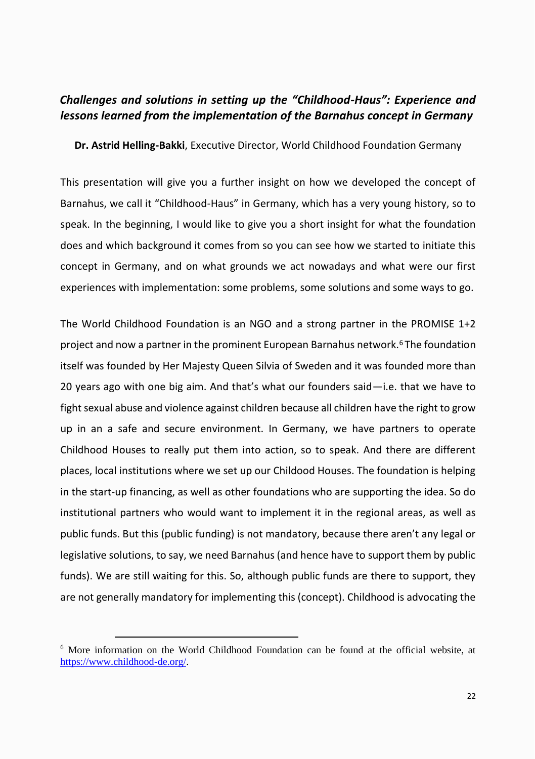## *Challenges and solutions in setting up the "Childhood-Haus": Experience and lessons learned from the implementation of the Barnahus concept in Germany*

**Dr. Astrid Helling-Bakki**, Executive Director, World Childhood Foundation Germany

This presentation will give you a further insight on how we developed the concept of Barnahus, we call it "Childhood-Haus" in Germany, which has a very young history, so to speak. In the beginning, I would like to give you a short insight for what the foundation does and which background it comes from so you can see how we started to initiate this concept in Germany, and on what grounds we act nowadays and what were our first experiences with implementation: some problems, some solutions and some ways to go.

The World Childhood Foundation is an NGO and a strong partner in the PROMISE 1+2 project and now a partner in the prominent European Barnahus network.[6] The foundation itself was founded by Her Majesty Queen Silvia of Sweden and it was founded more than 20 years ago with one big aim. And that's what our founders said—i.e. that we have to fight sexual abuse and violence against children because all children have the right to grow up in an a safe and secure environment. In Germany, we have partners to operate Childhood Houses to really put them into action, so to speak. And there are different places, local institutions where we set up our Childood Houses. The foundation is helping in the start-up financing, as well as other foundations who are supporting the idea. So do institutional partners who would want to implement it in the regional areas, as well as public funds. But this (public funding) is not mandatory, because there aren't any legal or legislative solutions, to say, we need Barnahus (and hence have to support them by public funds). We are still waiting for this. So, although public funds are there to support, they are not generally mandatory for implementing this (concept). Childhood is advocating the

[6] More information on the World Childhood Foundation can be found at the official website, at https://www.childhood-de.org/.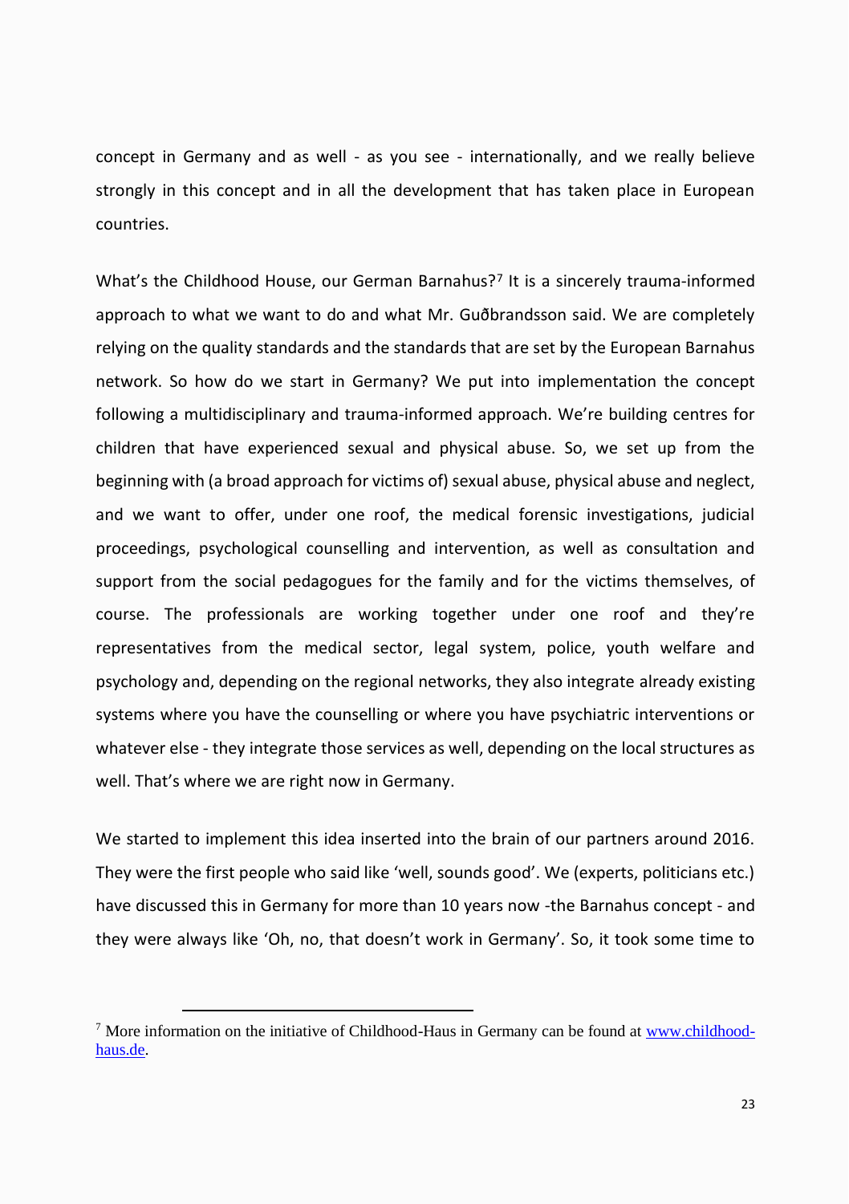concept in Germany and as well - as you see - internationally, and we really believe strongly in this concept and in all the development that has taken place in European countries.

What's the Childhood House, our German Barnahus?[7] It is a sincerely trauma-informed approach to what we want to do and what Mr. Guðbrandsson said. We are completely relying on the quality standards and the standards that are set by the European Barnahus network. So how do we start in Germany? We put into implementation the concept following a multidisciplinary and trauma-informed approach. We're building centres for children that have experienced sexual and physical abuse. So, we set up from the beginning with (a broad approach for victims of) sexual abuse, physical abuse and neglect, and we want to offer, under one roof, the medical forensic investigations, judicial proceedings, psychological counselling and intervention, as well as consultation and support from the social pedagogues for the family and for the victims themselves, of course. The professionals are working together under one roof and they're representatives from the medical sector, legal system, police, youth welfare and psychology and, depending on the regional networks, they also integrate already existing systems where you have the counselling or where you have psychiatric interventions or whatever else - they integrate those services as well, depending on the local structures as well. That's where we are right now in Germany.

We started to implement this idea inserted into the brain of our partners around 2016. They were the first people who said like 'well, sounds good'. We (experts, politicians etc.) have discussed this in Germany for more than 10 years now -the Barnahus concept - and they were always like 'Oh, no, that doesn't work in Germany'. So, it took some time to

[7] More information on the initiative of Childhood-Haus in Germany can be found at www.childhood-haus.de.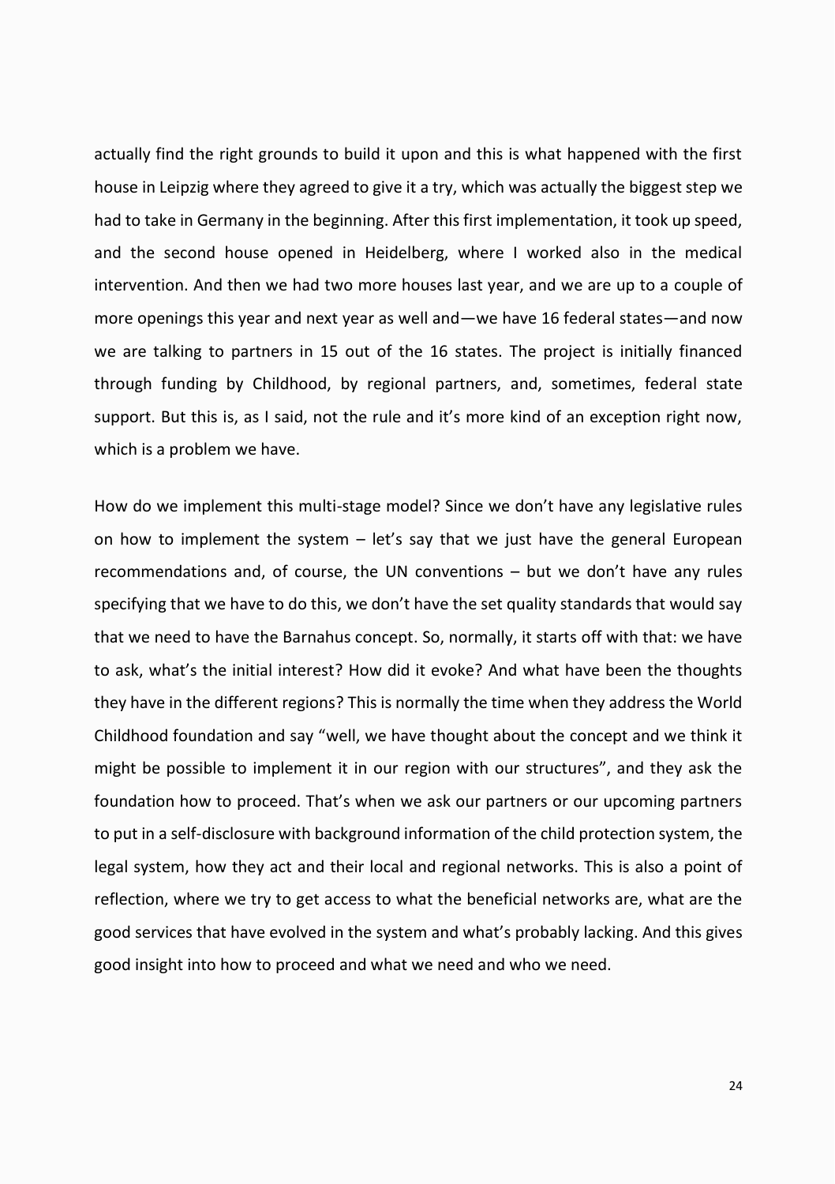actually find the right grounds to build it upon and this is what happened with the first house in Leipzig where they agreed to give it a try, which was actually the biggest step we had to take in Germany in the beginning. After this first implementation, it took up speed, and the second house opened in Heidelberg, where I worked also in the medical intervention. And then we had two more houses last year, and we are up to a couple of more openings this year and next year as well and—we have 16 federal states—and now we are talking to partners in 15 out of the 16 states. The project is initially financed through funding by Childhood, by regional partners, and, sometimes, federal state support. But this is, as I said, not the rule and it's more kind of an exception right now, which is a problem we have.

How do we implement this multi-stage model? Since we don't have any legislative rules on how to implement the system – let's say that we just have the general European recommendations and, of course, the UN conventions – but we don't have any rules specifying that we have to do this, we don't have the set quality standards that would say that we need to have the Barnahus concept. So, normally, it starts off with that: we have to ask, what's the initial interest? How did it evoke? And what have been the thoughts they have in the different regions? This is normally the time when they address the World Childhood foundation and say "well, we have thought about the concept and we think it might be possible to implement it in our region with our structures", and they ask the foundation how to proceed. That's when we ask our partners or our upcoming partners to put in a self-disclosure with background information of the child protection system, the legal system, how they act and their local and regional networks. This is also a point of reflection, where we try to get access to what the beneficial networks are, what are the good services that have evolved in the system and what's probably lacking. And this gives good insight into how to proceed and what we need and who we need.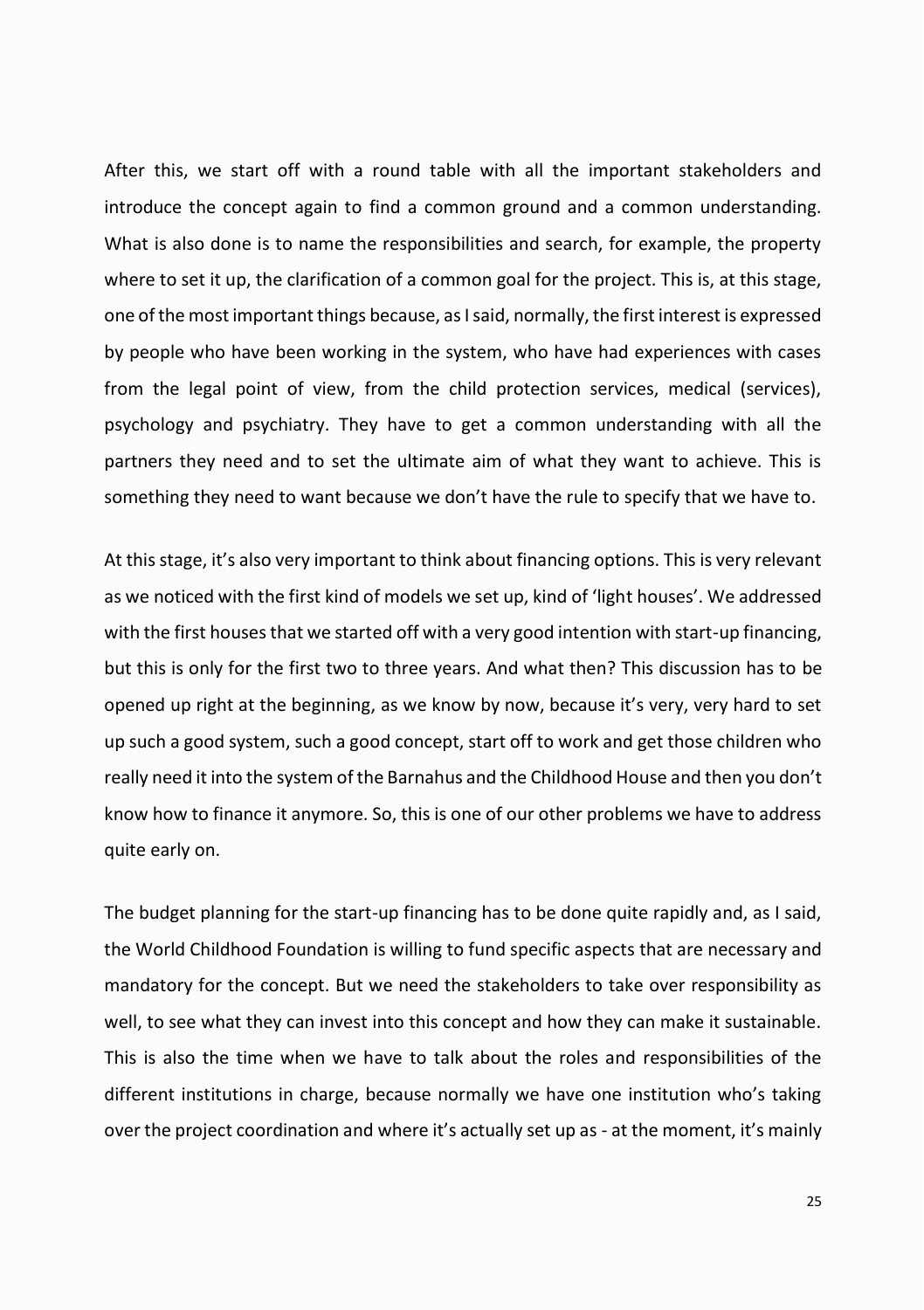After this, we start off with a round table with all the important stakeholders and introduce the concept again to find a common ground and a common understanding. What is also done is to name the responsibilities and search, for example, the property where to set it up, the clarification of a common goal for the project. This is, at this stage, one of the most important things because, as I said, normally, the first interest is expressed by people who have been working in the system, who have had experiences with cases from the legal point of view, from the child protection services, medical (services), psychology and psychiatry. They have to get a common understanding with all the partners they need and to set the ultimate aim of what they want to achieve. This is something they need to want because we don't have the rule to specify that we have to.

At this stage, it's also very important to think about financing options. This is very relevant as we noticed with the first kind of models we set up, kind of 'light houses'. We addressed with the first houses that we started off with a very good intention with start-up financing, but this is only for the first two to three years. And what then? This discussion has to be opened up right at the beginning, as we know by now, because it's very, very hard to set up such a good system, such a good concept, start off to work and get those children who really need it into the system of the Barnahus and the Childhood House and then you don't know how to finance it anymore. So, this is one of our other problems we have to address quite early on.

The budget planning for the start-up financing has to be done quite rapidly and, as I said, the World Childhood Foundation is willing to fund specific aspects that are necessary and mandatory for the concept. But we need the stakeholders to take over responsibility as well, to see what they can invest into this concept and how they can make it sustainable. This is also the time when we have to talk about the roles and responsibilities of the different institutions in charge, because normally we have one institution who's taking over the project coordination and where it's actually set up as - at the moment, it's mainly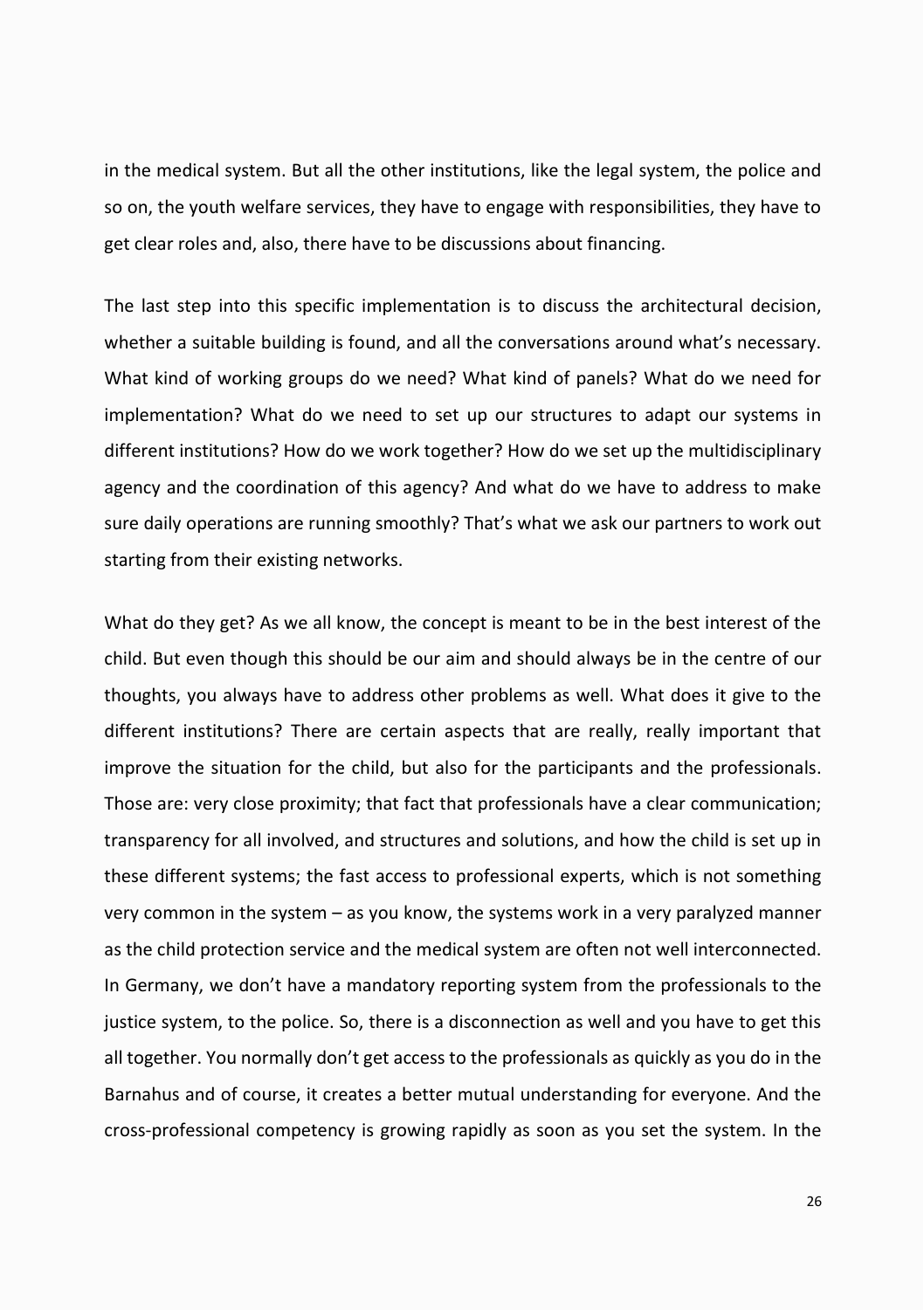in the medical system. But all the other institutions, like the legal system, the police and so on, the youth welfare services, they have to engage with responsibilities, they have to get clear roles and, also, there have to be discussions about financing.

The last step into this specific implementation is to discuss the architectural decision, whether a suitable building is found, and all the conversations around what's necessary. What kind of working groups do we need? What kind of panels? What do we need for implementation? What do we need to set up our structures to adapt our systems in different institutions? How do we work together? How do we set up the multidisciplinary agency and the coordination of this agency? And what do we have to address to make sure daily operations are running smoothly? That's what we ask our partners to work out starting from their existing networks.

What do they get? As we all know, the concept is meant to be in the best interest of the child. But even though this should be our aim and should always be in the centre of our thoughts, you always have to address other problems as well. What does it give to the different institutions? There are certain aspects that are really, really important that improve the situation for the child, but also for the participants and the professionals. Those are: very close proximity; that fact that professionals have a clear communication; transparency for all involved, and structures and solutions, and how the child is set up in these different systems; the fast access to professional experts, which is not something very common in the system – as you know, the systems work in a very paralyzed manner as the child protection service and the medical system are often not well interconnected. In Germany, we don't have a mandatory reporting system from the professionals to the justice system, to the police. So, there is a disconnection as well and you have to get this all together. You normally don't get access to the professionals as quickly as you do in the Barnahus and of course, it creates a better mutual understanding for everyone. And the cross-professional competency is growing rapidly as soon as you set the system. In the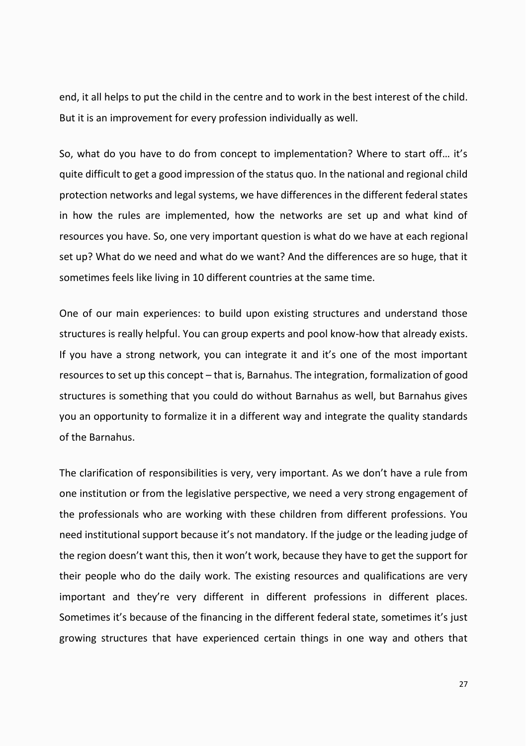end, it all helps to put the child in the centre and to work in the best interest of the child. But it is an improvement for every profession individually as well.

So, what do you have to do from concept to implementation? Where to start off… it's quite difficult to get a good impression of the status quo. In the national and regional child protection networks and legal systems, we have differences in the different federal states in how the rules are implemented, how the networks are set up and what kind of resources you have. So, one very important question is what do we have at each regional set up? What do we need and what do we want? And the differences are so huge, that it sometimes feels like living in 10 different countries at the same time.

One of our main experiences: to build upon existing structures and understand those structures is really helpful. You can group experts and pool know-how that already exists. If you have a strong network, you can integrate it and it's one of the most important resources to set up this concept – that is, Barnahus. The integration, formalization of good structures is something that you could do without Barnahus as well, but Barnahus gives you an opportunity to formalize it in a different way and integrate the quality standards of the Barnahus.

The clarification of responsibilities is very, very important. As we don't have a rule from one institution or from the legislative perspective, we need a very strong engagement of the professionals who are working with these children from different professions. You need institutional support because it's not mandatory. If the judge or the leading judge of the region doesn't want this, then it won't work, because they have to get the support for their people who do the daily work. The existing resources and qualifications are very important and they're very different in different professions in different places. Sometimes it's because of the financing in the different federal state, sometimes it's just growing structures that have experienced certain things in one way and others that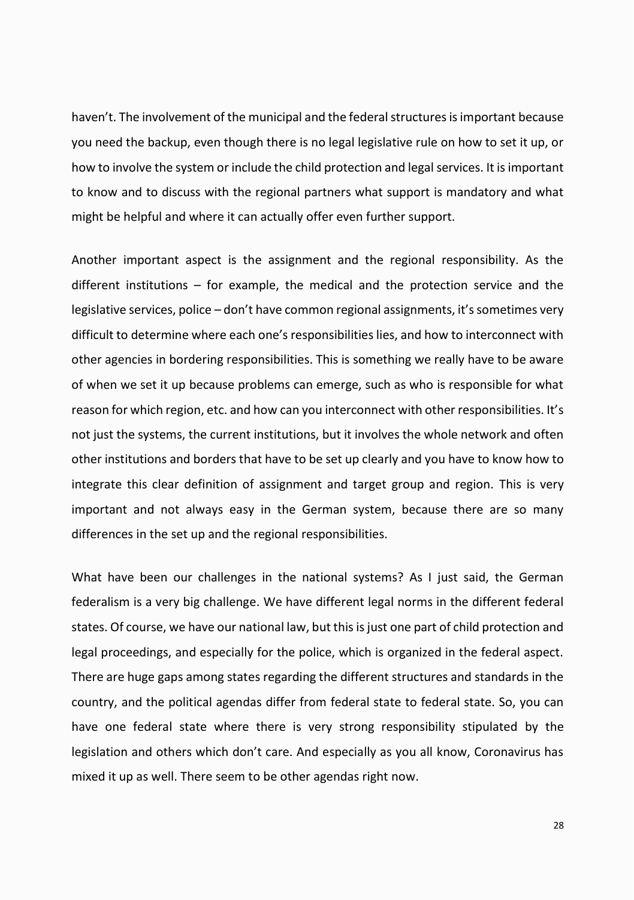haven't. The involvement of the municipal and the federal structures is important because you need the backup, even though there is no legal legislative rule on how to set it up, or how to involve the system or include the child protection and legal services. It is important to know and to discuss with the regional partners what support is mandatory and what might be helpful and where it can actually offer even further support.

Another important aspect is the assignment and the regional responsibility. As the different institutions – for example, the medical and the protection service and the legislative services, police – don't have common regional assignments, it's sometimes very difficult to determine where each one's responsibilities lies, and how to interconnect with other agencies in bordering responsibilities. This is something we really have to be aware of when we set it up because problems can emerge, such as who is responsible for what reason for which region, etc. and how can you interconnect with other responsibilities. It's not just the systems, the current institutions, but it involves the whole network and often other institutions and borders that have to be set up clearly and you have to know how to integrate this clear definition of assignment and target group and region. This is very important and not always easy in the German system, because there are so many differences in the set up and the regional responsibilities.

What have been our challenges in the national systems? As I just said, the German federalism is a very big challenge. We have different legal norms in the different federal states. Of course, we have our national law, but this is just one part of child protection and legal proceedings, and especially for the police, which is organized in the federal aspect. There are huge gaps among states regarding the different structures and standards in the country, and the political agendas differ from federal state to federal state. So, you can have one federal state where there is very strong responsibility stipulated by the legislation and others which don't care. And especially as you all know, Coronavirus has mixed it up as well. There seem to be other agendas right now.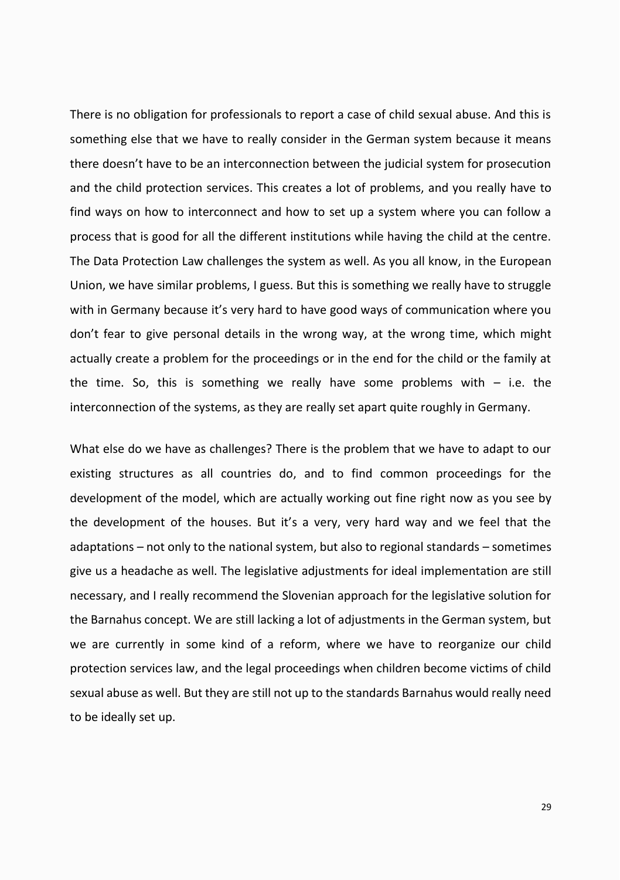There is no obligation for professionals to report a case of child sexual abuse. And this is something else that we have to really consider in the German system because it means there doesn't have to be an interconnection between the judicial system for prosecution and the child protection services. This creates a lot of problems, and you really have to find ways on how to interconnect and how to set up a system where you can follow a process that is good for all the different institutions while having the child at the centre. The Data Protection Law challenges the system as well. As you all know, in the European Union, we have similar problems, I guess. But this is something we really have to struggle with in Germany because it's very hard to have good ways of communication where you don't fear to give personal details in the wrong way, at the wrong time, which might actually create a problem for the proceedings or in the end for the child or the family at the time. So, this is something we really have some problems with – i.e. the interconnection of the systems, as they are really set apart quite roughly in Germany.

What else do we have as challenges? There is the problem that we have to adapt to our existing structures as all countries do, and to find common proceedings for the development of the model, which are actually working out fine right now as you see by the development of the houses. But it's a very, very hard way and we feel that the adaptations – not only to the national system, but also to regional standards – sometimes give us a headache as well. The legislative adjustments for ideal implementation are still necessary, and I really recommend the Slovenian approach for the legislative solution for the Barnahus concept. We are still lacking a lot of adjustments in the German system, but we are currently in some kind of a reform, where we have to reorganize our child protection services law, and the legal proceedings when children become victims of child sexual abuse as well. But they are still not up to the standards Barnahus would really need to be ideally set up.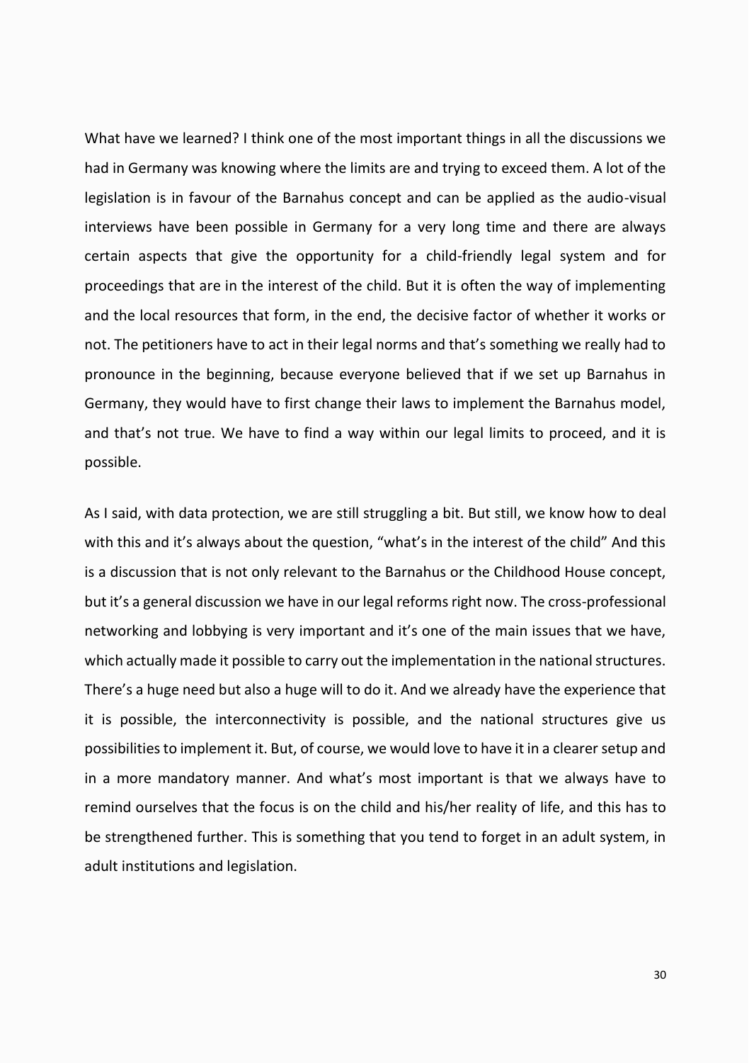What have we learned? I think one of the most important things in all the discussions we had in Germany was knowing where the limits are and trying to exceed them. A lot of the legislation is in favour of the Barnahus concept and can be applied as the audio-visual interviews have been possible in Germany for a very long time and there are always certain aspects that give the opportunity for a child-friendly legal system and for proceedings that are in the interest of the child. But it is often the way of implementing and the local resources that form, in the end, the decisive factor of whether it works or not. The petitioners have to act in their legal norms and that's something we really had to pronounce in the beginning, because everyone believed that if we set up Barnahus in Germany, they would have to first change their laws to implement the Barnahus model, and that's not true. We have to find a way within our legal limits to proceed, and it is possible.

As I said, with data protection, we are still struggling a bit. But still, we know how to deal with this and it's always about the question, "what's in the interest of the child" And this is a discussion that is not only relevant to the Barnahus or the Childhood House concept, but it's a general discussion we have in our legal reforms right now. The cross-professional networking and lobbying is very important and it's one of the main issues that we have, which actually made it possible to carry out the implementation in the national structures. There's a huge need but also a huge will to do it. And we already have the experience that it is possible, the interconnectivity is possible, and the national structures give us possibilities to implement it. But, of course, we would love to have it in a clearer setup and in a more mandatory manner. And what's most important is that we always have to remind ourselves that the focus is on the child and his/her reality of life, and this has to be strengthened further. This is something that you tend to forget in an adult system, in adult institutions and legislation.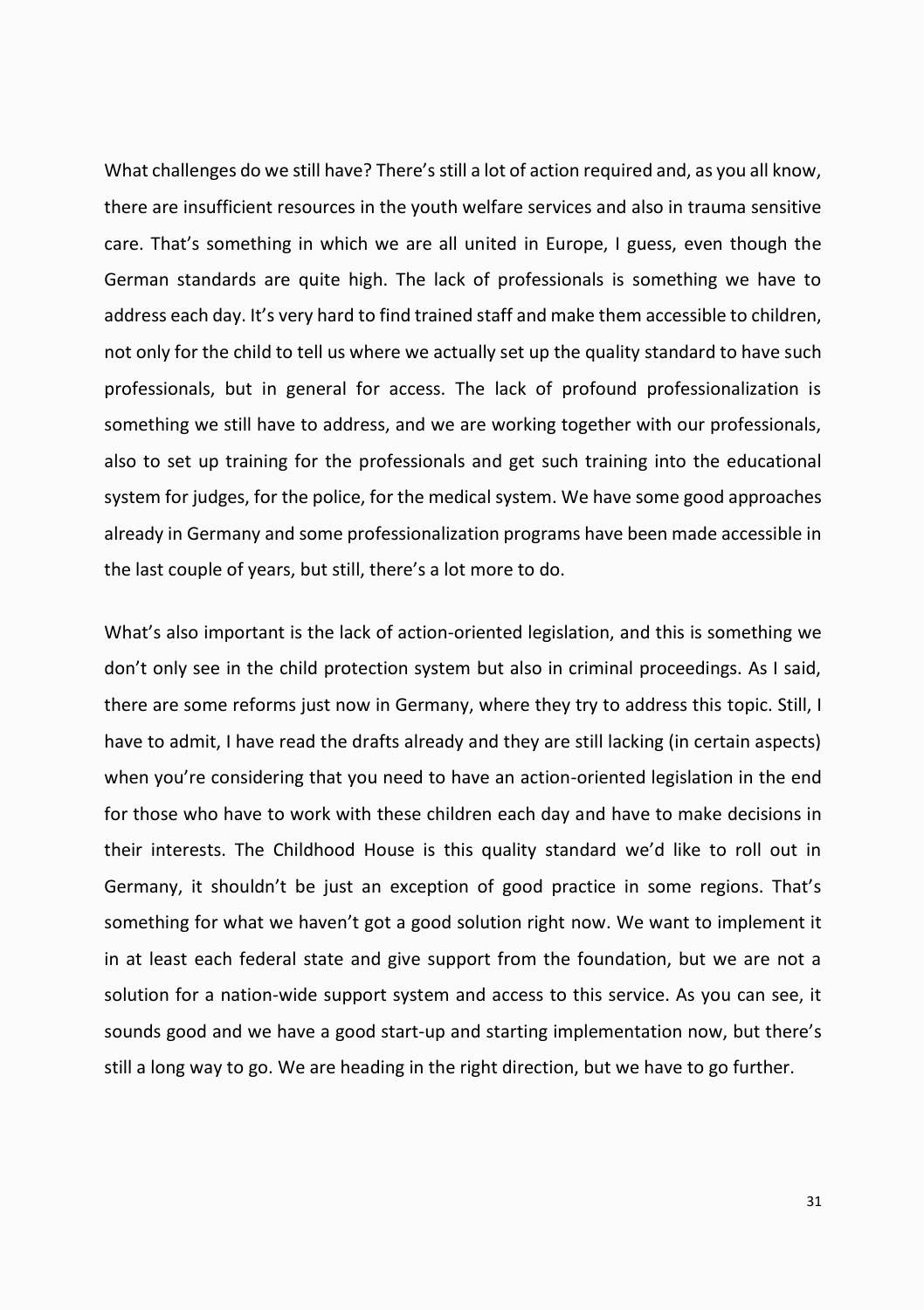What challenges do we still have? There's still a lot of action required and, as you all know, there are insufficient resources in the youth welfare services and also in trauma sensitive care. That's something in which we are all united in Europe, I guess, even though the German standards are quite high. The lack of professionals is something we have to address each day. It's very hard to find trained staff and make them accessible to children, not only for the child to tell us where we actually set up the quality standard to have such professionals, but in general for access. The lack of profound professionalization is something we still have to address, and we are working together with our professionals, also to set up training for the professionals and get such training into the educational system for judges, for the police, for the medical system. We have some good approaches already in Germany and some professionalization programs have been made accessible in the last couple of years, but still, there's a lot more to do.

What's also important is the lack of action-oriented legislation, and this is something we don't only see in the child protection system but also in criminal proceedings. As I said, there are some reforms just now in Germany, where they try to address this topic. Still, I have to admit, I have read the drafts already and they are still lacking (in certain aspects) when you're considering that you need to have an action-oriented legislation in the end for those who have to work with these children each day and have to make decisions in their interests. The Childhood House is this quality standard we'd like to roll out in Germany, it shouldn't be just an exception of good practice in some regions. That's something for what we haven't got a good solution right now. We want to implement it in at least each federal state and give support from the foundation, but we are not a solution for a nation-wide support system and access to this service. As you can see, it sounds good and we have a good start-up and starting implementation now, but there's still a long way to go. We are heading in the right direction, but we have to go further.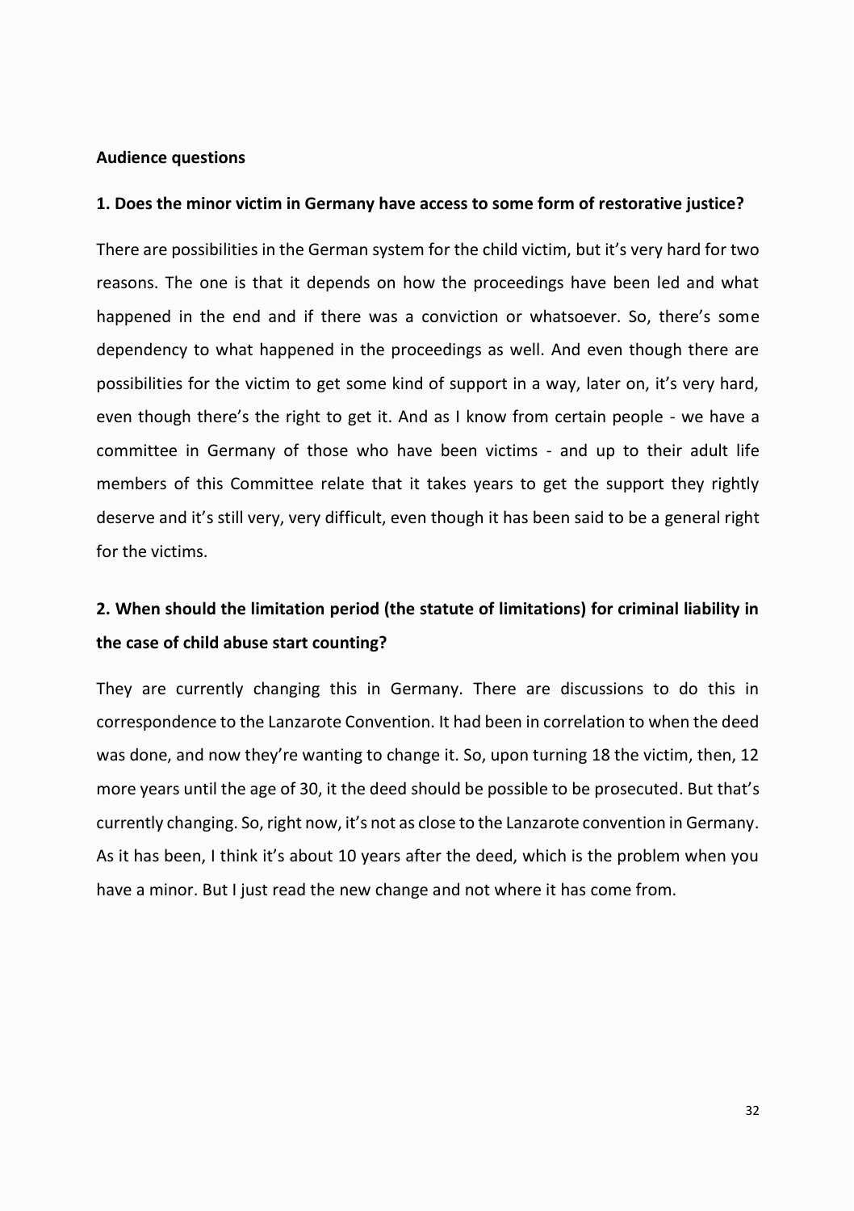**Audience questions**

**1. Does the minor victim in Germany have access to some form of restorative justice?**

There are possibilities in the German system for the child victim, but it's very hard for two reasons. The one is that it depends on how the proceedings have been led and what happened in the end and if there was a conviction or whatsoever. So, there's some dependency to what happened in the proceedings as well. And even though there are possibilities for the victim to get some kind of support in a way, later on, it's very hard, even though there's the right to get it. And as I know from certain people - we have a committee in Germany of those who have been victims - and up to their adult life members of this Committee relate that it takes years to get the support they rightly deserve and it's still very, very difficult, even though it has been said to be a general right for the victims.

**2. When should the limitation period (the statute of limitations) for criminal liability in the case of child abuse start counting?**

They are currently changing this in Germany. There are discussions to do this in correspondence to the Lanzarote Convention. It had been in correlation to when the deed was done, and now they're wanting to change it. So, upon turning 18 the victim, then, 12 more years until the age of 30, it the deed should be possible to be prosecuted. But that's currently changing. So, right now, it's not as close to the Lanzarote convention in Germany. As it has been, I think it's about 10 years after the deed, which is the problem when you have a minor. But I just read the new change and not where it has come from.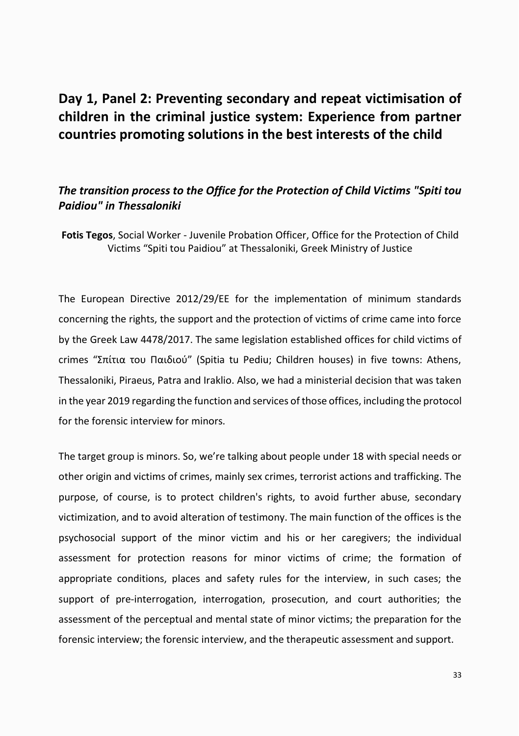## Day 1, Panel 2: Preventing secondary and repeat victimisation of children in the criminal justice system: Experience from partner countries promoting solutions in the best interests of the child

### *The transition process to the Office for the Protection of Child Victims "Spiti tou Paidiou" in Thessaloniki*

**Fotis Tegos**, Social Worker - Juvenile Probation Officer, Office for the Protection of Child Victims "Spiti tou Paidiou" at Thessaloniki, Greek Ministry of Justice

The European Directive 2012/29/EE for the implementation of minimum standards concerning the rights, the support and the protection of victims of crime came into force by the Greek Law 4478/2017. The same legislation established offices for child victims of crimes "Σπίτια του Παιδιού" (Spitia tu Pediu; Children houses) in five towns: Athens, Thessaloniki, Piraeus, Patra and Iraklio. Also, we had a ministerial decision that was taken in the year 2019 regarding the function and services of those offices, including the protocol for the forensic interview for minors.

The target group is minors. So, we're talking about people under 18 with special needs or other origin and victims of crimes, mainly sex crimes, terrorist actions and trafficking. The purpose, of course, is to protect children's rights, to avoid further abuse, secondary victimization, and to avoid alteration of testimony. The main function of the offices is the psychosocial support of the minor victim and his or her caregivers; the individual assessment for protection reasons for minor victims of crime; the formation of appropriate conditions, places and safety rules for the interview, in such cases; the support of pre-interrogation, interrogation, prosecution, and court authorities; the assessment of the perceptual and mental state of minor victims; the preparation for the forensic interview; the forensic interview, and the therapeutic assessment and support.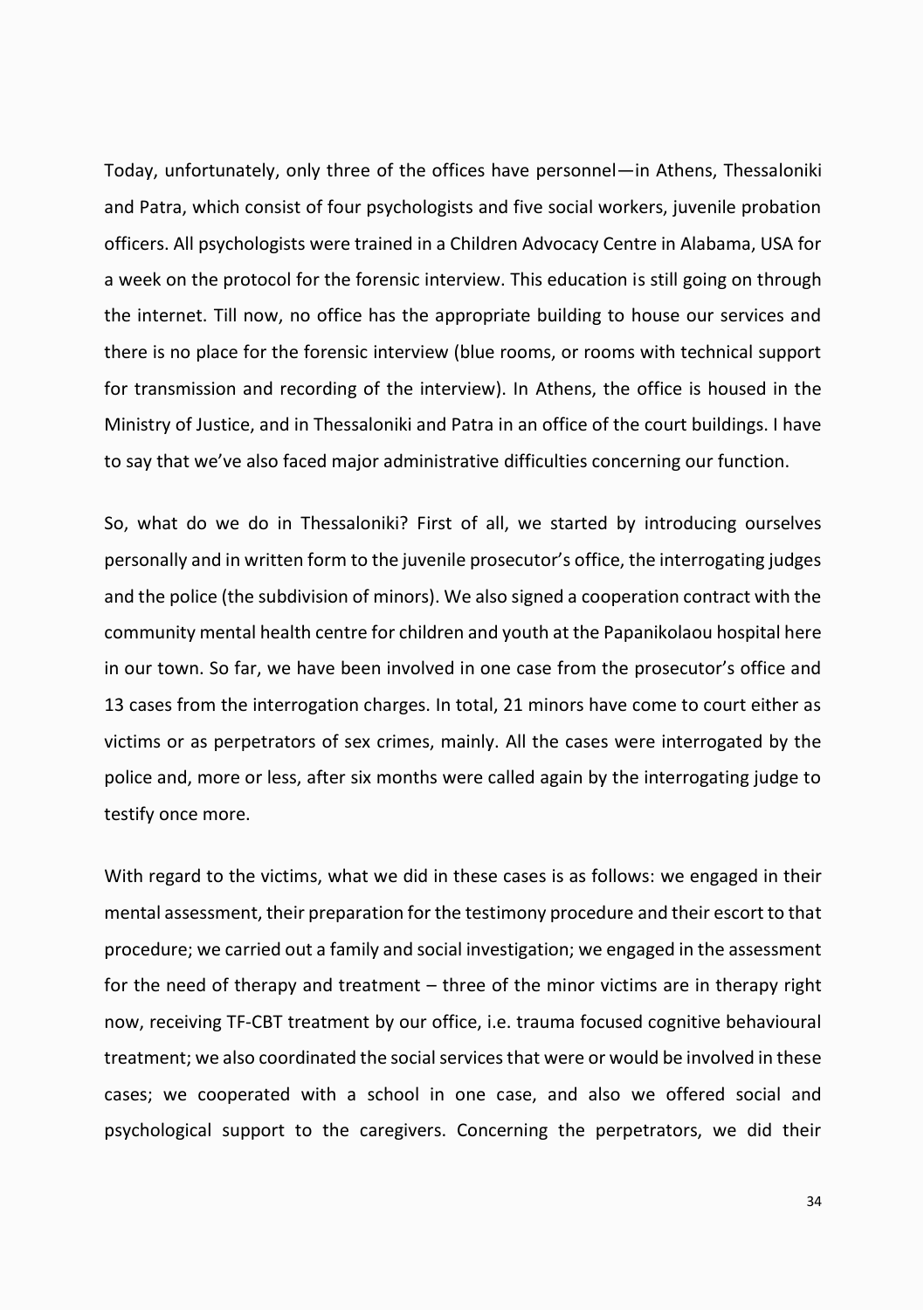Today, unfortunately, only three of the offices have personnel—in Athens, Thessaloniki and Patra, which consist of four psychologists and five social workers, juvenile probation officers. All psychologists were trained in a Children Advocacy Centre in Alabama, USA for a week on the protocol for the forensic interview. This education is still going on through the internet. Till now, no office has the appropriate building to house our services and there is no place for the forensic interview (blue rooms, or rooms with technical support for transmission and recording of the interview). In Athens, the office is housed in the Ministry of Justice, and in Thessaloniki and Patra in an office of the court buildings. I have to say that we've also faced major administrative difficulties concerning our function.

So, what do we do in Thessaloniki? First of all, we started by introducing ourselves personally and in written form to the juvenile prosecutor's office, the interrogating judges and the police (the subdivision of minors). We also signed a cooperation contract with the community mental health centre for children and youth at the Papanikolaou hospital here in our town. So far, we have been involved in one case from the prosecutor's office and 13 cases from the interrogation charges. In total, 21 minors have come to court either as victims or as perpetrators of sex crimes, mainly. All the cases were interrogated by the police and, more or less, after six months were called again by the interrogating judge to testify once more.

With regard to the victims, what we did in these cases is as follows: we engaged in their mental assessment, their preparation for the testimony procedure and their escort to that procedure; we carried out a family and social investigation; we engaged in the assessment for the need of therapy and treatment – three of the minor victims are in therapy right now, receiving TF-CBT treatment by our office, i.e. trauma focused cognitive behavioural treatment; we also coordinated the social services that were or would be involved in these cases; we cooperated with a school in one case, and also we offered social and psychological support to the caregivers. Concerning the perpetrators, we did their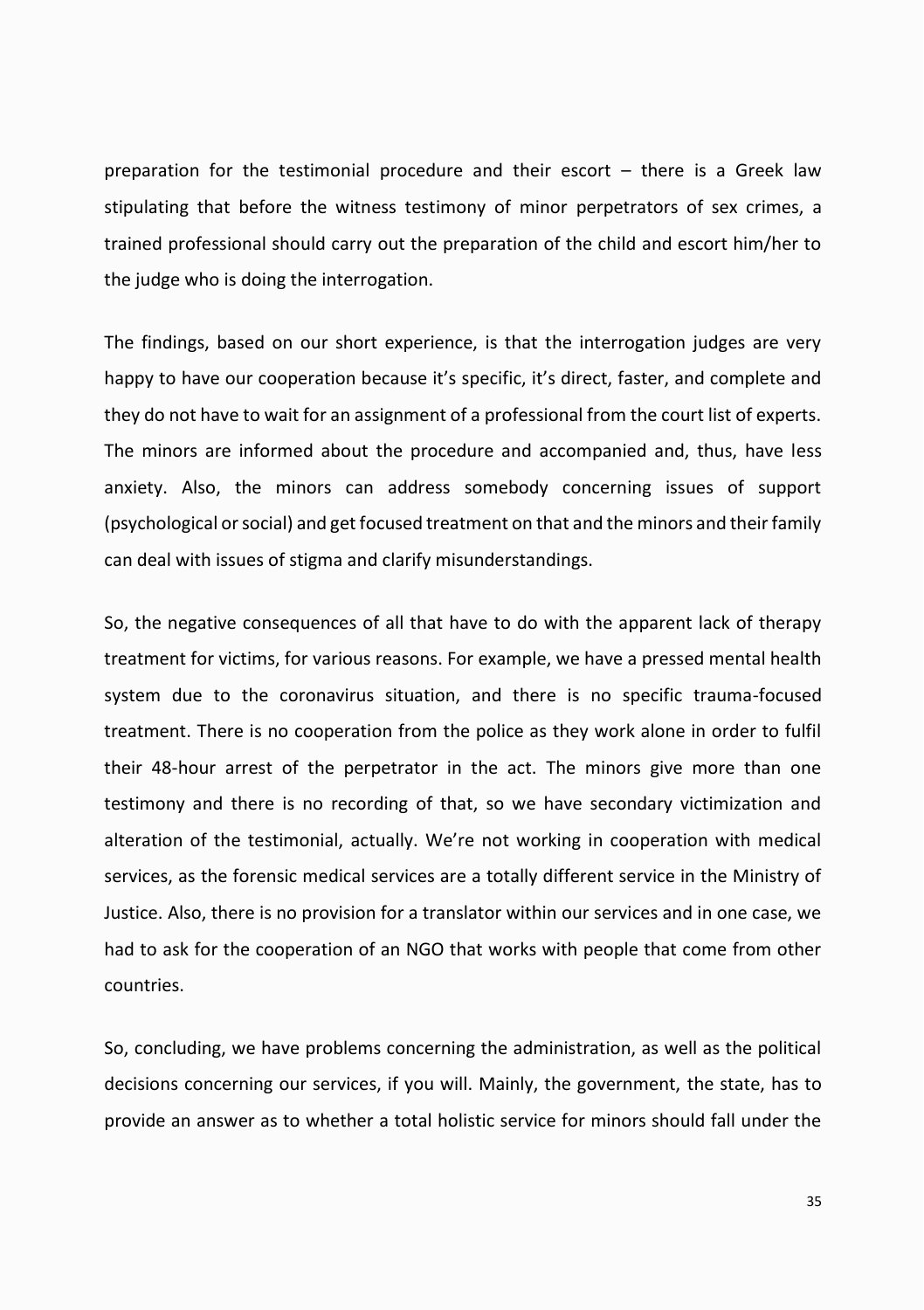preparation for the testimonial procedure and their escort – there is a Greek law stipulating that before the witness testimony of minor perpetrators of sex crimes, a trained professional should carry out the preparation of the child and escort him/her to the judge who is doing the interrogation.

The findings, based on our short experience, is that the interrogation judges are very happy to have our cooperation because it's specific, it's direct, faster, and complete and they do not have to wait for an assignment of a professional from the court list of experts. The minors are informed about the procedure and accompanied and, thus, have less anxiety. Also, the minors can address somebody concerning issues of support (psychological or social) and get focused treatment on that and the minors and their family can deal with issues of stigma and clarify misunderstandings.

So, the negative consequences of all that have to do with the apparent lack of therapy treatment for victims, for various reasons. For example, we have a pressed mental health system due to the coronavirus situation, and there is no specific trauma-focused treatment. There is no cooperation from the police as they work alone in order to fulfil their 48-hour arrest of the perpetrator in the act. The minors give more than one testimony and there is no recording of that, so we have secondary victimization and alteration of the testimonial, actually. We're not working in cooperation with medical services, as the forensic medical services are a totally different service in the Ministry of Justice. Also, there is no provision for a translator within our services and in one case, we had to ask for the cooperation of an NGO that works with people that come from other countries.

So, concluding, we have problems concerning the administration, as well as the political decisions concerning our services, if you will. Mainly, the government, the state, has to provide an answer as to whether a total holistic service for minors should fall under the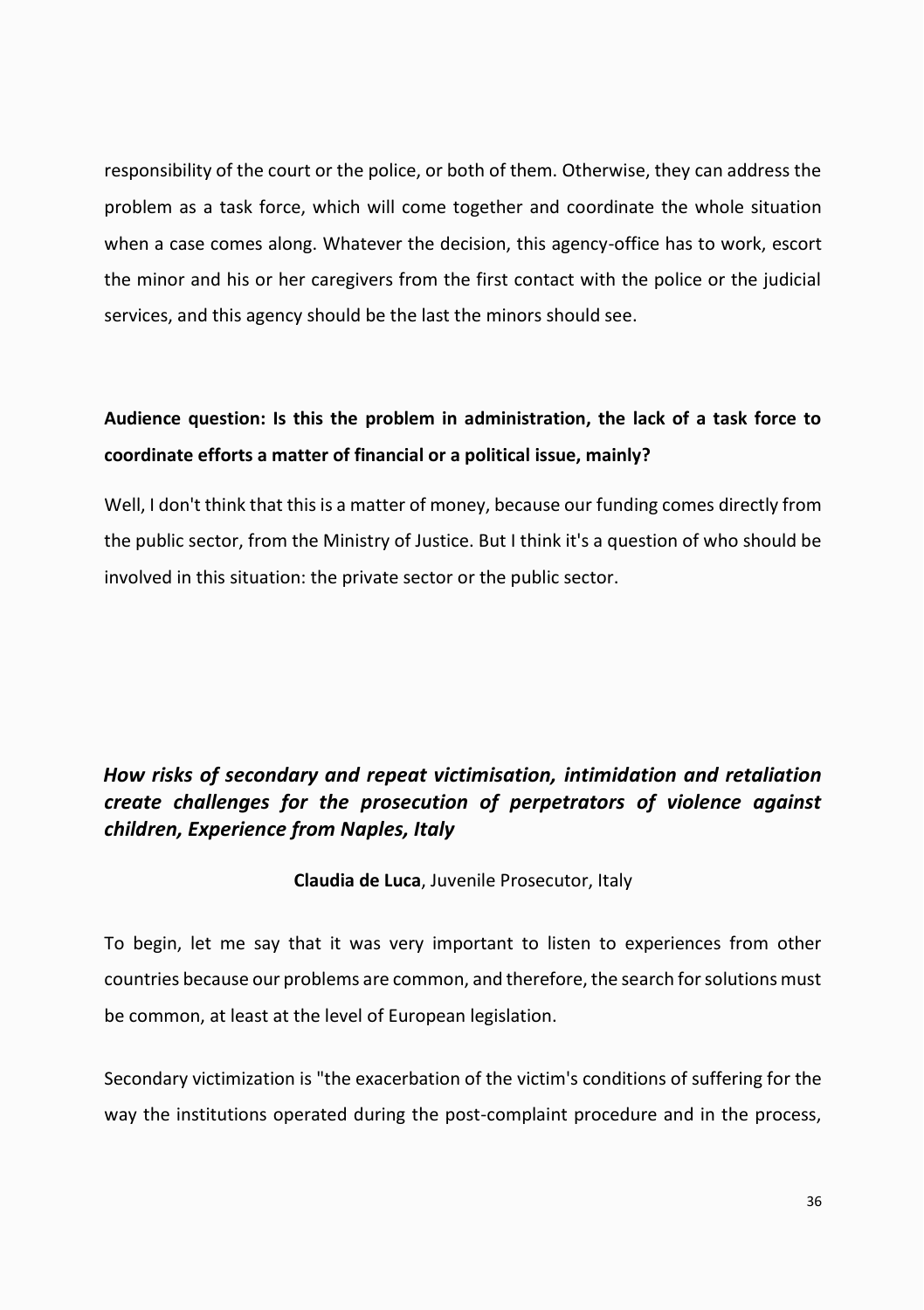responsibility of the court or the police, or both of them. Otherwise, they can address the problem as a task force, which will come together and coordinate the whole situation when a case comes along. Whatever the decision, this agency-office has to work, escort the minor and his or her caregivers from the first contact with the police or the judicial services, and this agency should be the last the minors should see.

**Audience question: Is this the problem in administration, the lack of a task force to coordinate efforts a matter of financial or a political issue, mainly?**

Well, I don't think that this is a matter of money, because our funding comes directly from the public sector, from the Ministry of Justice. But I think it's a question of who should be involved in this situation: the private sector or the public sector.

## *How risks of secondary and repeat victimisation, intimidation and retaliation create challenges for the prosecution of perpetrators of violence against children, Experience from Naples, Italy*

**Claudia de Luca**, Juvenile Prosecutor, Italy

To begin, let me say that it was very important to listen to experiences from other countries because our problems are common, and therefore, the search for solutions must be common, at least at the level of European legislation.

Secondary victimization is "the exacerbation of the victim's conditions of suffering for the way the institutions operated during the post-complaint procedure and in the process,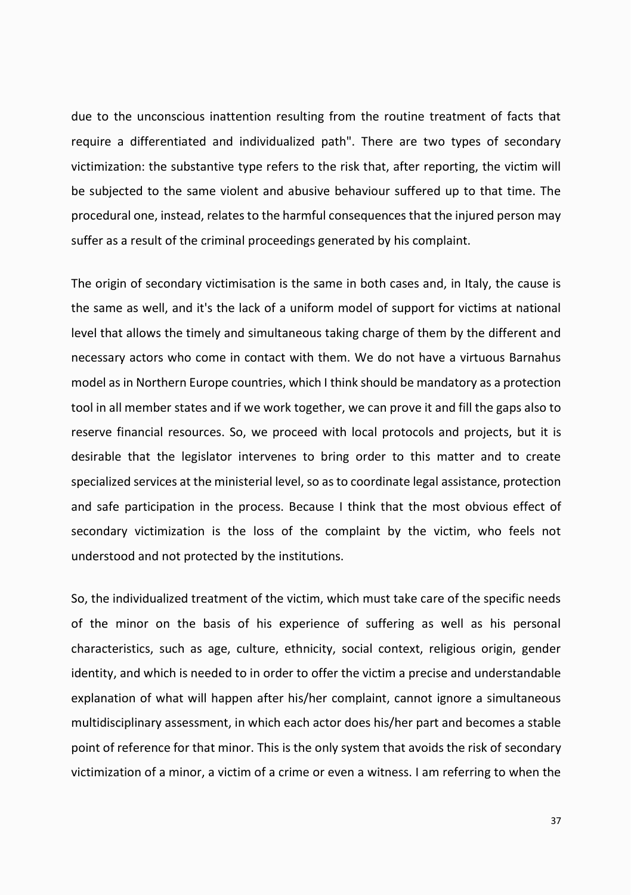due to the unconscious inattention resulting from the routine treatment of facts that require a differentiated and individualized path". There are two types of secondary victimization: the substantive type refers to the risk that, after reporting, the victim will be subjected to the same violent and abusive behaviour suffered up to that time. The procedural one, instead, relates to the harmful consequences that the injured person may suffer as a result of the criminal proceedings generated by his complaint.

The origin of secondary victimisation is the same in both cases and, in Italy, the cause is the same as well, and it's the lack of a uniform model of support for victims at national level that allows the timely and simultaneous taking charge of them by the different and necessary actors who come in contact with them. We do not have a virtuous Barnahus model as in Northern Europe countries, which I think should be mandatory as a protection tool in all member states and if we work together, we can prove it and fill the gaps also to reserve financial resources. So, we proceed with local protocols and projects, but it is desirable that the legislator intervenes to bring order to this matter and to create specialized services at the ministerial level, so as to coordinate legal assistance, protection and safe participation in the process. Because I think that the most obvious effect of secondary victimization is the loss of the complaint by the victim, who feels not understood and not protected by the institutions.

So, the individualized treatment of the victim, which must take care of the specific needs of the minor on the basis of his experience of suffering as well as his personal characteristics, such as age, culture, ethnicity, social context, religious origin, gender identity, and which is needed to in order to offer the victim a precise and understandable explanation of what will happen after his/her complaint, cannot ignore a simultaneous multidisciplinary assessment, in which each actor does his/her part and becomes a stable point of reference for that minor. This is the only system that avoids the risk of secondary victimization of a minor, a victim of a crime or even a witness. I am referring to when the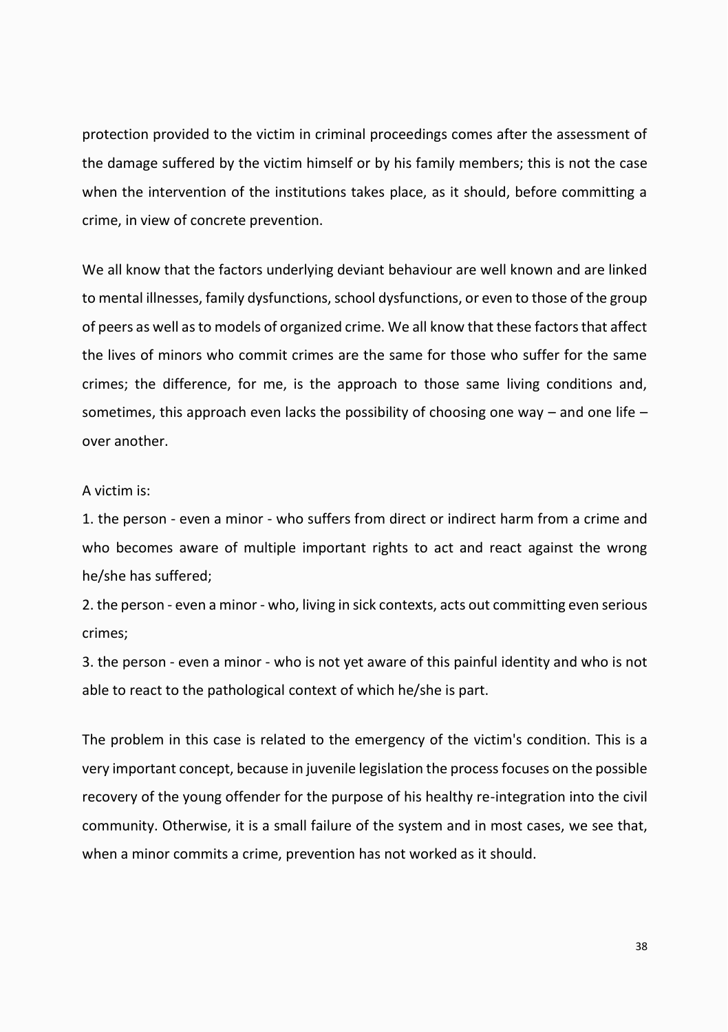protection provided to the victim in criminal proceedings comes after the assessment of the damage suffered by the victim himself or by his family members; this is not the case when the intervention of the institutions takes place, as it should, before committing a crime, in view of concrete prevention.

We all know that the factors underlying deviant behaviour are well known and are linked to mental illnesses, family dysfunctions, school dysfunctions, or even to those of the group of peers as well as to models of organized crime. We all know that these factors that affect the lives of minors who commit crimes are the same for those who suffer for the same crimes; the difference, for me, is the approach to those same living conditions and, sometimes, this approach even lacks the possibility of choosing one way – and one life – over another.

A victim is:

1. the person - even a minor - who suffers from direct or indirect harm from a crime and who becomes aware of multiple important rights to act and react against the wrong he/she has suffered;
2. the person - even a minor - who, living in sick contexts, acts out committing even serious crimes;
3. the person - even a minor - who is not yet aware of this painful identity and who is not able to react to the pathological context of which he/she is part.

The problem in this case is related to the emergency of the victim's condition. This is a very important concept, because in juvenile legislation the process focuses on the possible recovery of the young offender for the purpose of his healthy re-integration into the civil community. Otherwise, it is a small failure of the system and in most cases, we see that, when a minor commits a crime, prevention has not worked as it should.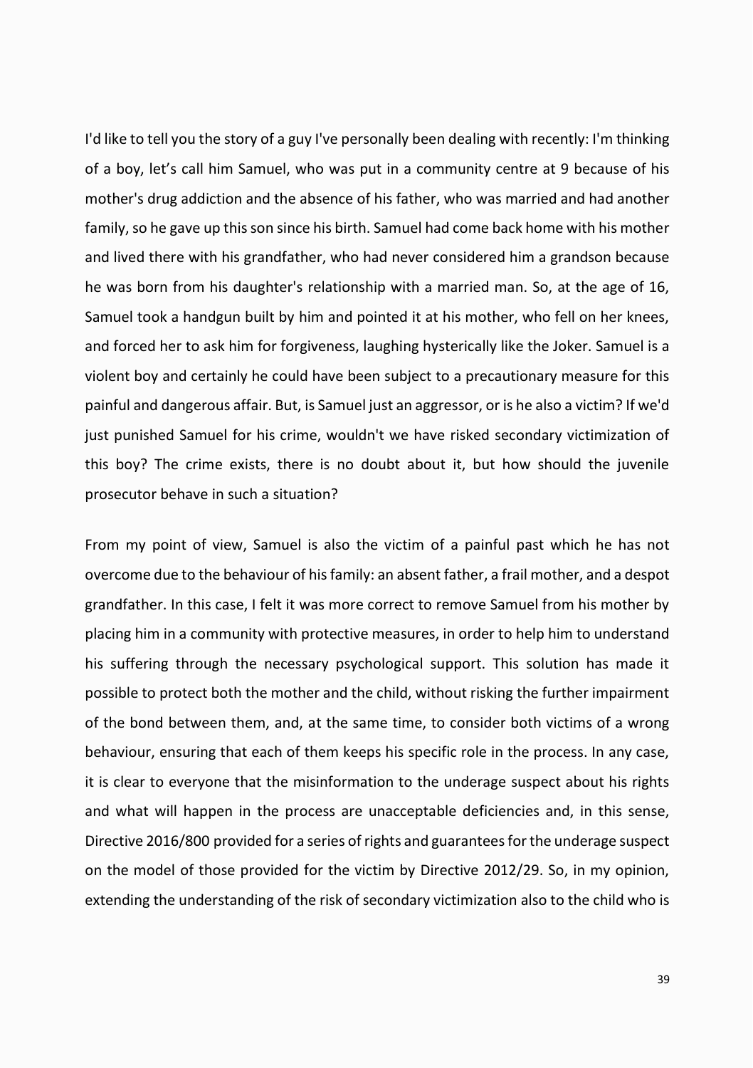I'd like to tell you the story of a guy I've personally been dealing with recently: I'm thinking of a boy, let's call him Samuel, who was put in a community centre at 9 because of his mother's drug addiction and the absence of his father, who was married and had another family, so he gave up this son since his birth. Samuel had come back home with his mother and lived there with his grandfather, who had never considered him a grandson because he was born from his daughter's relationship with a married man. So, at the age of 16, Samuel took a handgun built by him and pointed it at his mother, who fell on her knees, and forced her to ask him for forgiveness, laughing hysterically like the Joker. Samuel is a violent boy and certainly he could have been subject to a precautionary measure for this painful and dangerous affair. But, is Samuel just an aggressor, or is he also a victim? If we'd just punished Samuel for his crime, wouldn't we have risked secondary victimization of this boy? The crime exists, there is no doubt about it, but how should the juvenile prosecutor behave in such a situation?

From my point of view, Samuel is also the victim of a painful past which he has not overcome due to the behaviour of his family: an absent father, a frail mother, and a despot grandfather. In this case, I felt it was more correct to remove Samuel from his mother by placing him in a community with protective measures, in order to help him to understand his suffering through the necessary psychological support. This solution has made it possible to protect both the mother and the child, without risking the further impairment of the bond between them, and, at the same time, to consider both victims of a wrong behaviour, ensuring that each of them keeps his specific role in the process. In any case, it is clear to everyone that the misinformation to the underage suspect about his rights and what will happen in the process are unacceptable deficiencies and, in this sense, Directive 2016/800 provided for a series of rights and guarantees for the underage suspect on the model of those provided for the victim by Directive 2012/29. So, in my opinion, extending the understanding of the risk of secondary victimization also to the child who is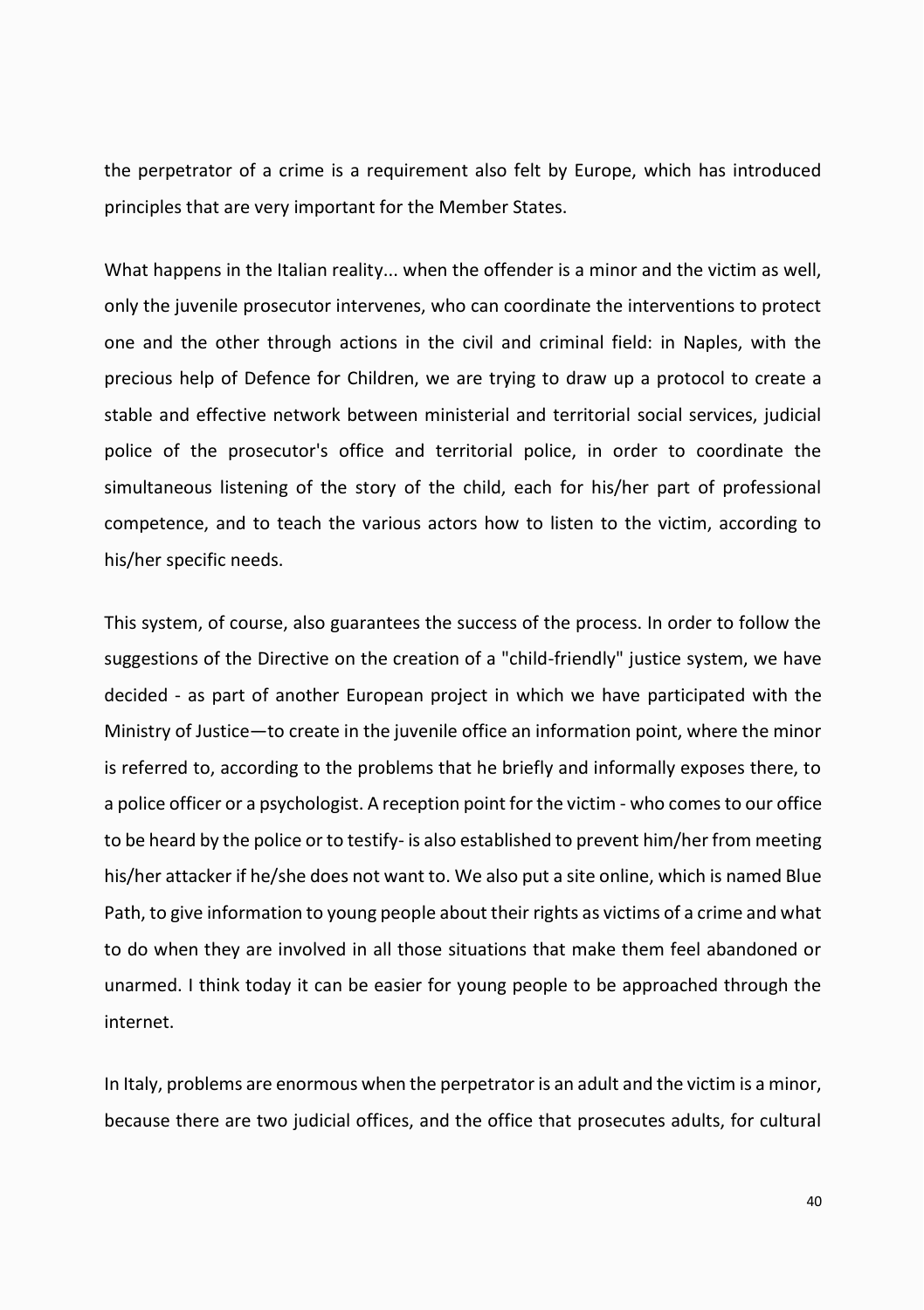the perpetrator of a crime is a requirement also felt by Europe, which has introduced principles that are very important for the Member States.

What happens in the Italian reality... when the offender is a minor and the victim as well, only the juvenile prosecutor intervenes, who can coordinate the interventions to protect one and the other through actions in the civil and criminal field: in Naples, with the precious help of Defence for Children, we are trying to draw up a protocol to create a stable and effective network between ministerial and territorial social services, judicial police of the prosecutor's office and territorial police, in order to coordinate the simultaneous listening of the story of the child, each for his/her part of professional competence, and to teach the various actors how to listen to the victim, according to his/her specific needs.

This system, of course, also guarantees the success of the process. In order to follow the suggestions of the Directive on the creation of a "child-friendly" justice system, we have decided - as part of another European project in which we have participated with the Ministry of Justice—to create in the juvenile office an information point, where the minor is referred to, according to the problems that he briefly and informally exposes there, to a police officer or a psychologist. A reception point for the victim - who comes to our office to be heard by the police or to testify- is also established to prevent him/her from meeting his/her attacker if he/she does not want to. We also put a site online, which is named Blue Path, to give information to young people about their rights as victims of a crime and what to do when they are involved in all those situations that make them feel abandoned or unarmed. I think today it can be easier for young people to be approached through the internet.

In Italy, problems are enormous when the perpetrator is an adult and the victim is a minor, because there are two judicial offices, and the office that prosecutes adults, for cultural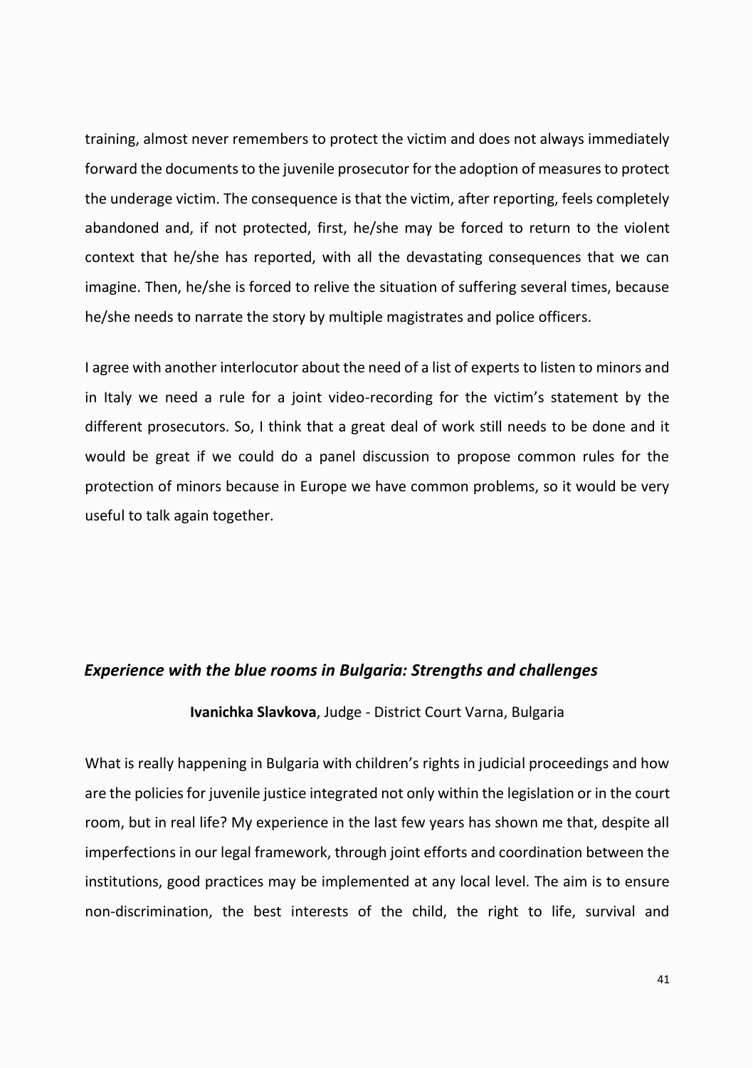training, almost never remembers to protect the victim and does not always immediately forward the documents to the juvenile prosecutor for the adoption of measures to protect the underage victim. The consequence is that the victim, after reporting, feels completely abandoned and, if not protected, first, he/she may be forced to return to the violent context that he/she has reported, with all the devastating consequences that we can imagine. Then, he/she is forced to relive the situation of suffering several times, because he/she needs to narrate the story by multiple magistrates and police officers.

I agree with another interlocutor about the need of a list of experts to listen to minors and in Italy we need a rule for a joint video-recording for the victim's statement by the different prosecutors. So, I think that a great deal of work still needs to be done and it would be great if we could do a panel discussion to propose common rules for the protection of minors because in Europe we have common problems, so it would be very useful to talk again together.

## *Experience with the blue rooms in Bulgaria: Strengths and challenges*

**Ivanichka Slavkova**, Judge - District Court Varna, Bulgaria

What is really happening in Bulgaria with children's rights in judicial proceedings and how are the policies for juvenile justice integrated not only within the legislation or in the court room, but in real life? My experience in the last few years has shown me that, despite all imperfections in our legal framework, through joint efforts and coordination between the institutions, good practices may be implemented at any local level. The aim is to ensure non-discrimination, the best interests of the child, the right to life, survival and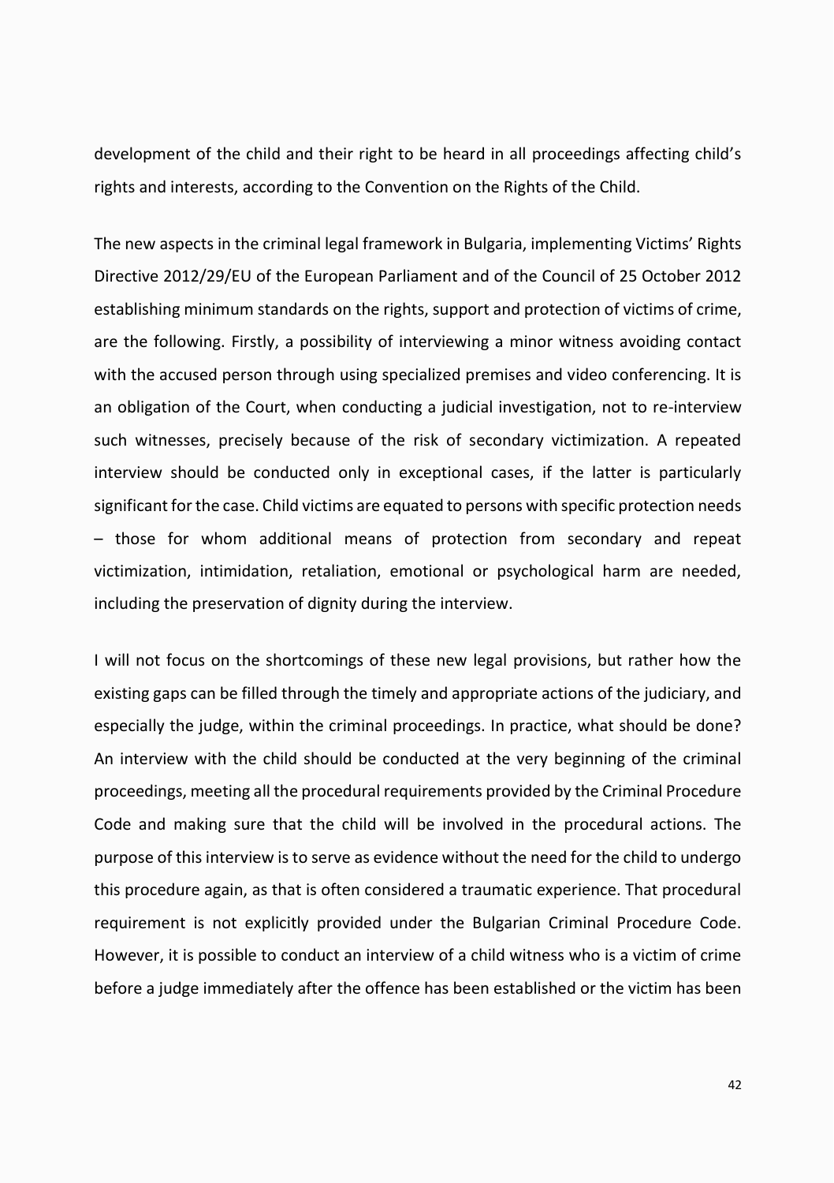development of the child and their right to be heard in all proceedings affecting child's rights and interests, according to the Convention on the Rights of the Child.

The new aspects in the criminal legal framework in Bulgaria, implementing Victims' Rights Directive 2012/29/EU of the European Parliament and of the Council of 25 October 2012 establishing minimum standards on the rights, support and protection of victims of crime, are the following. Firstly, a possibility of interviewing a minor witness avoiding contact with the accused person through using specialized premises and video conferencing. It is an obligation of the Court, when conducting a judicial investigation, not to re-interview such witnesses, precisely because of the risk of secondary victimization. A repeated interview should be conducted only in exceptional cases, if the latter is particularly significant for the case. Child victims are equated to persons with specific protection needs – those for whom additional means of protection from secondary and repeat victimization, intimidation, retaliation, emotional or psychological harm are needed, including the preservation of dignity during the interview.

I will not focus on the shortcomings of these new legal provisions, but rather how the existing gaps can be filled through the timely and appropriate actions of the judiciary, and especially the judge, within the criminal proceedings. In practice, what should be done? An interview with the child should be conducted at the very beginning of the criminal proceedings, meeting all the procedural requirements provided by the Criminal Procedure Code and making sure that the child will be involved in the procedural actions. The purpose of this interview is to serve as evidence without the need for the child to undergo this procedure again, as that is often considered a traumatic experience. That procedural requirement is not explicitly provided under the Bulgarian Criminal Procedure Code. However, it is possible to conduct an interview of a child witness who is a victim of crime before a judge immediately after the offence has been established or the victim has been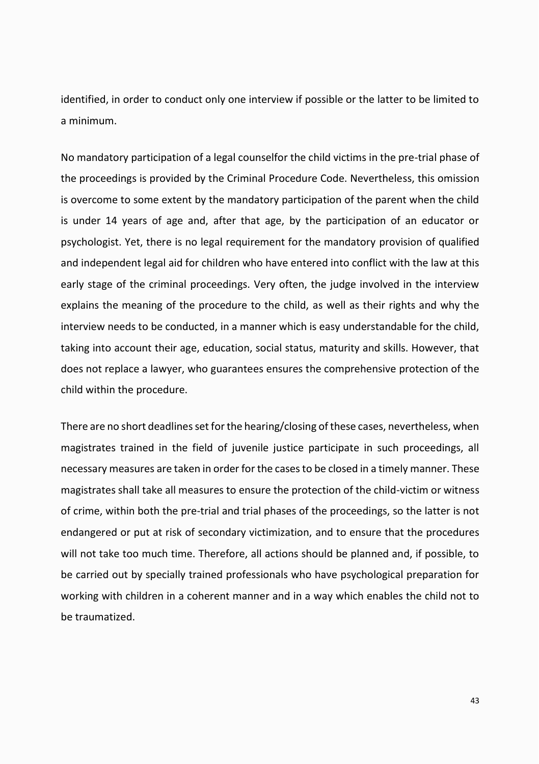identified, in order to conduct only one interview if possible or the latter to be limited to a minimum.

No mandatory participation of a legal counselfor the child victims in the pre-trial phase of the proceedings is provided by the Criminal Procedure Code. Nevertheless, this omission is overcome to some extent by the mandatory participation of the parent when the child is under 14 years of age and, after that age, by the participation of an educator or psychologist. Yet, there is no legal requirement for the mandatory provision of qualified and independent legal aid for children who have entered into conflict with the law at this early stage of the criminal proceedings. Very often, the judge involved in the interview explains the meaning of the procedure to the child, as well as their rights and why the interview needs to be conducted, in a manner which is easy understandable for the child, taking into account their age, education, social status, maturity and skills. However, that does not replace a lawyer, who guarantees ensures the comprehensive protection of the child within the procedure.

There are no short deadlines set for the hearing/closing of these cases, nevertheless, when magistrates trained in the field of juvenile justice participate in such proceedings, all necessary measures are taken in order for the cases to be closed in a timely manner. These magistrates shall take all measures to ensure the protection of the child-victim or witness of crime, within both the pre-trial and trial phases of the proceedings, so the latter is not endangered or put at risk of secondary victimization, and to ensure that the procedures will not take too much time. Therefore, all actions should be planned and, if possible, to be carried out by specially trained professionals who have psychological preparation for working with children in a coherent manner and in a way which enables the child not to be traumatized.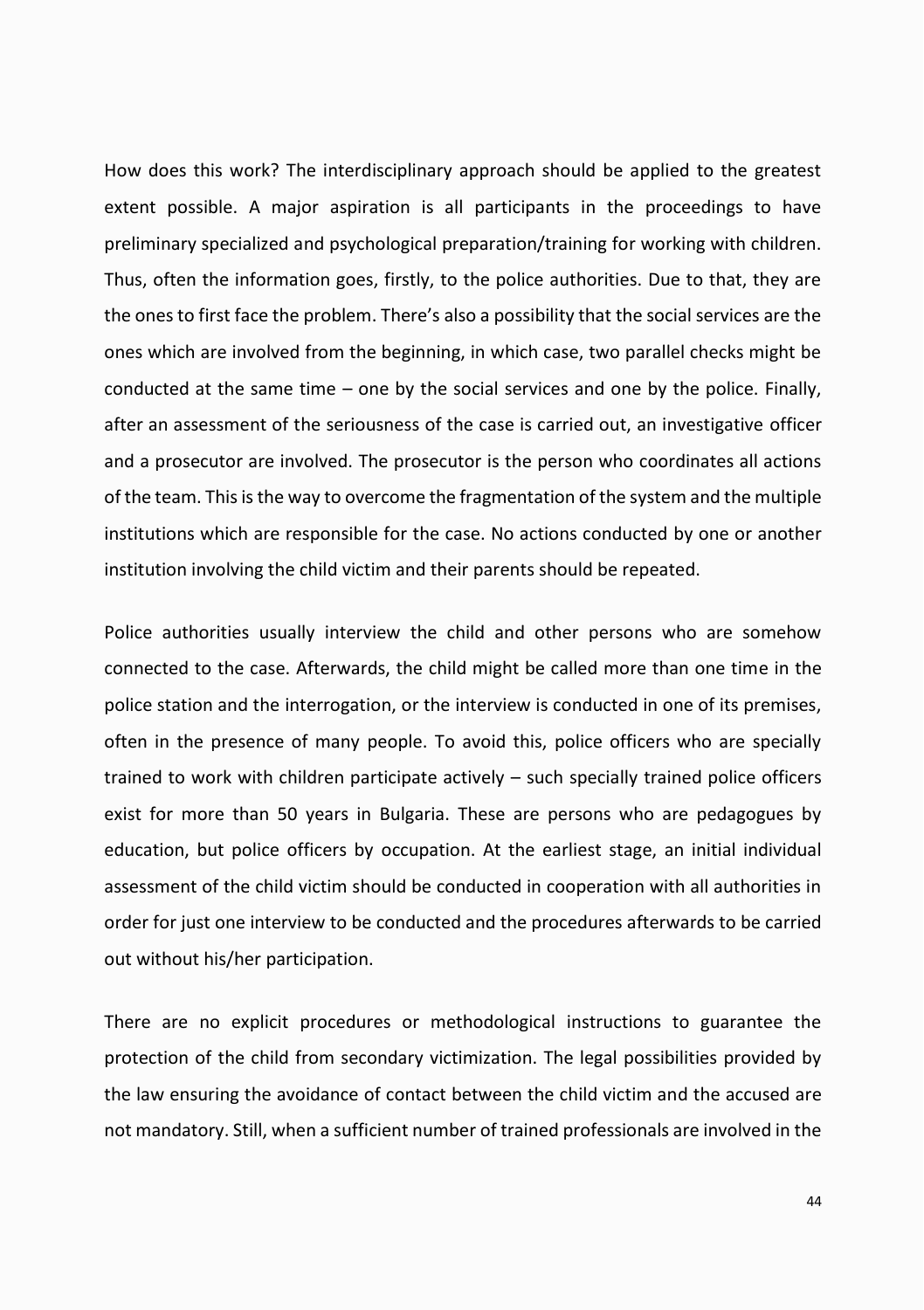How does this work? The interdisciplinary approach should be applied to the greatest extent possible. A major aspiration is all participants in the proceedings to have preliminary specialized and psychological preparation/training for working with children. Thus, often the information goes, firstly, to the police authorities. Due to that, they are the ones to first face the problem. There's also a possibility that the social services are the ones which are involved from the beginning, in which case, two parallel checks might be conducted at the same time – one by the social services and one by the police. Finally, after an assessment of the seriousness of the case is carried out, an investigative officer and a prosecutor are involved. The prosecutor is the person who coordinates all actions of the team. This is the way to overcome the fragmentation of the system and the multiple institutions which are responsible for the case. No actions conducted by one or another institution involving the child victim and their parents should be repeated.

Police authorities usually interview the child and other persons who are somehow connected to the case. Afterwards, the child might be called more than one time in the police station and the interrogation, or the interview is conducted in one of its premises, often in the presence of many people. To avoid this, police officers who are specially trained to work with children participate actively – such specially trained police officers exist for more than 50 years in Bulgaria. These are persons who are pedagogues by education, but police officers by occupation. At the earliest stage, an initial individual assessment of the child victim should be conducted in cooperation with all authorities in order for just one interview to be conducted and the procedures afterwards to be carried out without his/her participation.

There are no explicit procedures or methodological instructions to guarantee the protection of the child from secondary victimization. The legal possibilities provided by the law ensuring the avoidance of contact between the child victim and the accused are not mandatory. Still, when a sufficient number of trained professionals are involved in the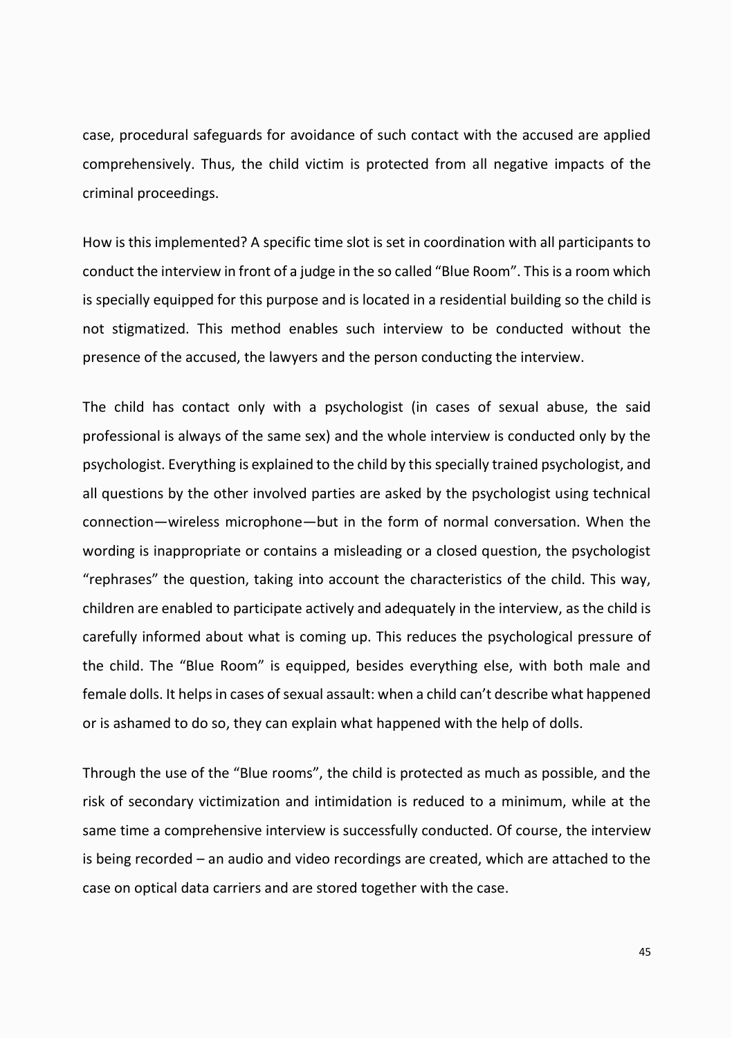case, procedural safeguards for avoidance of such contact with the accused are applied comprehensively. Thus, the child victim is protected from all negative impacts of the criminal proceedings.

How is this implemented? A specific time slot is set in coordination with all participants to conduct the interview in front of a judge in the so called "Blue Room". This is a room which is specially equipped for this purpose and is located in a residential building so the child is not stigmatized. This method enables such interview to be conducted without the presence of the accused, the lawyers and the person conducting the interview.

The child has contact only with a psychologist (in cases of sexual abuse, the said professional is always of the same sex) and the whole interview is conducted only by the psychologist. Everything is explained to the child by this specially trained psychologist, and all questions by the other involved parties are asked by the psychologist using technical connection—wireless microphone—but in the form of normal conversation. When the wording is inappropriate or contains a misleading or a closed question, the psychologist "rephrases" the question, taking into account the characteristics of the child. This way, children are enabled to participate actively and adequately in the interview, as the child is carefully informed about what is coming up. This reduces the psychological pressure of the child. The "Blue Room" is equipped, besides everything else, with both male and female dolls. It helps in cases of sexual assault: when a child can't describe what happened or is ashamed to do so, they can explain what happened with the help of dolls.

Through the use of the "Blue rooms", the child is protected as much as possible, and the risk of secondary victimization and intimidation is reduced to a minimum, while at the same time a comprehensive interview is successfully conducted. Of course, the interview is being recorded – an audio and video recordings are created, which are attached to the case on optical data carriers and are stored together with the case.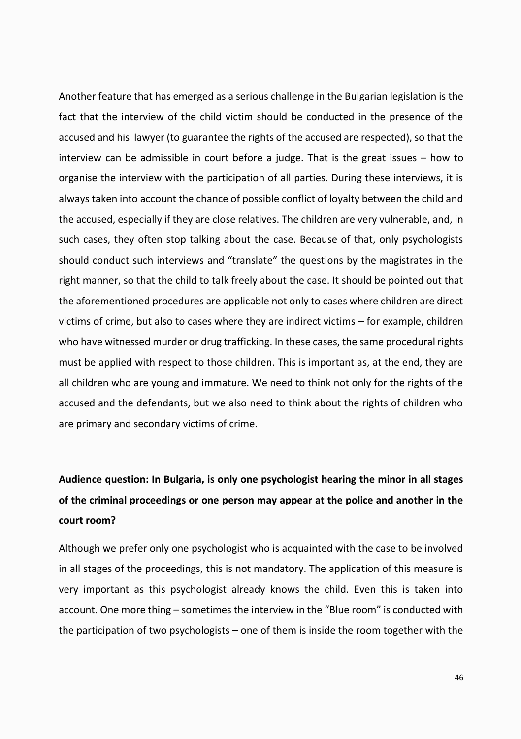Another feature that has emerged as a serious challenge in the Bulgarian legislation is the fact that the interview of the child victim should be conducted in the presence of the accused and his lawyer (to guarantee the rights of the accused are respected), so that the interview can be admissible in court before a judge. That is the great issues – how to organise the interview with the participation of all parties. During these interviews, it is always taken into account the chance of possible conflict of loyalty between the child and the accused, especially if they are close relatives. The children are very vulnerable, and, in such cases, they often stop talking about the case. Because of that, only psychologists should conduct such interviews and "translate" the questions by the magistrates in the right manner, so that the child to talk freely about the case. It should be pointed out that the aforementioned procedures are applicable not only to cases where children are direct victims of crime, but also to cases where they are indirect victims – for example, children who have witnessed murder or drug trafficking. In these cases, the same procedural rights must be applied with respect to those children. This is important as, at the end, they are all children who are young and immature. We need to think not only for the rights of the accused and the defendants, but we also need to think about the rights of children who are primary and secondary victims of crime.

**Audience question: In Bulgaria, is only one psychologist hearing the minor in all stages of the criminal proceedings or one person may appear at the police and another in the court room?**

Although we prefer only one psychologist who is acquainted with the case to be involved in all stages of the proceedings, this is not mandatory. The application of this measure is very important as this psychologist already knows the child. Even this is taken into account. One more thing – sometimes the interview in the "Blue room" is conducted with the participation of two psychologists – one of them is inside the room together with the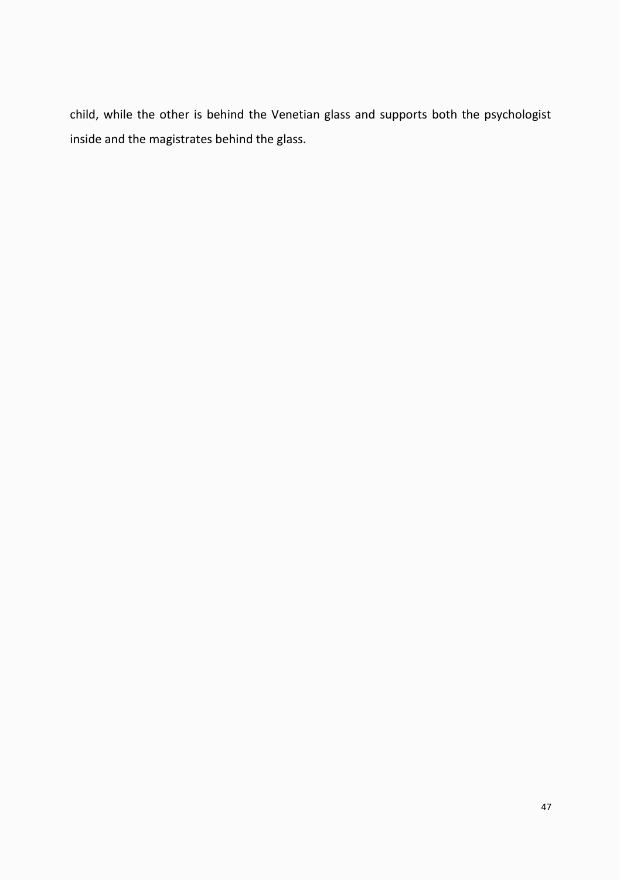child, while the other is behind the Venetian glass and supports both the psychologist inside and the magistrates behind the glass.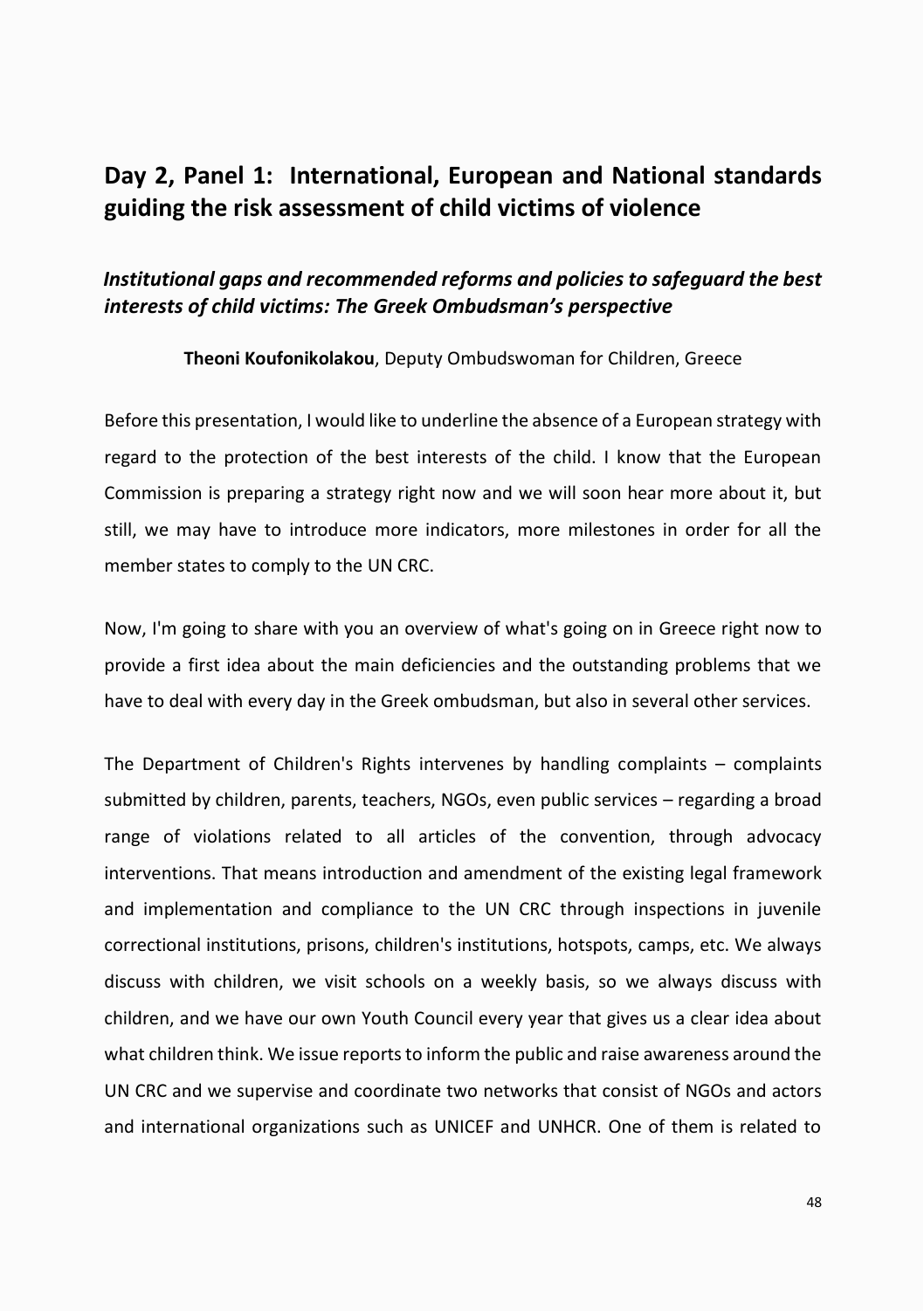## Day 2, Panel 1: International, European and National standards guiding the risk assessment of child victims of violence

### *Institutional gaps and recommended reforms and policies to safeguard the best interests of child victims: The Greek Ombudsman's perspective*

**Theoni Koufonikolakou**, Deputy Ombudswoman for Children, Greece

Before this presentation, I would like to underline the absence of a European strategy with regard to the protection of the best interests of the child. I know that the European Commission is preparing a strategy right now and we will soon hear more about it, but still, we may have to introduce more indicators, more milestones in order for all the member states to comply to the UN CRC.

Now, I'm going to share with you an overview of what's going on in Greece right now to provide a first idea about the main deficiencies and the outstanding problems that we have to deal with every day in the Greek ombudsman, but also in several other services.

The Department of Children's Rights intervenes by handling complaints – complaints submitted by children, parents, teachers, NGOs, even public services – regarding a broad range of violations related to all articles of the convention, through advocacy interventions. That means introduction and amendment of the existing legal framework and implementation and compliance to the UN CRC through inspections in juvenile correctional institutions, prisons, children's institutions, hotspots, camps, etc. We always discuss with children, we visit schools on a weekly basis, so we always discuss with children, and we have our own Youth Council every year that gives us a clear idea about what children think. We issue reports to inform the public and raise awareness around the UN CRC and we supervise and coordinate two networks that consist of NGOs and actors and international organizations such as UNICEF and UNHCR. One of them is related to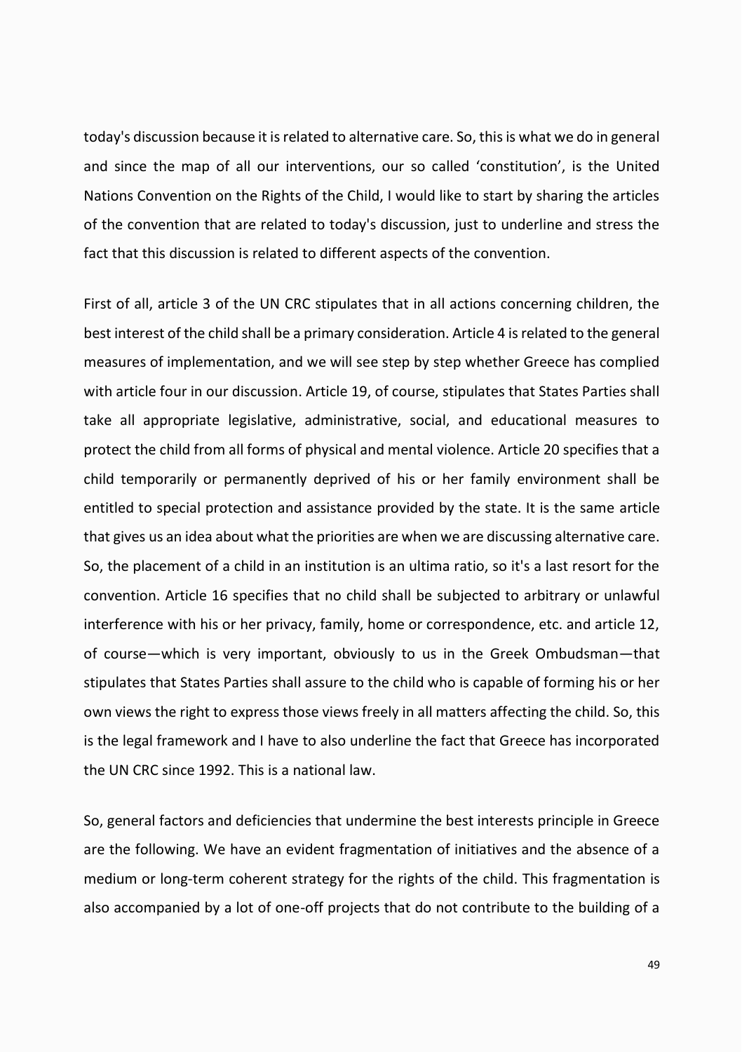today's discussion because it is related to alternative care. So, this is what we do in general and since the map of all our interventions, our so called 'constitution', is the United Nations Convention on the Rights of the Child, I would like to start by sharing the articles of the convention that are related to today's discussion, just to underline and stress the fact that this discussion is related to different aspects of the convention.

First of all, article 3 of the UN CRC stipulates that in all actions concerning children, the best interest of the child shall be a primary consideration. Article 4 is related to the general measures of implementation, and we will see step by step whether Greece has complied with article four in our discussion. Article 19, of course, stipulates that States Parties shall take all appropriate legislative, administrative, social, and educational measures to protect the child from all forms of physical and mental violence. Article 20 specifies that a child temporarily or permanently deprived of his or her family environment shall be entitled to special protection and assistance provided by the state. It is the same article that gives us an idea about what the priorities are when we are discussing alternative care. So, the placement of a child in an institution is an ultima ratio, so it's a last resort for the convention. Article 16 specifies that no child shall be subjected to arbitrary or unlawful interference with his or her privacy, family, home or correspondence, etc. and article 12, of course—which is very important, obviously to us in the Greek Ombudsman—that stipulates that States Parties shall assure to the child who is capable of forming his or her own views the right to express those views freely in all matters affecting the child. So, this is the legal framework and I have to also underline the fact that Greece has incorporated the UN CRC since 1992. This is a national law.

So, general factors and deficiencies that undermine the best interests principle in Greece are the following. We have an evident fragmentation of initiatives and the absence of a medium or long-term coherent strategy for the rights of the child. This fragmentation is also accompanied by a lot of one-off projects that do not contribute to the building of a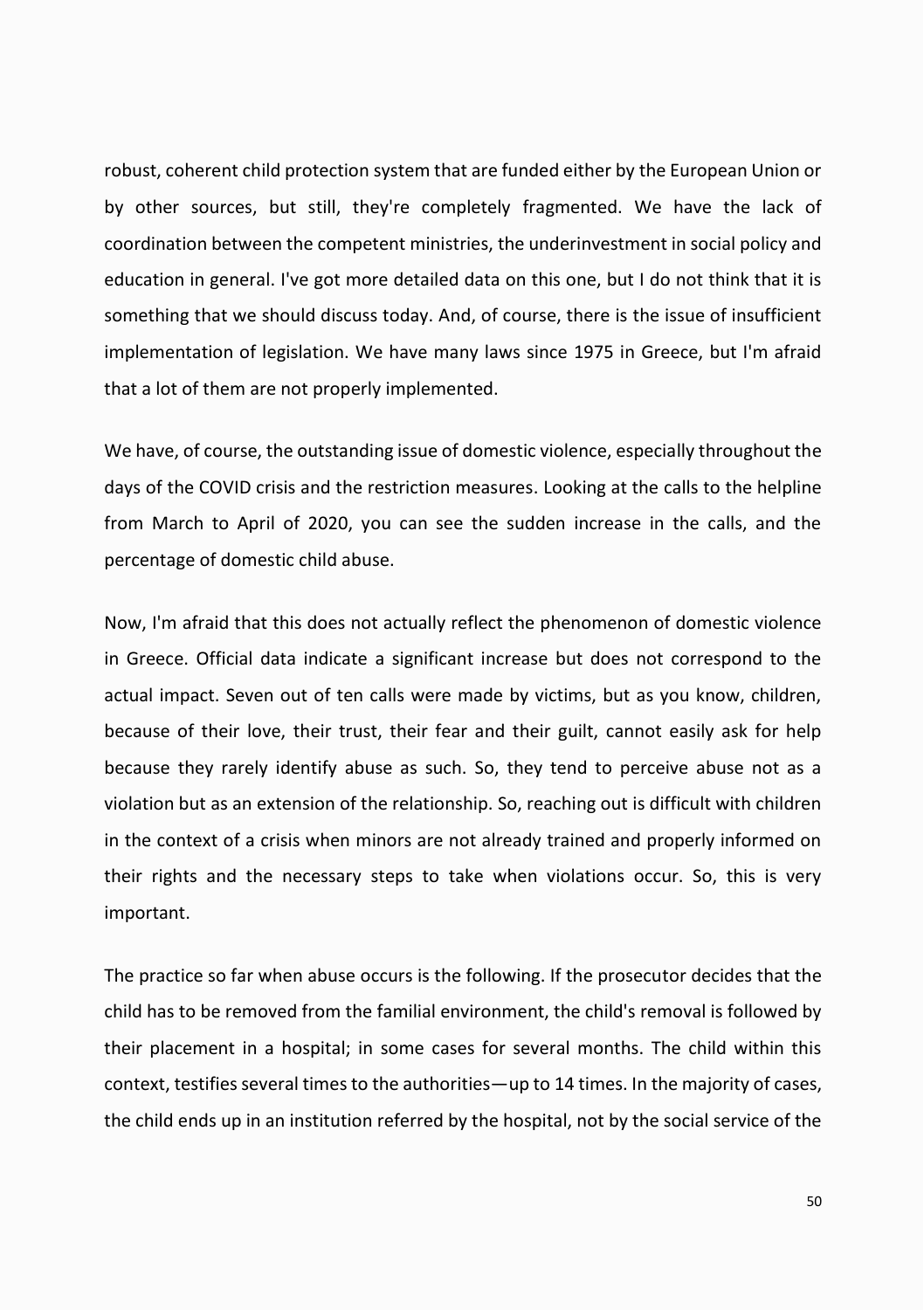robust, coherent child protection system that are funded either by the European Union or by other sources, but still, they're completely fragmented. We have the lack of coordination between the competent ministries, the underinvestment in social policy and education in general. I've got more detailed data on this one, but I do not think that it is something that we should discuss today. And, of course, there is the issue of insufficient implementation of legislation. We have many laws since 1975 in Greece, but I'm afraid that a lot of them are not properly implemented.

We have, of course, the outstanding issue of domestic violence, especially throughout the days of the COVID crisis and the restriction measures. Looking at the calls to the helpline from March to April of 2020, you can see the sudden increase in the calls, and the percentage of domestic child abuse.

Now, I'm afraid that this does not actually reflect the phenomenon of domestic violence in Greece. Official data indicate a significant increase but does not correspond to the actual impact. Seven out of ten calls were made by victims, but as you know, children, because of their love, their trust, their fear and their guilt, cannot easily ask for help because they rarely identify abuse as such. So, they tend to perceive abuse not as a violation but as an extension of the relationship. So, reaching out is difficult with children in the context of a crisis when minors are not already trained and properly informed on their rights and the necessary steps to take when violations occur. So, this is very important.

The practice so far when abuse occurs is the following. If the prosecutor decides that the child has to be removed from the familial environment, the child's removal is followed by their placement in a hospital; in some cases for several months. The child within this context, testifies several times to the authorities—up to 14 times. In the majority of cases, the child ends up in an institution referred by the hospital, not by the social service of the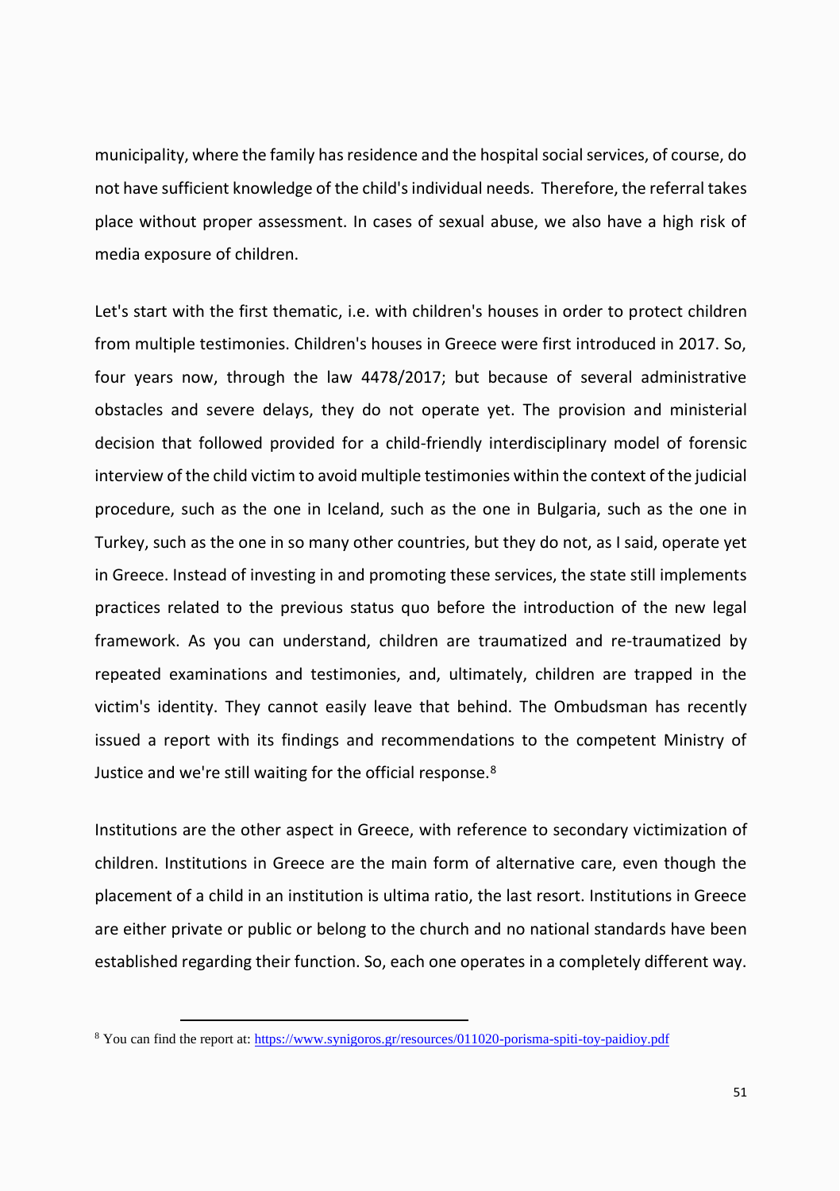municipality, where the family has residence and the hospital social services, of course, do not have sufficient knowledge of the child's individual needs. Therefore, the referral takes place without proper assessment. In cases of sexual abuse, we also have a high risk of media exposure of children.

Let's start with the first thematic, i.e. with children's houses in order to protect children from multiple testimonies. Children's houses in Greece were first introduced in 2017. So, four years now, through the law 4478/2017; but because of several administrative obstacles and severe delays, they do not operate yet. The provision and ministerial decision that followed provided for a child-friendly interdisciplinary model of forensic interview of the child victim to avoid multiple testimonies within the context of the judicial procedure, such as the one in Iceland, such as the one in Bulgaria, such as the one in Turkey, such as the one in so many other countries, but they do not, as I said, operate yet in Greece. Instead of investing in and promoting these services, the state still implements practices related to the previous status quo before the introduction of the new legal framework. As you can understand, children are traumatized and re-traumatized by repeated examinations and testimonies, and, ultimately, children are trapped in the victim's identity. They cannot easily leave that behind. The Ombudsman has recently issued a report with its findings and recommendations to the competent Ministry of Justice and we're still waiting for the official response.[8]

Institutions are the other aspect in Greece, with reference to secondary victimization of children. Institutions in Greece are the main form of alternative care, even though the placement of a child in an institution is ultima ratio, the last resort. Institutions in Greece are either private or public or belong to the church and no national standards have been established regarding their function. So, each one operates in a completely different way.

---

[8] You can find the report at: https://www.synigoros.gr/resources/011020-porisma-spiti-toy-paidioy.pdf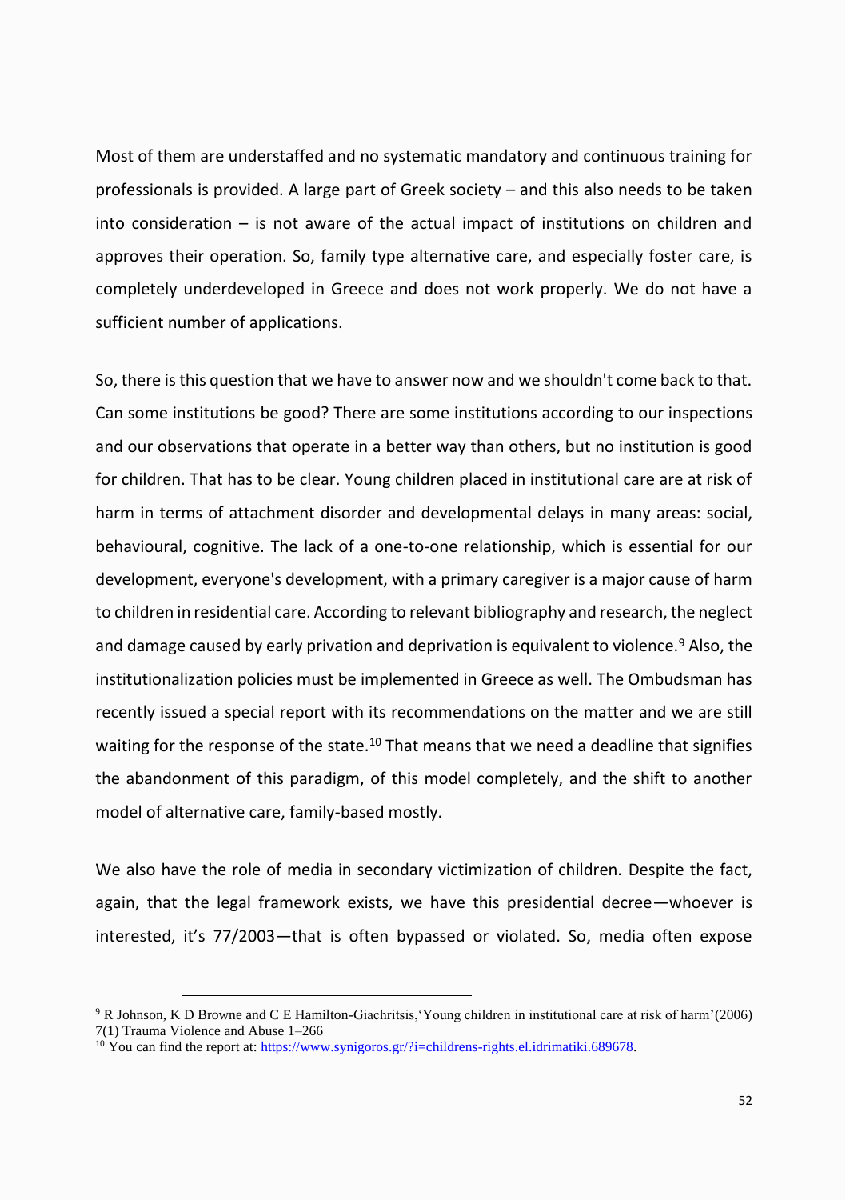Most of them are understaffed and no systematic mandatory and continuous training for professionals is provided. A large part of Greek society – and this also needs to be taken into consideration – is not aware of the actual impact of institutions on children and approves their operation. So, family type alternative care, and especially foster care, is completely underdeveloped in Greece and does not work properly. We do not have a sufficient number of applications.

So, there is this question that we have to answer now and we shouldn't come back to that. Can some institutions be good? There are some institutions according to our inspections and our observations that operate in a better way than others, but no institution is good for children. That has to be clear. Young children placed in institutional care are at risk of harm in terms of attachment disorder and developmental delays in many areas: social, behavioural, cognitive. The lack of a one-to-one relationship, which is essential for our development, everyone's development, with a primary caregiver is a major cause of harm to children in residential care. According to relevant bibliography and research, the neglect and damage caused by early privation and deprivation is equivalent to violence.[9] Also, the institutionalization policies must be implemented in Greece as well. The Ombudsman has recently issued a special report with its recommendations on the matter and we are still waiting for the response of the state.[10] That means that we need a deadline that signifies the abandonment of this paradigm, of this model completely, and the shift to another model of alternative care, family-based mostly.

We also have the role of media in secondary victimization of children. Despite the fact, again, that the legal framework exists, we have this presidential decree—whoever is interested, it's 77/2003—that is often bypassed or violated. So, media often expose

---

[9] R Johnson, K D Browne and C E Hamilton-Giachritsis,'Young children in institutional care at risk of harm'(2006) 7(1) Trauma Violence and Abuse 1–266

[10] You can find the report at: https://www.synigoros.gr/?i=childrens-rights.el.idrimatiki.689678.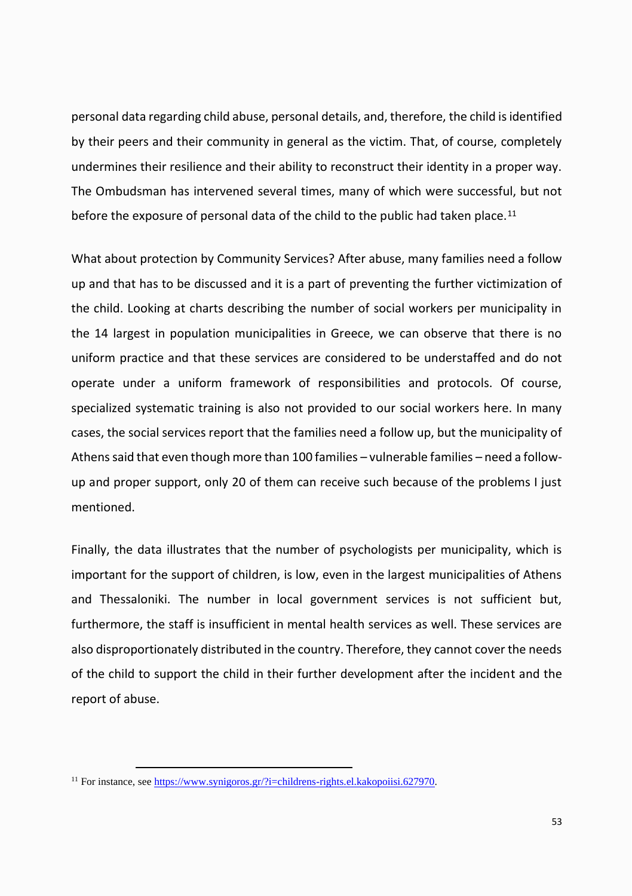personal data regarding child abuse, personal details, and, therefore, the child is identified by their peers and their community in general as the victim. That, of course, completely undermines their resilience and their ability to reconstruct their identity in a proper way. The Ombudsman has intervened several times, many of which were successful, but not before the exposure of personal data of the child to the public had taken place.[11]

What about protection by Community Services? After abuse, many families need a follow up and that has to be discussed and it is a part of preventing the further victimization of the child. Looking at charts describing the number of social workers per municipality in the 14 largest in population municipalities in Greece, we can observe that there is no uniform practice and that these services are considered to be understaffed and do not operate under a uniform framework of responsibilities and protocols. Of course, specialized systematic training is also not provided to our social workers here. In many cases, the social services report that the families need a follow up, but the municipality of Athens said that even though more than 100 families – vulnerable families – need a follow-up and proper support, only 20 of them can receive such because of the problems I just mentioned.

Finally, the data illustrates that the number of psychologists per municipality, which is important for the support of children, is low, even in the largest municipalities of Athens and Thessaloniki. The number in local government services is not sufficient but, furthermore, the staff is insufficient in mental health services as well. These services are also disproportionately distributed in the country. Therefore, they cannot cover the needs of the child to support the child in their further development after the incident and the report of abuse.

[11] For instance, see https://www.synigoros.gr/?i=childrens-rights.el.kakopoiisi.627970.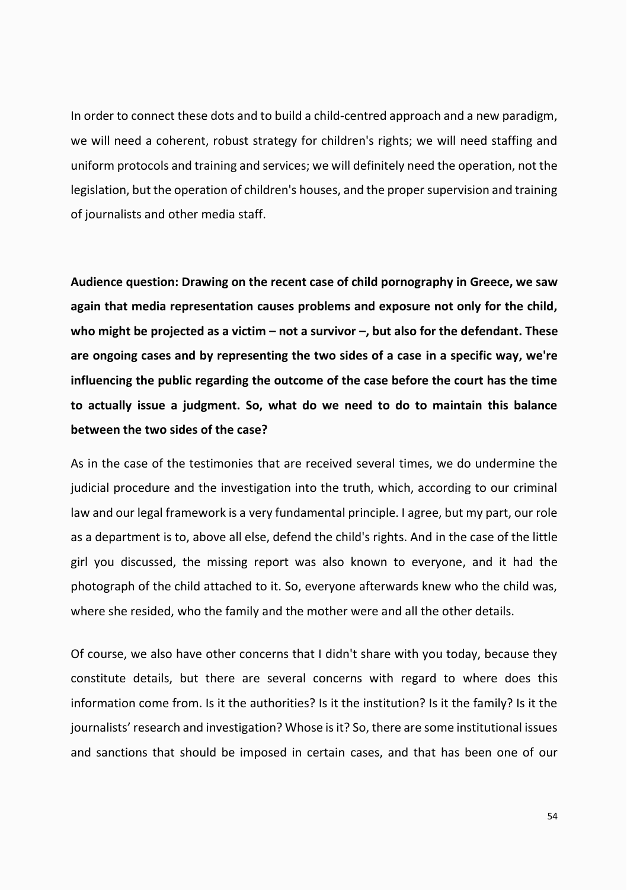In order to connect these dots and to build a child-centred approach and a new paradigm, we will need a coherent, robust strategy for children's rights; we will need staffing and uniform protocols and training and services; we will definitely need the operation, not the legislation, but the operation of children's houses, and the proper supervision and training of journalists and other media staff.

**Audience question: Drawing on the recent case of child pornography in Greece, we saw again that media representation causes problems and exposure not only for the child, who might be projected as a victim – not a survivor –, but also for the defendant. These are ongoing cases and by representing the two sides of a case in a specific way, we're influencing the public regarding the outcome of the case before the court has the time to actually issue a judgment. So, what do we need to do to maintain this balance between the two sides of the case?**

As in the case of the testimonies that are received several times, we do undermine the judicial procedure and the investigation into the truth, which, according to our criminal law and our legal framework is a very fundamental principle. I agree, but my part, our role as a department is to, above all else, defend the child's rights. And in the case of the little girl you discussed, the missing report was also known to everyone, and it had the photograph of the child attached to it. So, everyone afterwards knew who the child was, where she resided, who the family and the mother were and all the other details.

Of course, we also have other concerns that I didn't share with you today, because they constitute details, but there are several concerns with regard to where does this information come from. Is it the authorities? Is it the institution? Is it the family? Is it the journalists' research and investigation? Whose is it? So, there are some institutional issues and sanctions that should be imposed in certain cases, and that has been one of our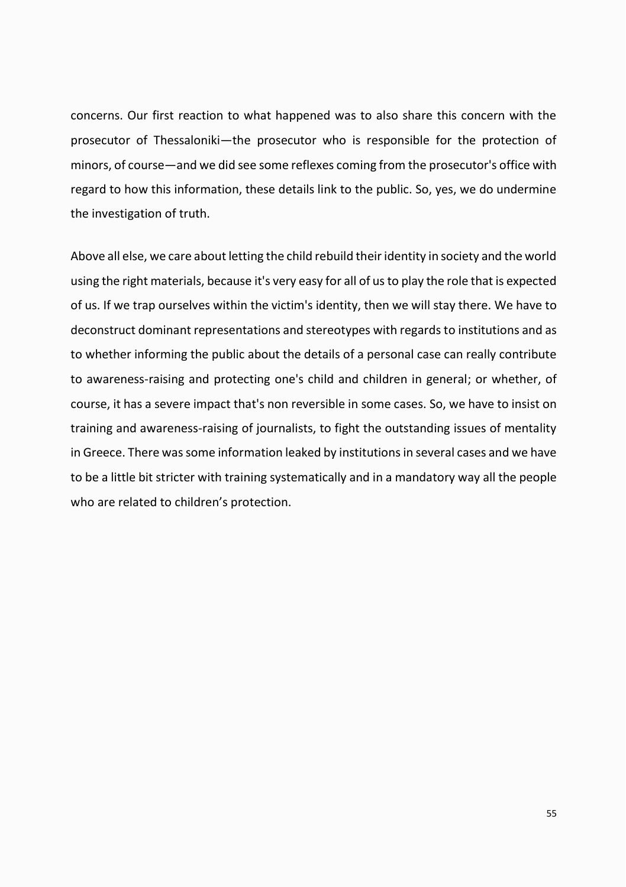concerns. Our first reaction to what happened was to also share this concern with the prosecutor of Thessaloniki—the prosecutor who is responsible for the protection of minors, of course—and we did see some reflexes coming from the prosecutor's office with regard to how this information, these details link to the public. So, yes, we do undermine the investigation of truth.

Above all else, we care about letting the child rebuild their identity in society and the world using the right materials, because it's very easy for all of us to play the role that is expected of us. If we trap ourselves within the victim's identity, then we will stay there. We have to deconstruct dominant representations and stereotypes with regards to institutions and as to whether informing the public about the details of a personal case can really contribute to awareness-raising and protecting one's child and children in general; or whether, of course, it has a severe impact that's non reversible in some cases. So, we have to insist on training and awareness-raising of journalists, to fight the outstanding issues of mentality in Greece. There was some information leaked by institutions in several cases and we have to be a little bit stricter with training systematically and in a mandatory way all the people who are related to children's protection.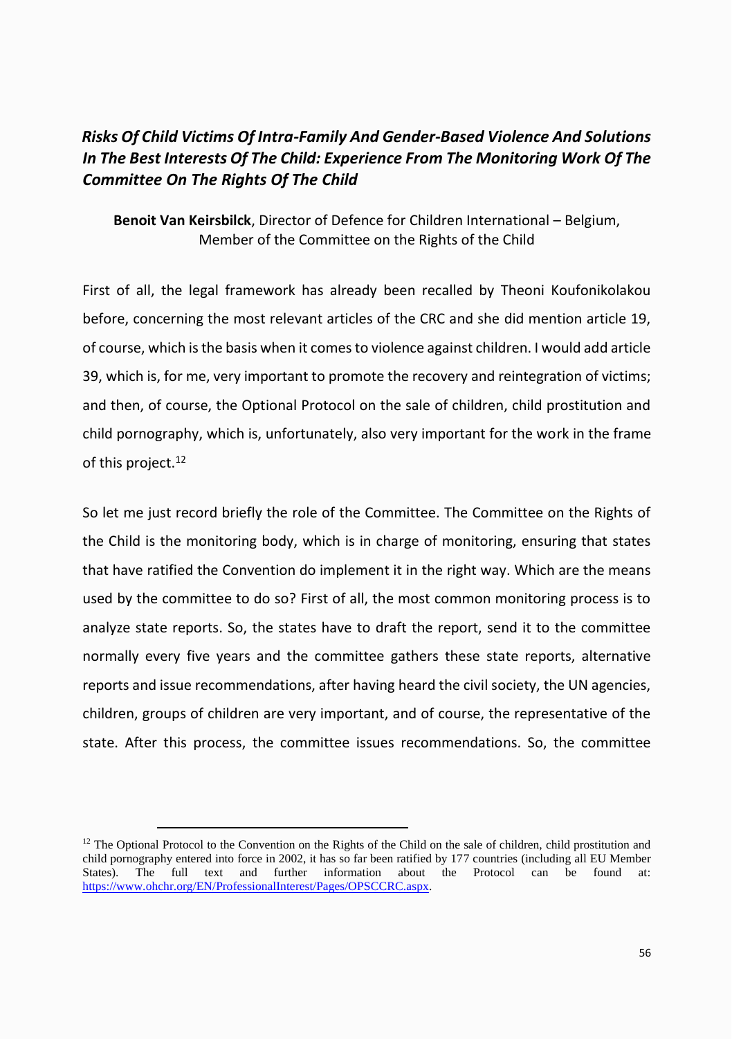## *Risks Of Child Victims Of Intra-Family And Gender-Based Violence And Solutions In The Best Interests Of The Child: Experience From The Monitoring Work Of The Committee On The Rights Of The Child*

**Benoit Van Keirsbilck**, Director of Defence for Children International – Belgium, Member of the Committee on the Rights of the Child

First of all, the legal framework has already been recalled by Theoni Koufonikolakou before, concerning the most relevant articles of the CRC and she did mention article 19, of course, which is the basis when it comes to violence against children. I would add article 39, which is, for me, very important to promote the recovery and reintegration of victims; and then, of course, the Optional Protocol on the sale of children, child prostitution and child pornography, which is, unfortunately, also very important for the work in the frame of this project.[12]

So let me just record briefly the role of the Committee. The Committee on the Rights of the Child is the monitoring body, which is in charge of monitoring, ensuring that states that have ratified the Convention do implement it in the right way. Which are the means used by the committee to do so? First of all, the most common monitoring process is to analyze state reports. So, the states have to draft the report, send it to the committee normally every five years and the committee gathers these state reports, alternative reports and issue recommendations, after having heard the civil society, the UN agencies, children, groups of children are very important, and of course, the representative of the state. After this process, the committee issues recommendations. So, the committee

---

[12] The Optional Protocol to the Convention on the Rights of the Child on the sale of children, child prostitution and child pornography entered into force in 2002, it has so far been ratified by 177 countries (including all EU Member States). The full text and further information about the Protocol can be found at: https://www.ohchr.org/EN/ProfessionalInterest/Pages/OPSCCRC.aspx.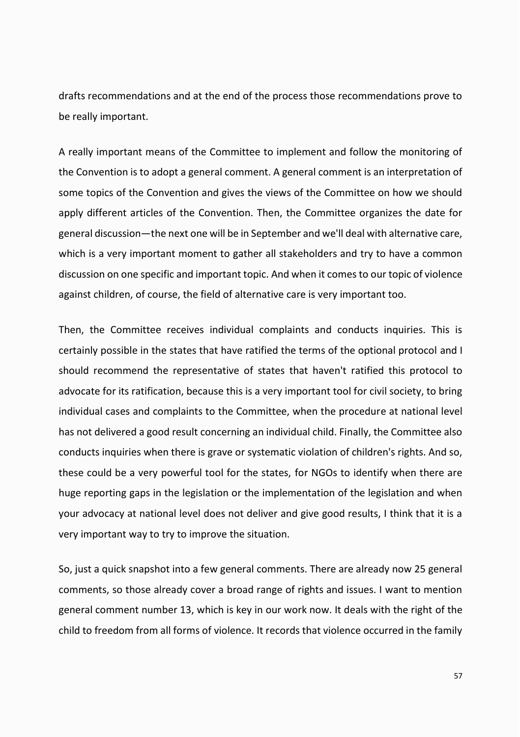drafts recommendations and at the end of the process those recommendations prove to be really important.

A really important means of the Committee to implement and follow the monitoring of the Convention is to adopt a general comment. A general comment is an interpretation of some topics of the Convention and gives the views of the Committee on how we should apply different articles of the Convention. Then, the Committee organizes the date for general discussion—the next one will be in September and we'll deal with alternative care, which is a very important moment to gather all stakeholders and try to have a common discussion on one specific and important topic. And when it comes to our topic of violence against children, of course, the field of alternative care is very important too.

Then, the Committee receives individual complaints and conducts inquiries. This is certainly possible in the states that have ratified the terms of the optional protocol and I should recommend the representative of states that haven't ratified this protocol to advocate for its ratification, because this is a very important tool for civil society, to bring individual cases and complaints to the Committee, when the procedure at national level has not delivered a good result concerning an individual child. Finally, the Committee also conducts inquiries when there is grave or systematic violation of children's rights. And so, these could be a very powerful tool for the states, for NGOs to identify when there are huge reporting gaps in the legislation or the implementation of the legislation and when your advocacy at national level does not deliver and give good results, I think that it is a very important way to try to improve the situation.

So, just a quick snapshot into a few general comments. There are already now 25 general comments, so those already cover a broad range of rights and issues. I want to mention general comment number 13, which is key in our work now. It deals with the right of the child to freedom from all forms of violence. It records that violence occurred in the family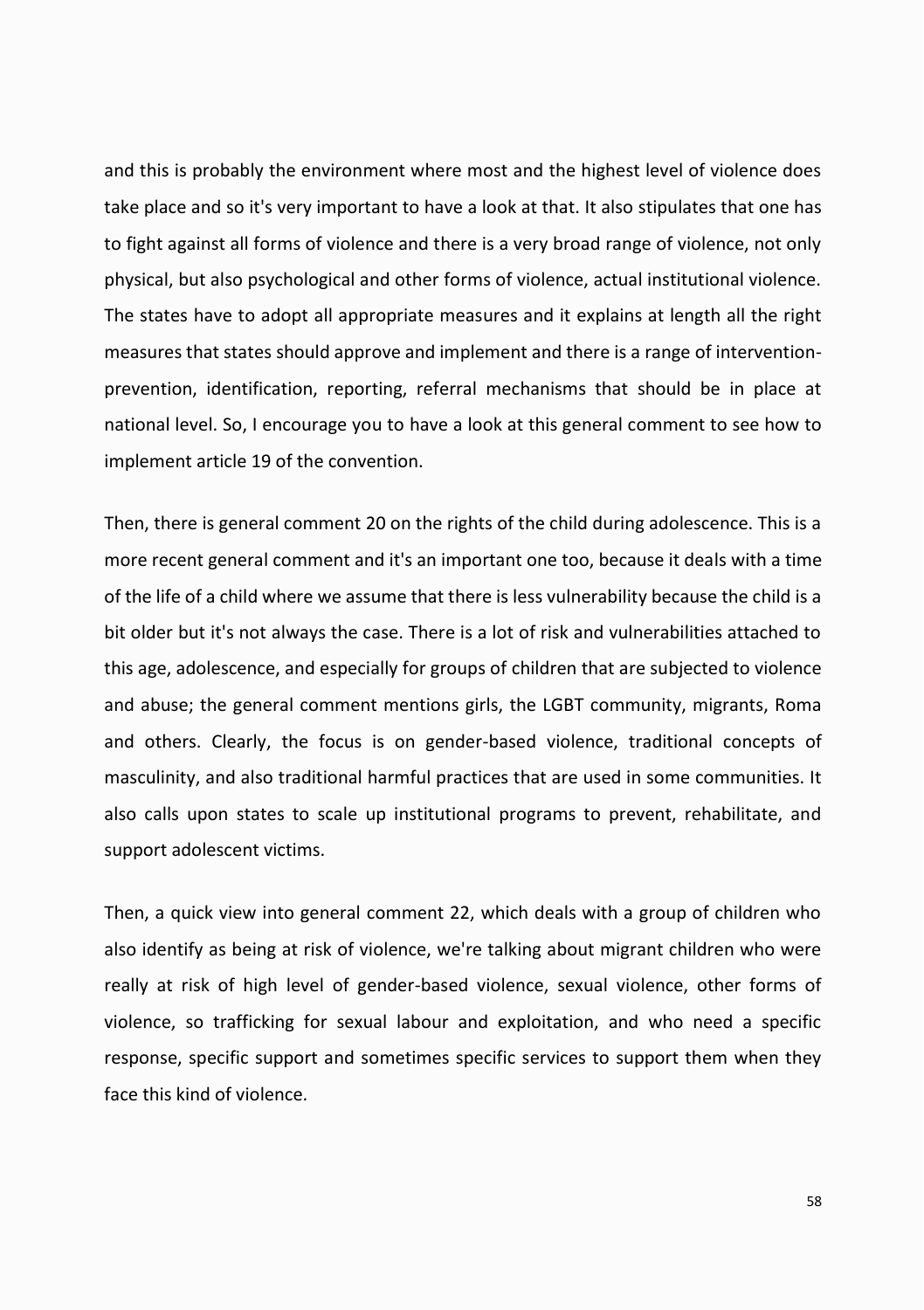and this is probably the environment where most and the highest level of violence does take place and so it's very important to have a look at that. It also stipulates that one has to fight against all forms of violence and there is a very broad range of violence, not only physical, but also psychological and other forms of violence, actual institutional violence. The states have to adopt all appropriate measures and it explains at length all the right measures that states should approve and implement and there is a range of intervention-prevention, identification, reporting, referral mechanisms that should be in place at national level. So, I encourage you to have a look at this general comment to see how to implement article 19 of the convention.

Then, there is general comment 20 on the rights of the child during adolescence. This is a more recent general comment and it's an important one too, because it deals with a time of the life of a child where we assume that there is less vulnerability because the child is a bit older but it's not always the case. There is a lot of risk and vulnerabilities attached to this age, adolescence, and especially for groups of children that are subjected to violence and abuse; the general comment mentions girls, the LGBT community, migrants, Roma and others. Clearly, the focus is on gender-based violence, traditional concepts of masculinity, and also traditional harmful practices that are used in some communities. It also calls upon states to scale up institutional programs to prevent, rehabilitate, and support adolescent victims.

Then, a quick view into general comment 22, which deals with a group of children who also identify as being at risk of violence, we're talking about migrant children who were really at risk of high level of gender-based violence, sexual violence, other forms of violence, so trafficking for sexual labour and exploitation, and who need a specific response, specific support and sometimes specific services to support them when they face this kind of violence.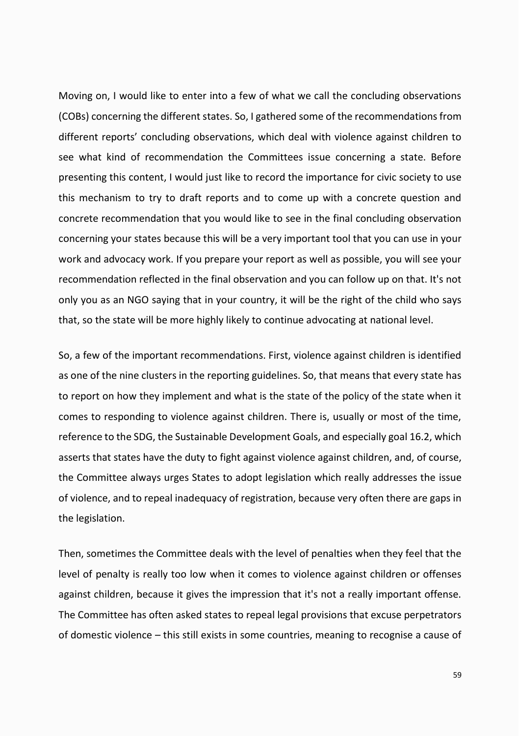Moving on, I would like to enter into a few of what we call the concluding observations (COBs) concerning the different states. So, I gathered some of the recommendations from different reports' concluding observations, which deal with violence against children to see what kind of recommendation the Committees issue concerning a state. Before presenting this content, I would just like to record the importance for civic society to use this mechanism to try to draft reports and to come up with a concrete question and concrete recommendation that you would like to see in the final concluding observation concerning your states because this will be a very important tool that you can use in your work and advocacy work. If you prepare your report as well as possible, you will see your recommendation reflected in the final observation and you can follow up on that. It's not only you as an NGO saying that in your country, it will be the right of the child who says that, so the state will be more highly likely to continue advocating at national level.

So, a few of the important recommendations. First, violence against children is identified as one of the nine clusters in the reporting guidelines. So, that means that every state has to report on how they implement and what is the state of the policy of the state when it comes to responding to violence against children. There is, usually or most of the time, reference to the SDG, the Sustainable Development Goals, and especially goal 16.2, which asserts that states have the duty to fight against violence against children, and, of course, the Committee always urges States to adopt legislation which really addresses the issue of violence, and to repeal inadequacy of registration, because very often there are gaps in the legislation.

Then, sometimes the Committee deals with the level of penalties when they feel that the level of penalty is really too low when it comes to violence against children or offenses against children, because it gives the impression that it's not a really important offense. The Committee has often asked states to repeal legal provisions that excuse perpetrators of domestic violence – this still exists in some countries, meaning to recognise a cause of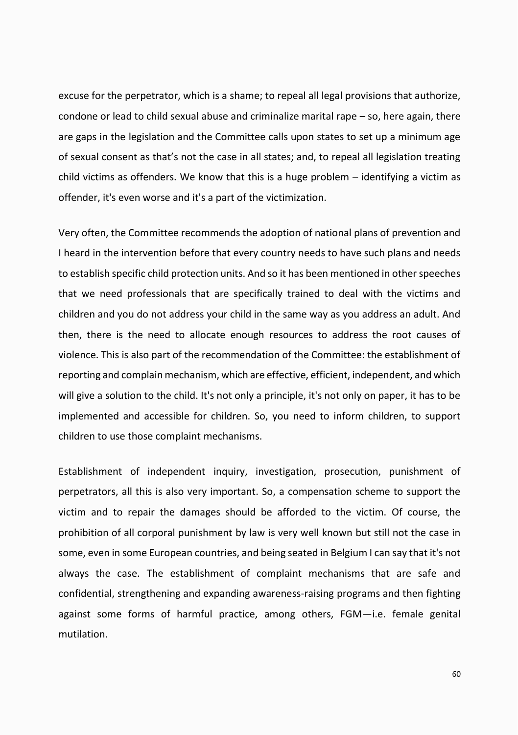excuse for the perpetrator, which is a shame; to repeal all legal provisions that authorize, condone or lead to child sexual abuse and criminalize marital rape – so, here again, there are gaps in the legislation and the Committee calls upon states to set up a minimum age of sexual consent as that's not the case in all states; and, to repeal all legislation treating child victims as offenders. We know that this is a huge problem – identifying a victim as offender, it's even worse and it's a part of the victimization.

Very often, the Committee recommends the adoption of national plans of prevention and I heard in the intervention before that every country needs to have such plans and needs to establish specific child protection units. And so it has been mentioned in other speeches that we need professionals that are specifically trained to deal with the victims and children and you do not address your child in the same way as you address an adult. And then, there is the need to allocate enough resources to address the root causes of violence. This is also part of the recommendation of the Committee: the establishment of reporting and complain mechanism, which are effective, efficient, independent, and which will give a solution to the child. It's not only a principle, it's not only on paper, it has to be implemented and accessible for children. So, you need to inform children, to support children to use those complaint mechanisms.

Establishment of independent inquiry, investigation, prosecution, punishment of perpetrators, all this is also very important. So, a compensation scheme to support the victim and to repair the damages should be afforded to the victim. Of course, the prohibition of all corporal punishment by law is very well known but still not the case in some, even in some European countries, and being seated in Belgium I can say that it's not always the case. The establishment of complaint mechanisms that are safe and confidential, strengthening and expanding awareness-raising programs and then fighting against some forms of harmful practice, among others, FGM—i.e. female genital mutilation.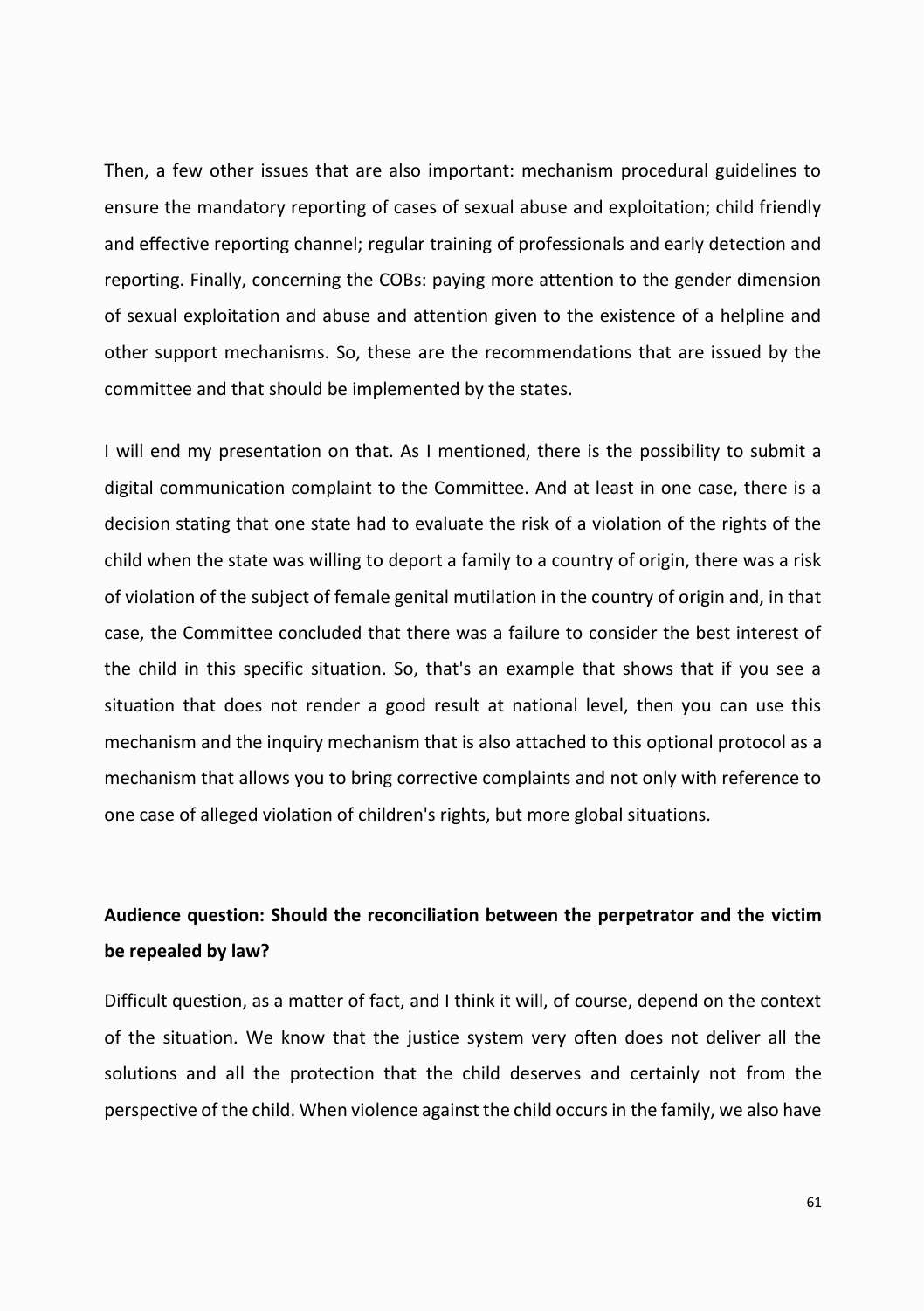Then, a few other issues that are also important: mechanism procedural guidelines to ensure the mandatory reporting of cases of sexual abuse and exploitation; child friendly and effective reporting channel; regular training of professionals and early detection and reporting. Finally, concerning the COBs: paying more attention to the gender dimension of sexual exploitation and abuse and attention given to the existence of a helpline and other support mechanisms. So, these are the recommendations that are issued by the committee and that should be implemented by the states.

I will end my presentation on that. As I mentioned, there is the possibility to submit a digital communication complaint to the Committee. And at least in one case, there is a decision stating that one state had to evaluate the risk of a violation of the rights of the child when the state was willing to deport a family to a country of origin, there was a risk of violation of the subject of female genital mutilation in the country of origin and, in that case, the Committee concluded that there was a failure to consider the best interest of the child in this specific situation. So, that's an example that shows that if you see a situation that does not render a good result at national level, then you can use this mechanism and the inquiry mechanism that is also attached to this optional protocol as a mechanism that allows you to bring corrective complaints and not only with reference to one case of alleged violation of children's rights, but more global situations.

**Audience question: Should the reconciliation between the perpetrator and the victim be repealed by law?**

Difficult question, as a matter of fact, and I think it will, of course, depend on the context of the situation. We know that the justice system very often does not deliver all the solutions and all the protection that the child deserves and certainly not from the perspective of the child. When violence against the child occurs in the family, we also have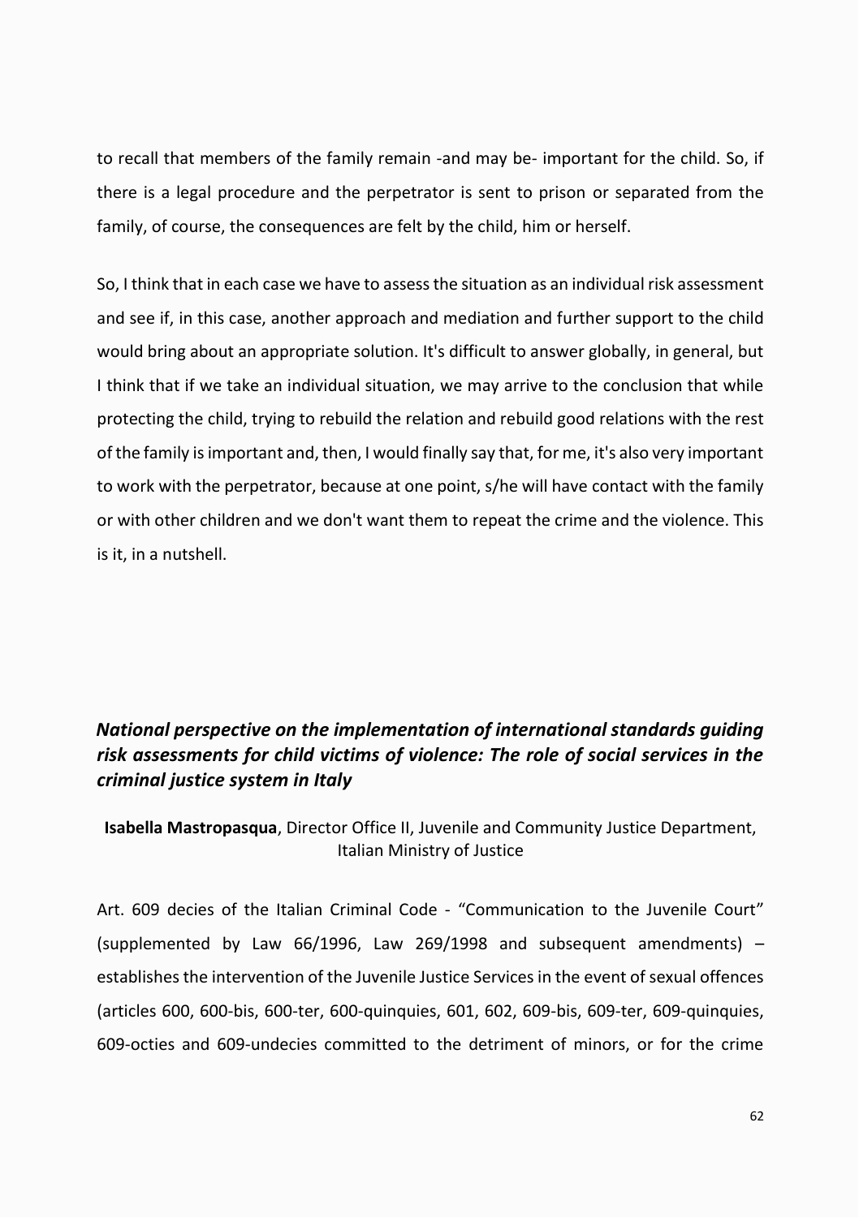to recall that members of the family remain -and may be- important for the child. So, if there is a legal procedure and the perpetrator is sent to prison or separated from the family, of course, the consequences are felt by the child, him or herself.

So, I think that in each case we have to assess the situation as an individual risk assessment and see if, in this case, another approach and mediation and further support to the child would bring about an appropriate solution. It's difficult to answer globally, in general, but I think that if we take an individual situation, we may arrive to the conclusion that while protecting the child, trying to rebuild the relation and rebuild good relations with the rest of the family is important and, then, I would finally say that, for me, it's also very important to work with the perpetrator, because at one point, s/he will have contact with the family or with other children and we don't want them to repeat the crime and the violence. This is it, in a nutshell.

## *National perspective on the implementation of international standards guiding risk assessments for child victims of violence: The role of social services in the criminal justice system in Italy*

**Isabella Mastropasqua**, Director Office II, Juvenile and Community Justice Department, Italian Ministry of Justice

Art. 609 decies of the Italian Criminal Code - "Communication to the Juvenile Court" (supplemented by Law 66/1996, Law 269/1998 and subsequent amendments) – establishes the intervention of the Juvenile Justice Services in the event of sexual offences (articles 600, 600-bis, 600-ter, 600-quinquies, 601, 602, 609-bis, 609-ter, 609-quinquies, 609-octies and 609-undecies committed to the detriment of minors, or for the crime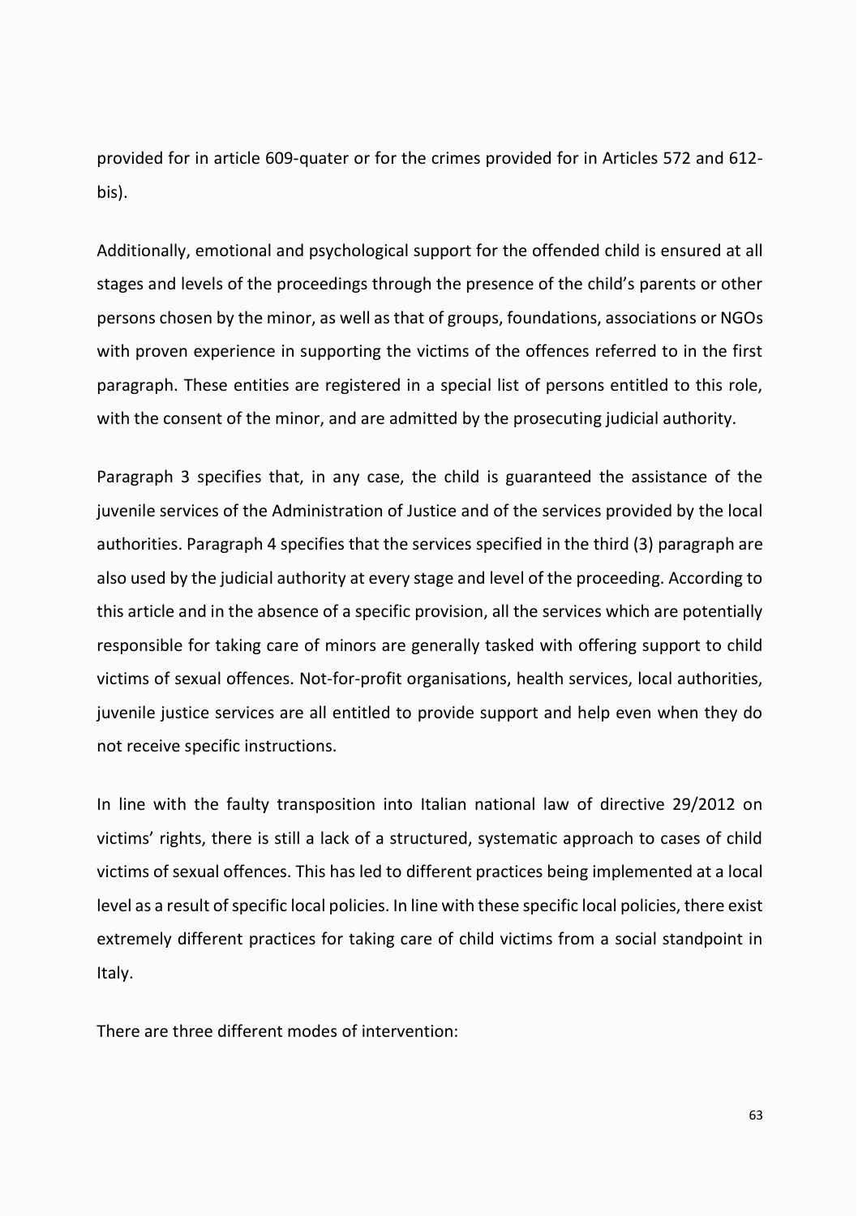provided for in article 609-quater or for the crimes provided for in Articles 572 and 612-bis).

Additionally, emotional and psychological support for the offended child is ensured at all stages and levels of the proceedings through the presence of the child's parents or other persons chosen by the minor, as well as that of groups, foundations, associations or NGOs with proven experience in supporting the victims of the offences referred to in the first paragraph. These entities are registered in a special list of persons entitled to this role, with the consent of the minor, and are admitted by the prosecuting judicial authority.

Paragraph 3 specifies that, in any case, the child is guaranteed the assistance of the juvenile services of the Administration of Justice and of the services provided by the local authorities. Paragraph 4 specifies that the services specified in the third (3) paragraph are also used by the judicial authority at every stage and level of the proceeding. According to this article and in the absence of a specific provision, all the services which are potentially responsible for taking care of minors are generally tasked with offering support to child victims of sexual offences. Not-for-profit organisations, health services, local authorities, juvenile justice services are all entitled to provide support and help even when they do not receive specific instructions.

In line with the faulty transposition into Italian national law of directive 29/2012 on victims' rights, there is still a lack of a structured, systematic approach to cases of child victims of sexual offences. This has led to different practices being implemented at a local level as a result of specific local policies. In line with these specific local policies, there exist extremely different practices for taking care of child victims from a social standpoint in Italy.

There are three different modes of intervention: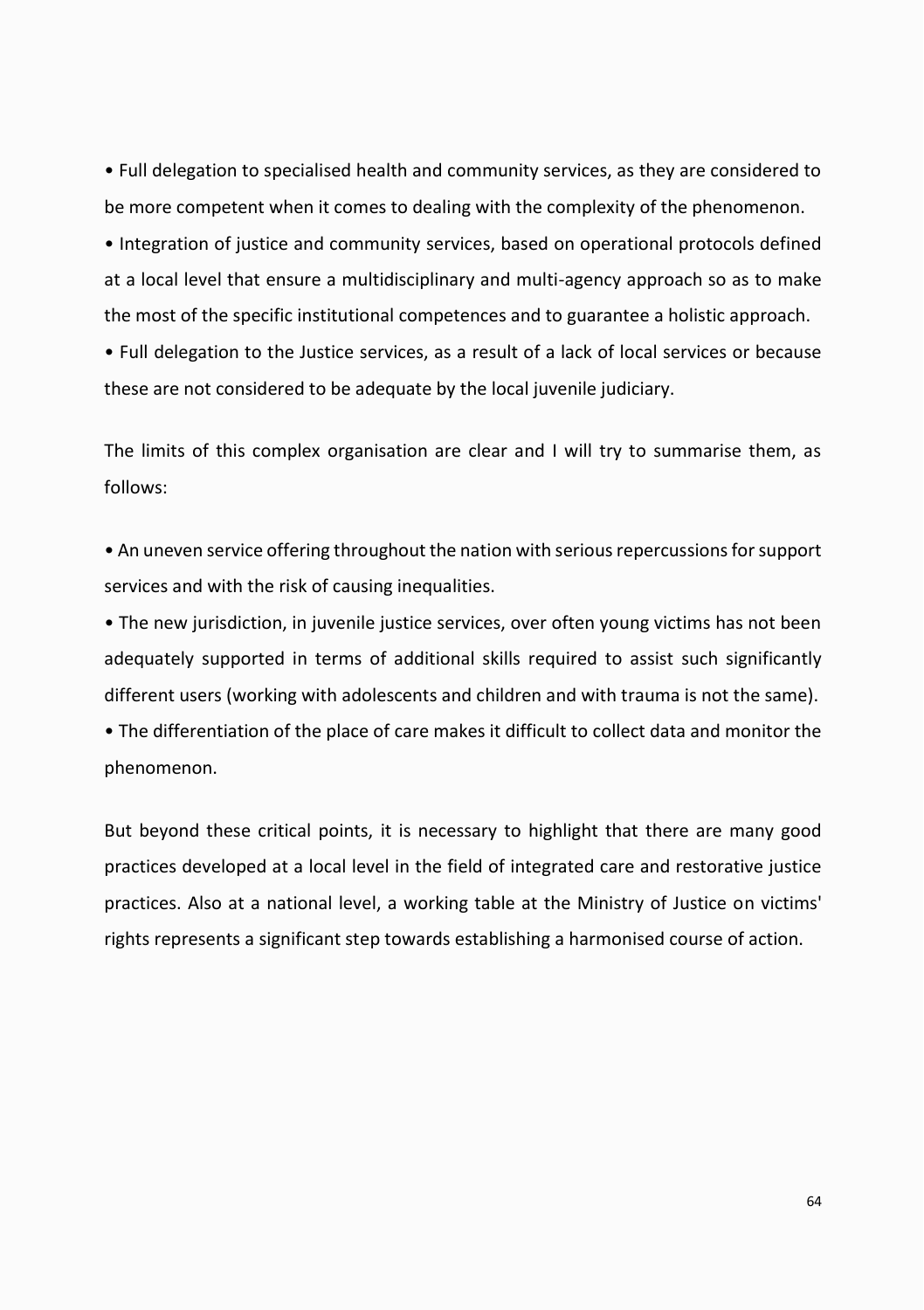- Full delegation to specialised health and community services, as they are considered to be more competent when it comes to dealing with the complexity of the phenomenon.
- Integration of justice and community services, based on operational protocols defined at a local level that ensure a multidisciplinary and multi-agency approach so as to make the most of the specific institutional competences and to guarantee a holistic approach.
- Full delegation to the Justice services, as a result of a lack of local services or because these are not considered to be adequate by the local juvenile judiciary.

The limits of this complex organisation are clear and I will try to summarise them, as follows:

- An uneven service offering throughout the nation with serious repercussions for support services and with the risk of causing inequalities.
- The new jurisdiction, in juvenile justice services, over often young victims has not been adequately supported in terms of additional skills required to assist such significantly different users (working with adolescents and children and with trauma is not the same).
- The differentiation of the place of care makes it difficult to collect data and monitor the phenomenon.

But beyond these critical points, it is necessary to highlight that there are many good practices developed at a local level in the field of integrated care and restorative justice practices. Also at a national level, a working table at the Ministry of Justice on victims' rights represents a significant step towards establishing a harmonised course of action.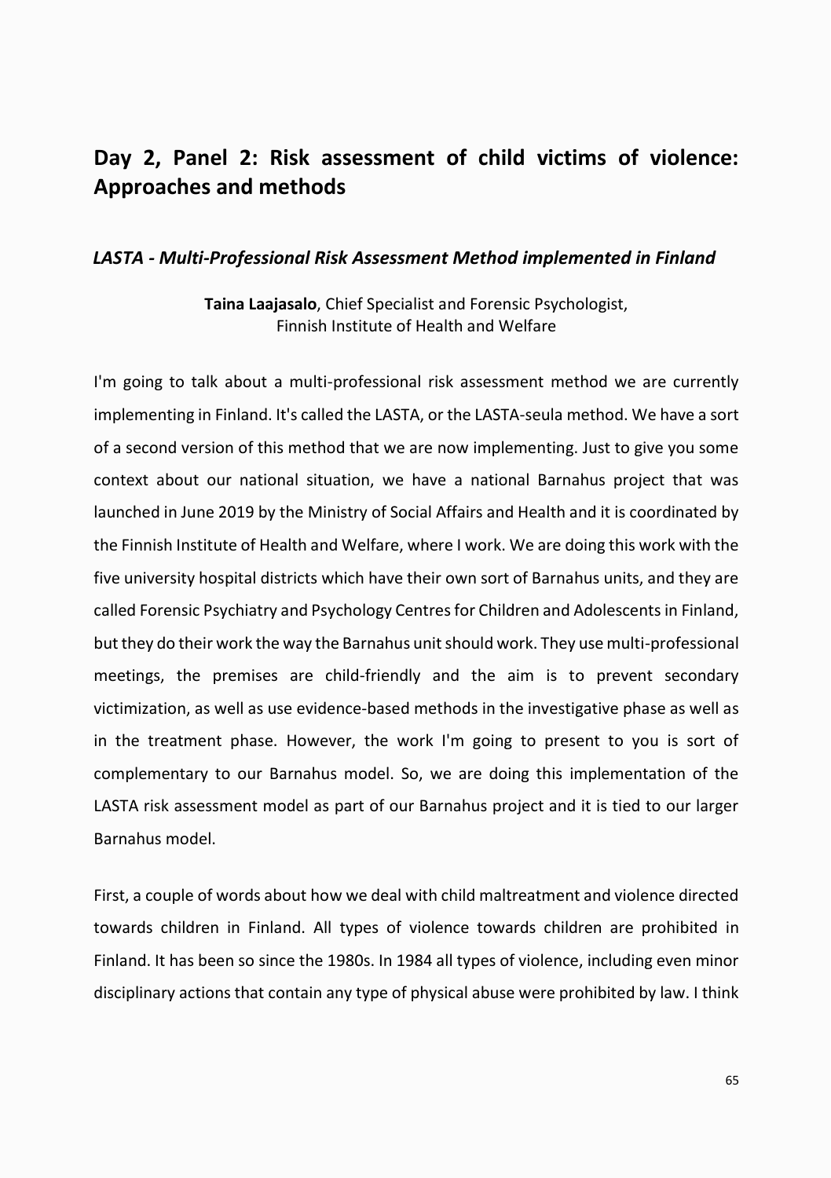## Day 2, Panel 2: Risk assessment of child victims of violence: Approaches and methods

### *LASTA - Multi-Professional Risk Assessment Method implemented in Finland*

**Taina Laajasalo**, Chief Specialist and Forensic Psychologist,
Finnish Institute of Health and Welfare

I'm going to talk about a multi-professional risk assessment method we are currently implementing in Finland. It's called the LASTA, or the LASTA-seula method. We have a sort of a second version of this method that we are now implementing. Just to give you some context about our national situation, we have a national Barnahus project that was launched in June 2019 by the Ministry of Social Affairs and Health and it is coordinated by the Finnish Institute of Health and Welfare, where I work. We are doing this work with the five university hospital districts which have their own sort of Barnahus units, and they are called Forensic Psychiatry and Psychology Centres for Children and Adolescents in Finland, but they do their work the way the Barnahus unit should work. They use multi-professional meetings, the premises are child-friendly and the aim is to prevent secondary victimization, as well as use evidence-based methods in the investigative phase as well as in the treatment phase. However, the work I'm going to present to you is sort of complementary to our Barnahus model. So, we are doing this implementation of the LASTA risk assessment model as part of our Barnahus project and it is tied to our larger Barnahus model.

First, a couple of words about how we deal with child maltreatment and violence directed towards children in Finland. All types of violence towards children are prohibited in Finland. It has been so since the 1980s. In 1984 all types of violence, including even minor disciplinary actions that contain any type of physical abuse were prohibited by law. I think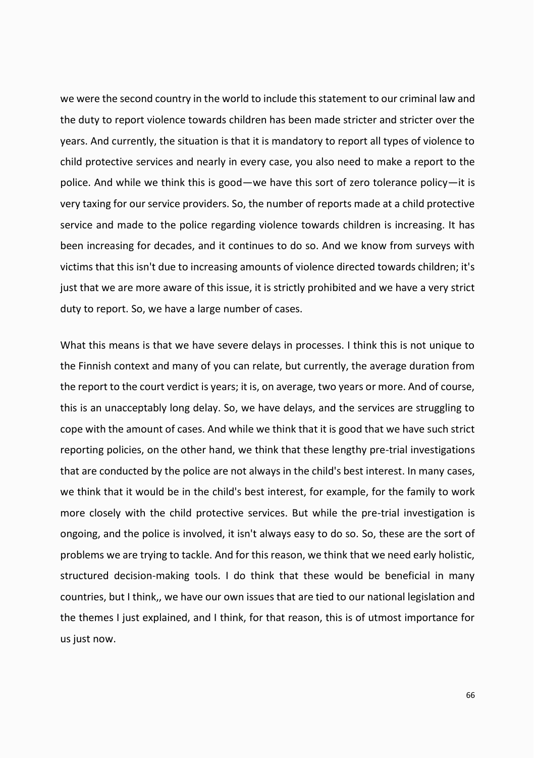we were the second country in the world to include this statement to our criminal law and the duty to report violence towards children has been made stricter and stricter over the years. And currently, the situation is that it is mandatory to report all types of violence to child protective services and nearly in every case, you also need to make a report to the police. And while we think this is good—we have this sort of zero tolerance policy—it is very taxing for our service providers. So, the number of reports made at a child protective service and made to the police regarding violence towards children is increasing. It has been increasing for decades, and it continues to do so. And we know from surveys with victims that this isn't due to increasing amounts of violence directed towards children; it's just that we are more aware of this issue, it is strictly prohibited and we have a very strict duty to report. So, we have a large number of cases.

What this means is that we have severe delays in processes. I think this is not unique to the Finnish context and many of you can relate, but currently, the average duration from the report to the court verdict is years; it is, on average, two years or more. And of course, this is an unacceptably long delay. So, we have delays, and the services are struggling to cope with the amount of cases. And while we think that it is good that we have such strict reporting policies, on the other hand, we think that these lengthy pre-trial investigations that are conducted by the police are not always in the child's best interest. In many cases, we think that it would be in the child's best interest, for example, for the family to work more closely with the child protective services. But while the pre-trial investigation is ongoing, and the police is involved, it isn't always easy to do so. So, these are the sort of problems we are trying to tackle. And for this reason, we think that we need early holistic, structured decision-making tools. I do think that these would be beneficial in many countries, but I think,, we have our own issues that are tied to our national legislation and the themes I just explained, and I think, for that reason, this is of utmost importance for us just now.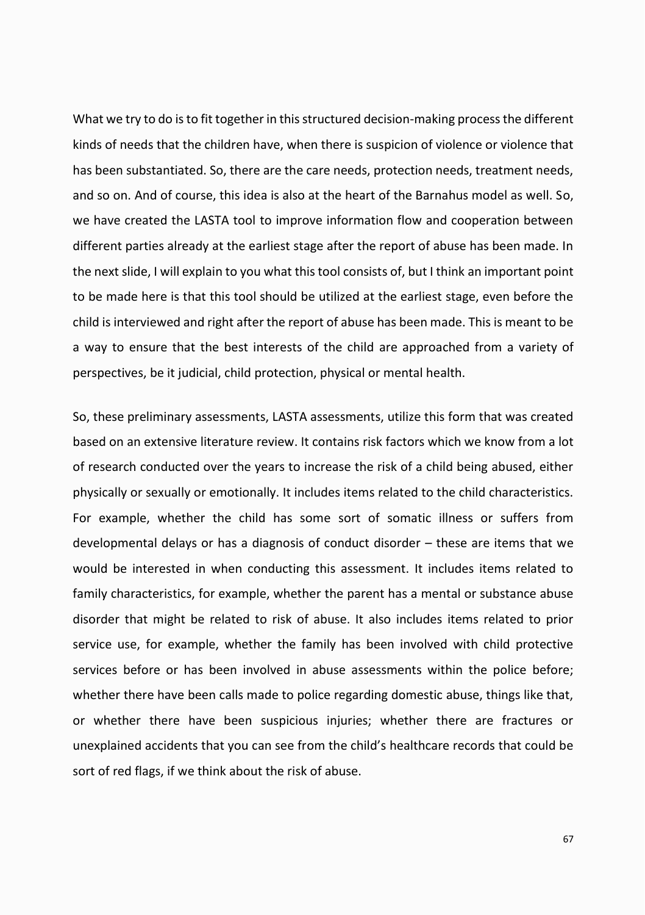What we try to do is to fit together in this structured decision-making process the different kinds of needs that the children have, when there is suspicion of violence or violence that has been substantiated. So, there are the care needs, protection needs, treatment needs, and so on. And of course, this idea is also at the heart of the Barnahus model as well. So, we have created the LASTA tool to improve information flow and cooperation between different parties already at the earliest stage after the report of abuse has been made. In the next slide, I will explain to you what this tool consists of, but I think an important point to be made here is that this tool should be utilized at the earliest stage, even before the child is interviewed and right after the report of abuse has been made. This is meant to be a way to ensure that the best interests of the child are approached from a variety of perspectives, be it judicial, child protection, physical or mental health.

So, these preliminary assessments, LASTA assessments, utilize this form that was created based on an extensive literature review. It contains risk factors which we know from a lot of research conducted over the years to increase the risk of a child being abused, either physically or sexually or emotionally. It includes items related to the child characteristics. For example, whether the child has some sort of somatic illness or suffers from developmental delays or has a diagnosis of conduct disorder – these are items that we would be interested in when conducting this assessment. It includes items related to family characteristics, for example, whether the parent has a mental or substance abuse disorder that might be related to risk of abuse. It also includes items related to prior service use, for example, whether the family has been involved with child protective services before or has been involved in abuse assessments within the police before; whether there have been calls made to police regarding domestic abuse, things like that, or whether there have been suspicious injuries; whether there are fractures or unexplained accidents that you can see from the child's healthcare records that could be sort of red flags, if we think about the risk of abuse.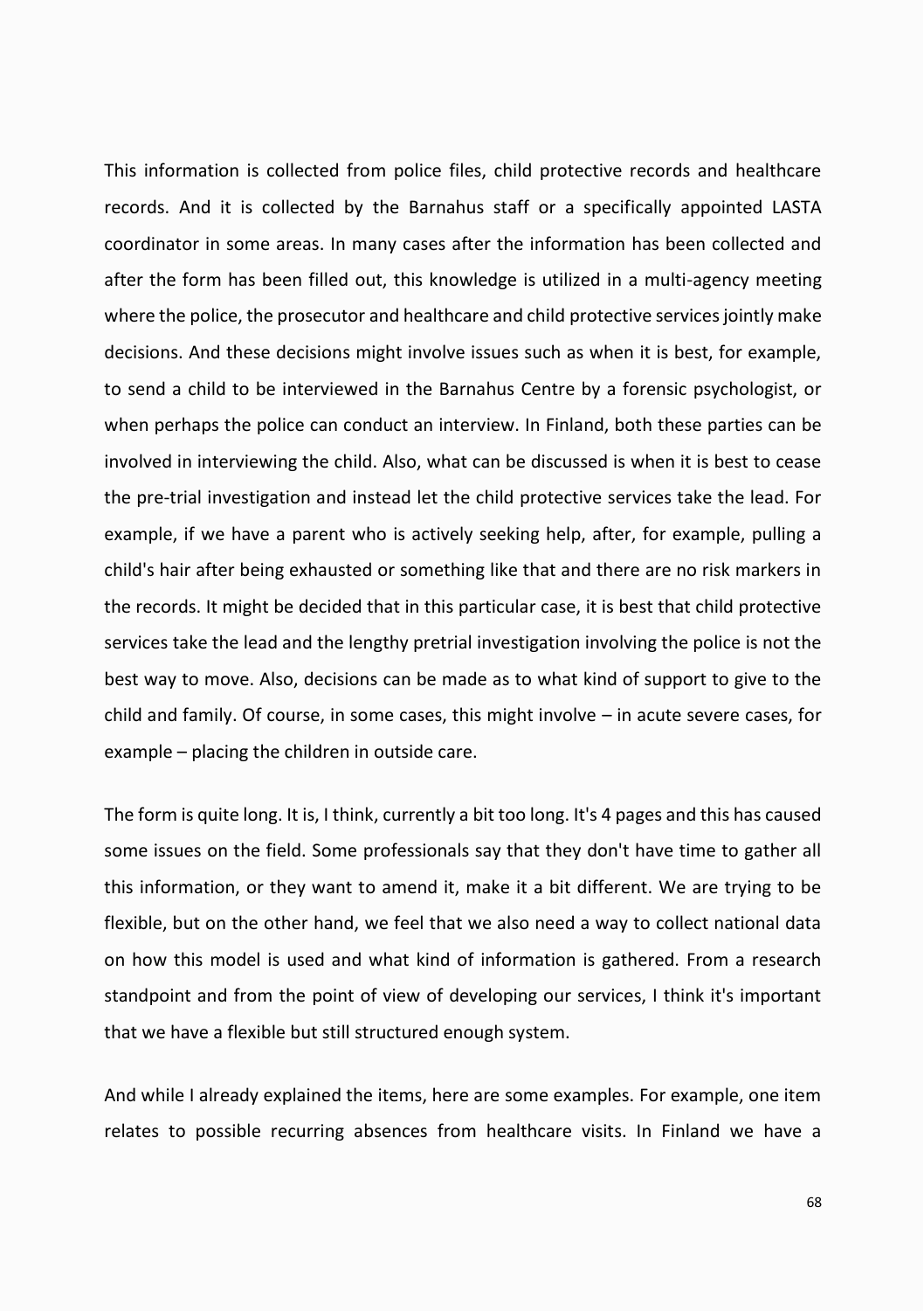This information is collected from police files, child protective records and healthcare records. And it is collected by the Barnahus staff or a specifically appointed LASTA coordinator in some areas. In many cases after the information has been collected and after the form has been filled out, this knowledge is utilized in a multi-agency meeting where the police, the prosecutor and healthcare and child protective services jointly make decisions. And these decisions might involve issues such as when it is best, for example, to send a child to be interviewed in the Barnahus Centre by a forensic psychologist, or when perhaps the police can conduct an interview. In Finland, both these parties can be involved in interviewing the child. Also, what can be discussed is when it is best to cease the pre-trial investigation and instead let the child protective services take the lead. For example, if we have a parent who is actively seeking help, after, for example, pulling a child's hair after being exhausted or something like that and there are no risk markers in the records. It might be decided that in this particular case, it is best that child protective services take the lead and the lengthy pretrial investigation involving the police is not the best way to move. Also, decisions can be made as to what kind of support to give to the child and family. Of course, in some cases, this might involve – in acute severe cases, for example – placing the children in outside care.

The form is quite long. It is, I think, currently a bit too long. It's 4 pages and this has caused some issues on the field. Some professionals say that they don't have time to gather all this information, or they want to amend it, make it a bit different. We are trying to be flexible, but on the other hand, we feel that we also need a way to collect national data on how this model is used and what kind of information is gathered. From a research standpoint and from the point of view of developing our services, I think it's important that we have a flexible but still structured enough system.

And while I already explained the items, here are some examples. For example, one item relates to possible recurring absences from healthcare visits. In Finland we have a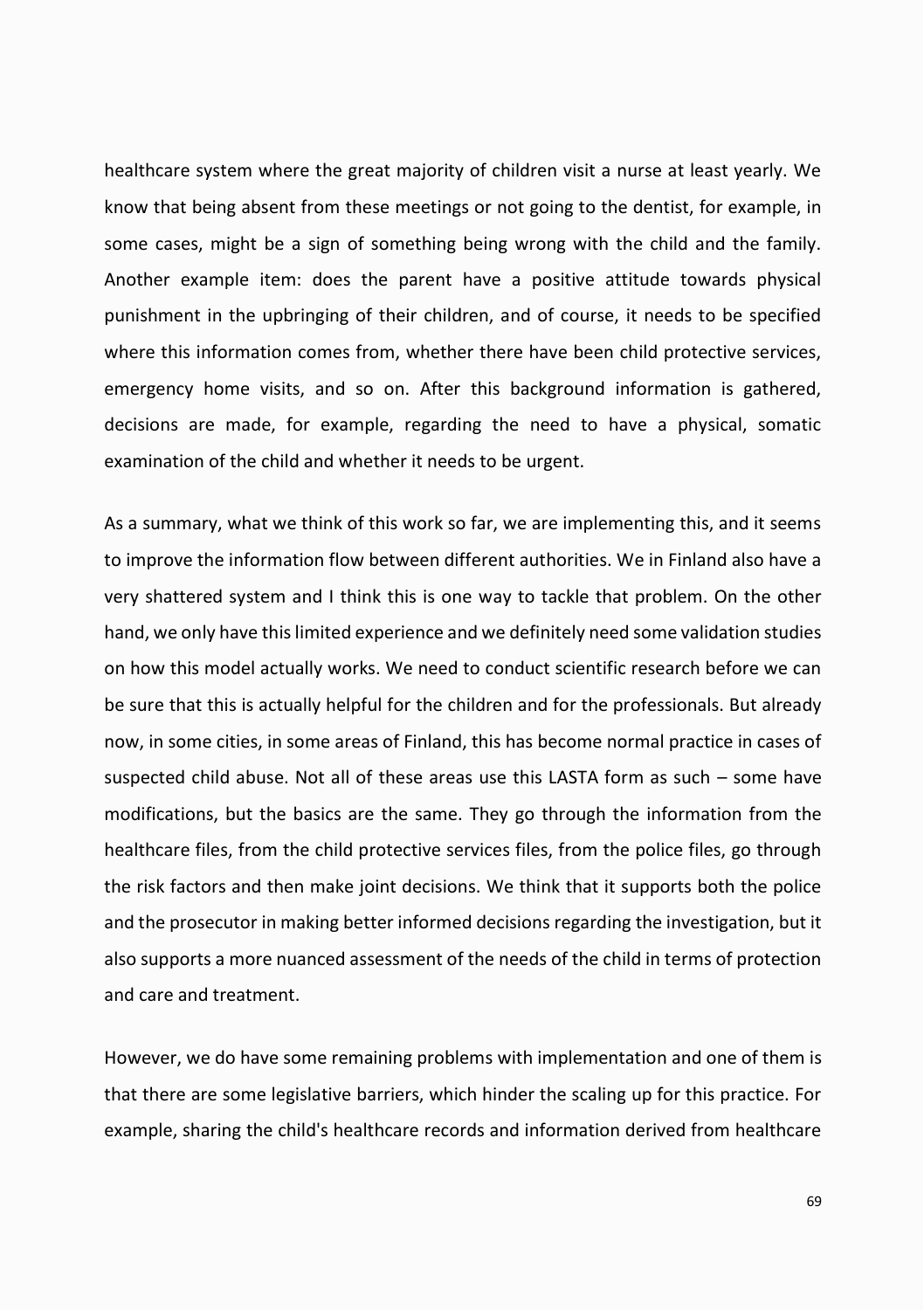healthcare system where the great majority of children visit a nurse at least yearly. We know that being absent from these meetings or not going to the dentist, for example, in some cases, might be a sign of something being wrong with the child and the family. Another example item: does the parent have a positive attitude towards physical punishment in the upbringing of their children, and of course, it needs to be specified where this information comes from, whether there have been child protective services, emergency home visits, and so on. After this background information is gathered, decisions are made, for example, regarding the need to have a physical, somatic examination of the child and whether it needs to be urgent.

As a summary, what we think of this work so far, we are implementing this, and it seems to improve the information flow between different authorities. We in Finland also have a very shattered system and I think this is one way to tackle that problem. On the other hand, we only have this limited experience and we definitely need some validation studies on how this model actually works. We need to conduct scientific research before we can be sure that this is actually helpful for the children and for the professionals. But already now, in some cities, in some areas of Finland, this has become normal practice in cases of suspected child abuse. Not all of these areas use this LASTA form as such – some have modifications, but the basics are the same. They go through the information from the healthcare files, from the child protective services files, from the police files, go through the risk factors and then make joint decisions. We think that it supports both the police and the prosecutor in making better informed decisions regarding the investigation, but it also supports a more nuanced assessment of the needs of the child in terms of protection and care and treatment.

However, we do have some remaining problems with implementation and one of them is that there are some legislative barriers, which hinder the scaling up for this practice. For example, sharing the child's healthcare records and information derived from healthcare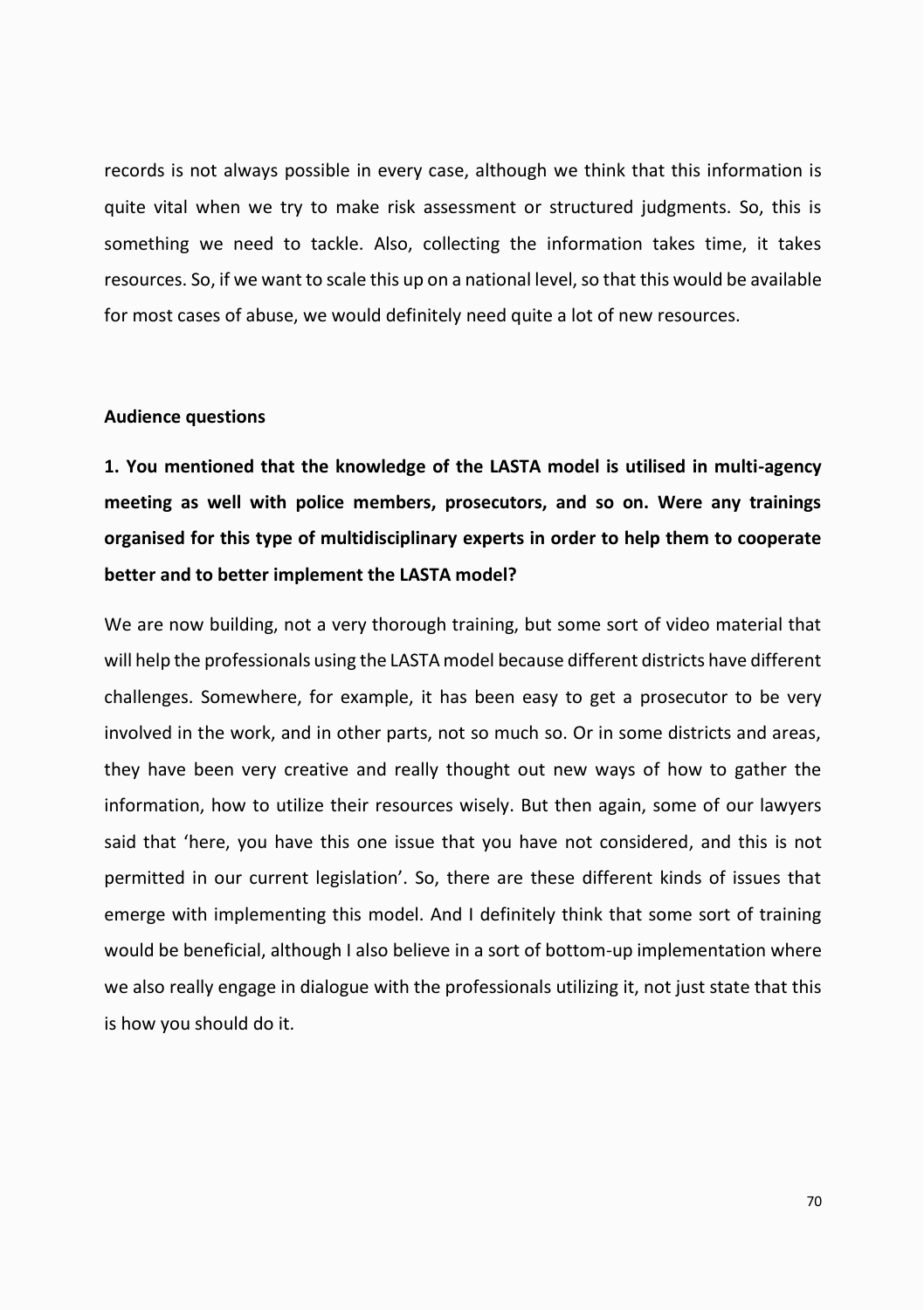records is not always possible in every case, although we think that this information is quite vital when we try to make risk assessment or structured judgments. So, this is something we need to tackle. Also, collecting the information takes time, it takes resources. So, if we want to scale this up on a national level, so that this would be available for most cases of abuse, we would definitely need quite a lot of new resources.

**Audience questions**

**1. You mentioned that the knowledge of the LASTA model is utilised in multi-agency meeting as well with police members, prosecutors, and so on. Were any trainings organised for this type of multidisciplinary experts in order to help them to cooperate better and to better implement the LASTA model?**

We are now building, not a very thorough training, but some sort of video material that will help the professionals using the LASTA model because different districts have different challenges. Somewhere, for example, it has been easy to get a prosecutor to be very involved in the work, and in other parts, not so much so. Or in some districts and areas, they have been very creative and really thought out new ways of how to gather the information, how to utilize their resources wisely. But then again, some of our lawyers said that 'here, you have this one issue that you have not considered, and this is not permitted in our current legislation'. So, there are these different kinds of issues that emerge with implementing this model. And I definitely think that some sort of training would be beneficial, although I also believe in a sort of bottom-up implementation where we also really engage in dialogue with the professionals utilizing it, not just state that this is how you should do it.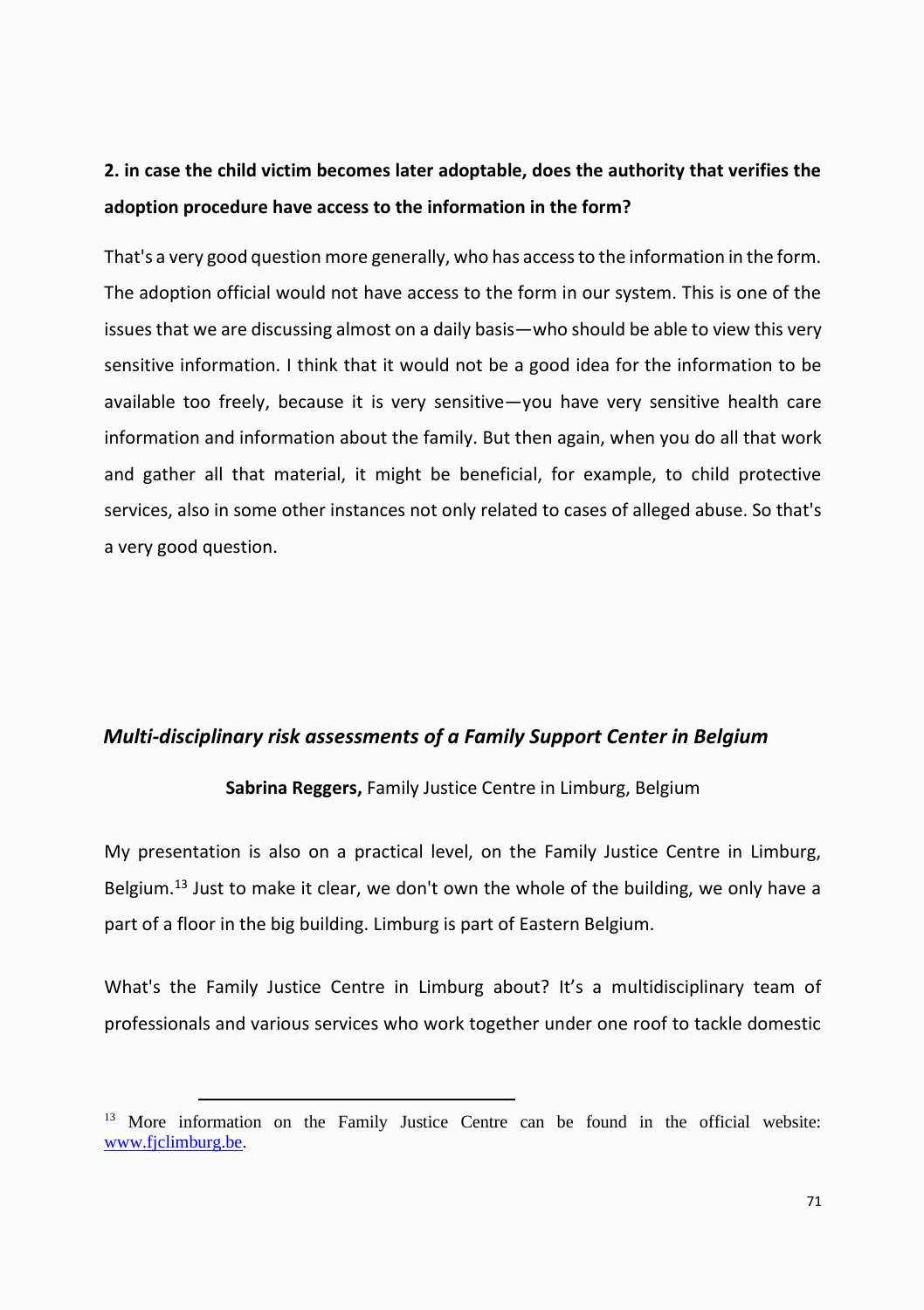**2. in case the child victim becomes later adoptable, does the authority that verifies the adoption procedure have access to the information in the form?**

That's a very good question more generally, who has access to the information in the form. The adoption official would not have access to the form in our system. This is one of the issues that we are discussing almost on a daily basis—who should be able to view this very sensitive information. I think that it would not be a good idea for the information to be available too freely, because it is very sensitive—you have very sensitive health care information and information about the family. But then again, when you do all that work and gather all that material, it might be beneficial, for example, to child protective services, also in some other instances not only related to cases of alleged abuse. So that's a very good question.

## *Multi-disciplinary risk assessments of a Family Support Center in Belgium*

**Sabrina Reggers,** Family Justice Centre in Limburg, Belgium

My presentation is also on a practical level, on the Family Justice Centre in Limburg, Belgium.[13] Just to make it clear, we don't own the whole of the building, we only have a part of a floor in the big building. Limburg is part of Eastern Belgium.

What's the Family Justice Centre in Limburg about? It's a multidisciplinary team of professionals and various services who work together under one roof to tackle domestic

[13] More information on the Family Justice Centre can be found in the official website: www.fjclimburg.be.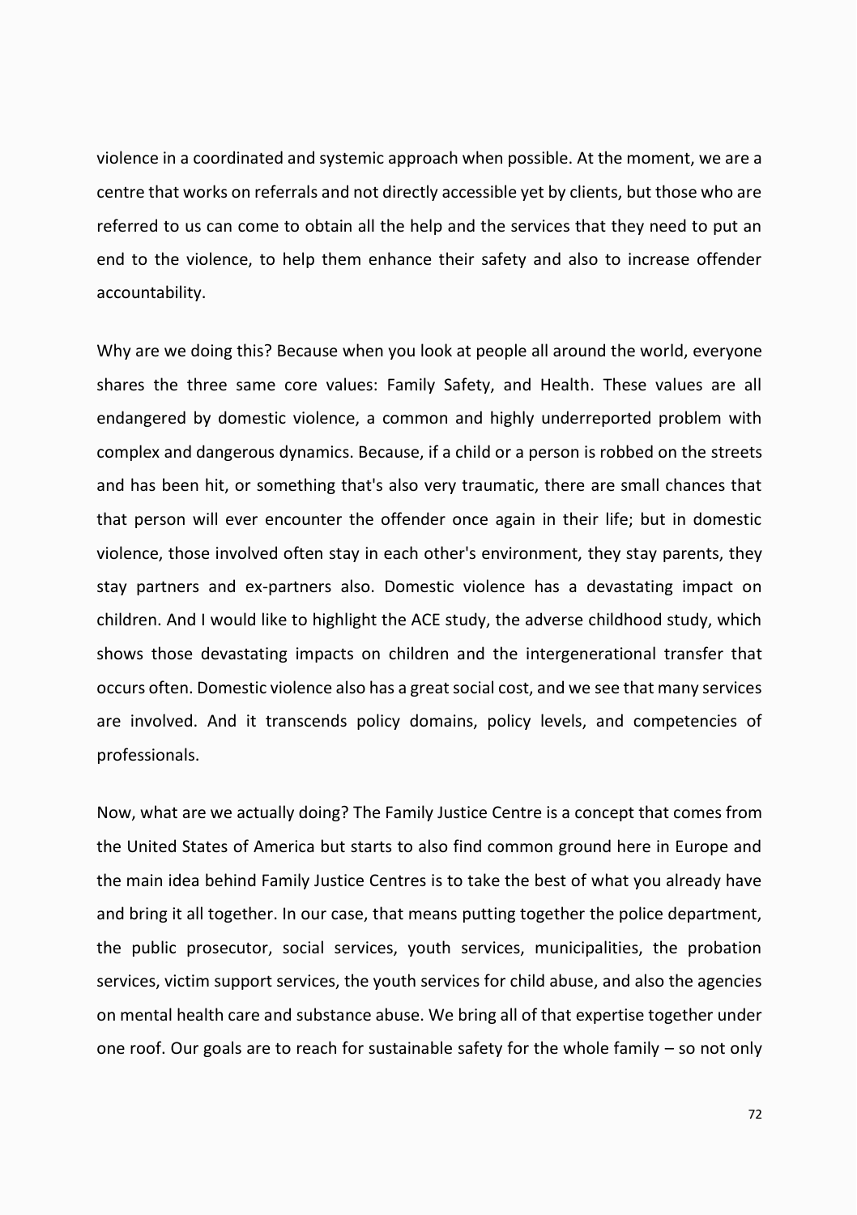violence in a coordinated and systemic approach when possible. At the moment, we are a centre that works on referrals and not directly accessible yet by clients, but those who are referred to us can come to obtain all the help and the services that they need to put an end to the violence, to help them enhance their safety and also to increase offender accountability.

Why are we doing this? Because when you look at people all around the world, everyone shares the three same core values: Family Safety, and Health. These values are all endangered by domestic violence, a common and highly underreported problem with complex and dangerous dynamics. Because, if a child or a person is robbed on the streets and has been hit, or something that's also very traumatic, there are small chances that that person will ever encounter the offender once again in their life; but in domestic violence, those involved often stay in each other's environment, they stay parents, they stay partners and ex-partners also. Domestic violence has a devastating impact on children. And I would like to highlight the ACE study, the adverse childhood study, which shows those devastating impacts on children and the intergenerational transfer that occurs often. Domestic violence also has a great social cost, and we see that many services are involved. And it transcends policy domains, policy levels, and competencies of professionals.

Now, what are we actually doing? The Family Justice Centre is a concept that comes from the United States of America but starts to also find common ground here in Europe and the main idea behind Family Justice Centres is to take the best of what you already have and bring it all together. In our case, that means putting together the police department, the public prosecutor, social services, youth services, municipalities, the probation services, victim support services, the youth services for child abuse, and also the agencies on mental health care and substance abuse. We bring all of that expertise together under one roof. Our goals are to reach for sustainable safety for the whole family – so not only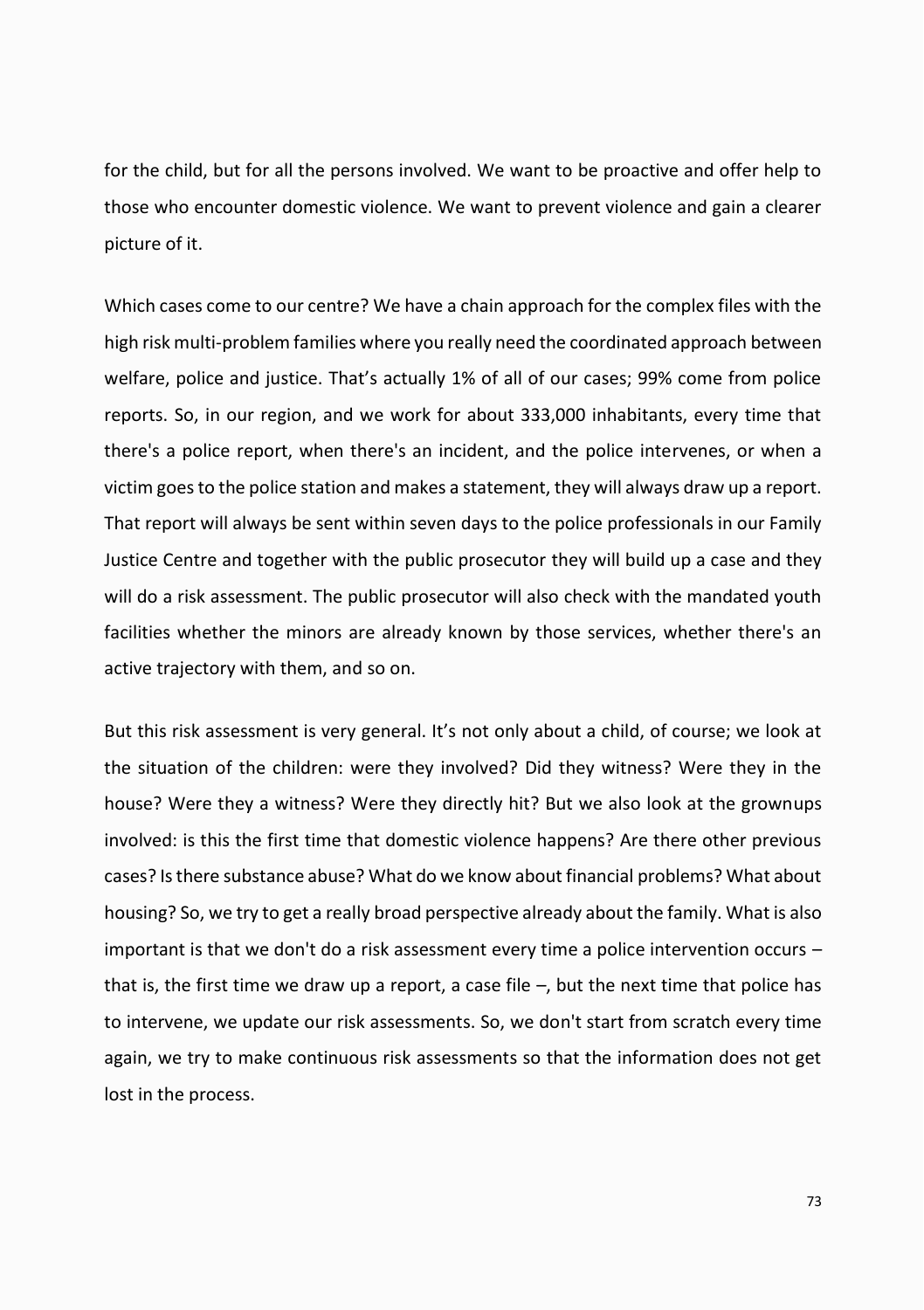for the child, but for all the persons involved. We want to be proactive and offer help to those who encounter domestic violence. We want to prevent violence and gain a clearer picture of it.

Which cases come to our centre? We have a chain approach for the complex files with the high risk multi-problem families where you really need the coordinated approach between welfare, police and justice. That's actually 1% of all of our cases; 99% come from police reports. So, in our region, and we work for about 333,000 inhabitants, every time that there's a police report, when there's an incident, and the police intervenes, or when a victim goes to the police station and makes a statement, they will always draw up a report. That report will always be sent within seven days to the police professionals in our Family Justice Centre and together with the public prosecutor they will build up a case and they will do a risk assessment. The public prosecutor will also check with the mandated youth facilities whether the minors are already known by those services, whether there's an active trajectory with them, and so on.

But this risk assessment is very general. It's not only about a child, of course; we look at the situation of the children: were they involved? Did they witness? Were they in the house? Were they a witness? Were they directly hit? But we also look at the grownups involved: is this the first time that domestic violence happens? Are there other previous cases? Is there substance abuse? What do we know about financial problems? What about housing? So, we try to get a really broad perspective already about the family. What is also important is that we don't do a risk assessment every time a police intervention occurs – that is, the first time we draw up a report, a case file –, but the next time that police has to intervene, we update our risk assessments. So, we don't start from scratch every time again, we try to make continuous risk assessments so that the information does not get lost in the process.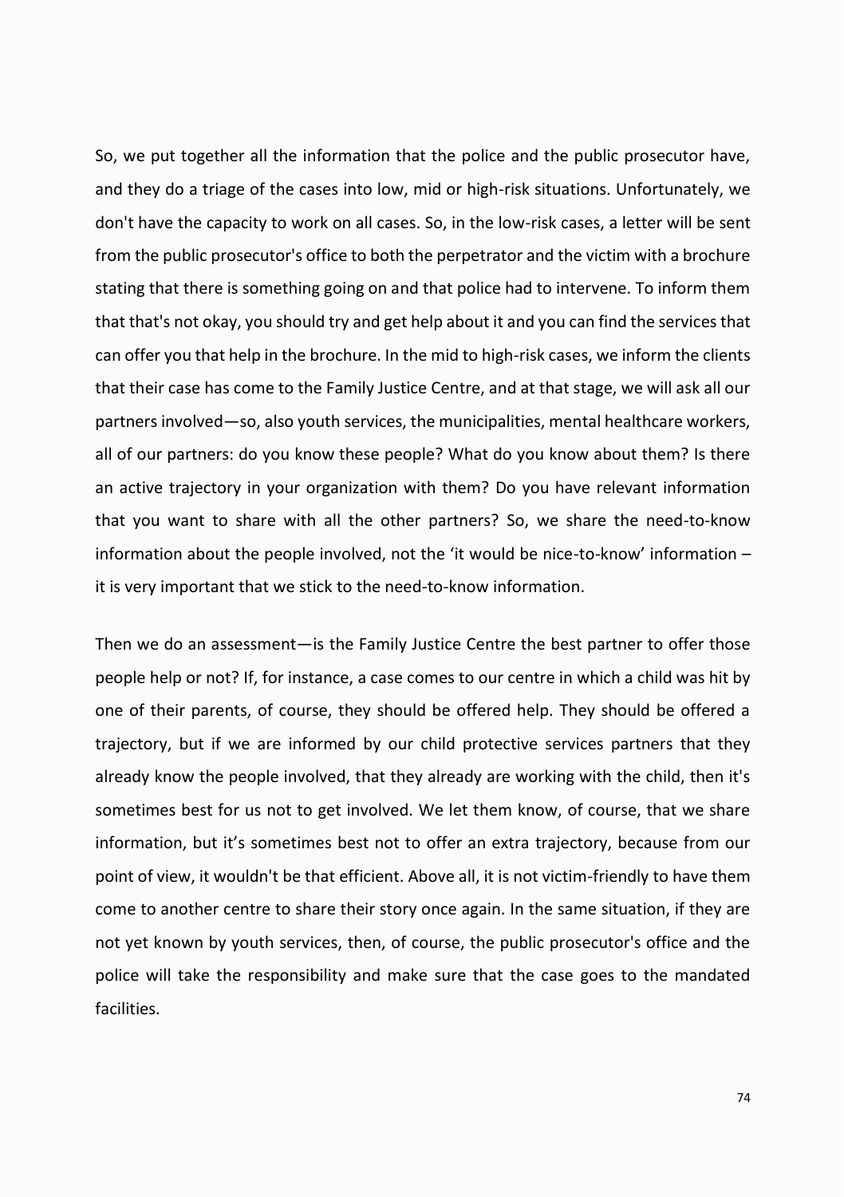So, we put together all the information that the police and the public prosecutor have, and they do a triage of the cases into low, mid or high-risk situations. Unfortunately, we don't have the capacity to work on all cases. So, in the low-risk cases, a letter will be sent from the public prosecutor's office to both the perpetrator and the victim with a brochure stating that there is something going on and that police had to intervene. To inform them that that's not okay, you should try and get help about it and you can find the services that can offer you that help in the brochure. In the mid to high-risk cases, we inform the clients that their case has come to the Family Justice Centre, and at that stage, we will ask all our partners involved—so, also youth services, the municipalities, mental healthcare workers, all of our partners: do you know these people? What do you know about them? Is there an active trajectory in your organization with them? Do you have relevant information that you want to share with all the other partners? So, we share the need-to-know information about the people involved, not the 'it would be nice-to-know' information – it is very important that we stick to the need-to-know information.

Then we do an assessment—is the Family Justice Centre the best partner to offer those people help or not? If, for instance, a case comes to our centre in which a child was hit by one of their parents, of course, they should be offered help. They should be offered a trajectory, but if we are informed by our child protective services partners that they already know the people involved, that they already are working with the child, then it's sometimes best for us not to get involved. We let them know, of course, that we share information, but it's sometimes best not to offer an extra trajectory, because from our point of view, it wouldn't be that efficient. Above all, it is not victim-friendly to have them come to another centre to share their story once again. In the same situation, if they are not yet known by youth services, then, of course, the public prosecutor's office and the police will take the responsibility and make sure that the case goes to the mandated facilities.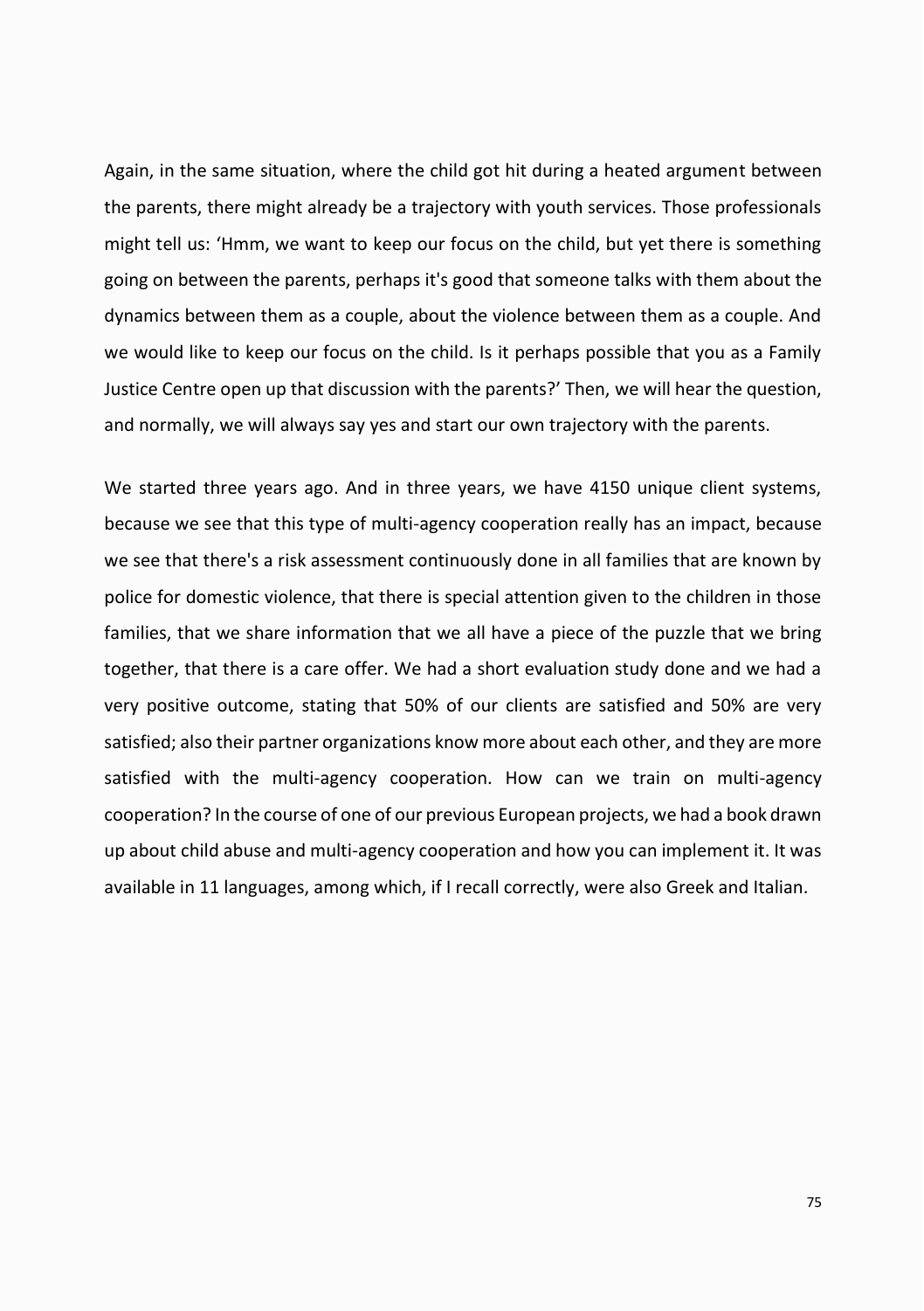Again, in the same situation, where the child got hit during a heated argument between the parents, there might already be a trajectory with youth services. Those professionals might tell us: 'Hmm, we want to keep our focus on the child, but yet there is something going on between the parents, perhaps it's good that someone talks with them about the dynamics between them as a couple, about the violence between them as a couple. And we would like to keep our focus on the child. Is it perhaps possible that you as a Family Justice Centre open up that discussion with the parents?' Then, we will hear the question, and normally, we will always say yes and start our own trajectory with the parents.

We started three years ago. And in three years, we have 4150 unique client systems, because we see that this type of multi-agency cooperation really has an impact, because we see that there's a risk assessment continuously done in all families that are known by police for domestic violence, that there is special attention given to the children in those families, that we share information that we all have a piece of the puzzle that we bring together, that there is a care offer. We had a short evaluation study done and we had a very positive outcome, stating that 50% of our clients are satisfied and 50% are very satisfied; also their partner organizations know more about each other, and they are more satisfied with the multi-agency cooperation. How can we train on multi-agency cooperation? In the course of one of our previous European projects, we had a book drawn up about child abuse and multi-agency cooperation and how you can implement it. It was available in 11 languages, among which, if I recall correctly, were also Greek and Italian.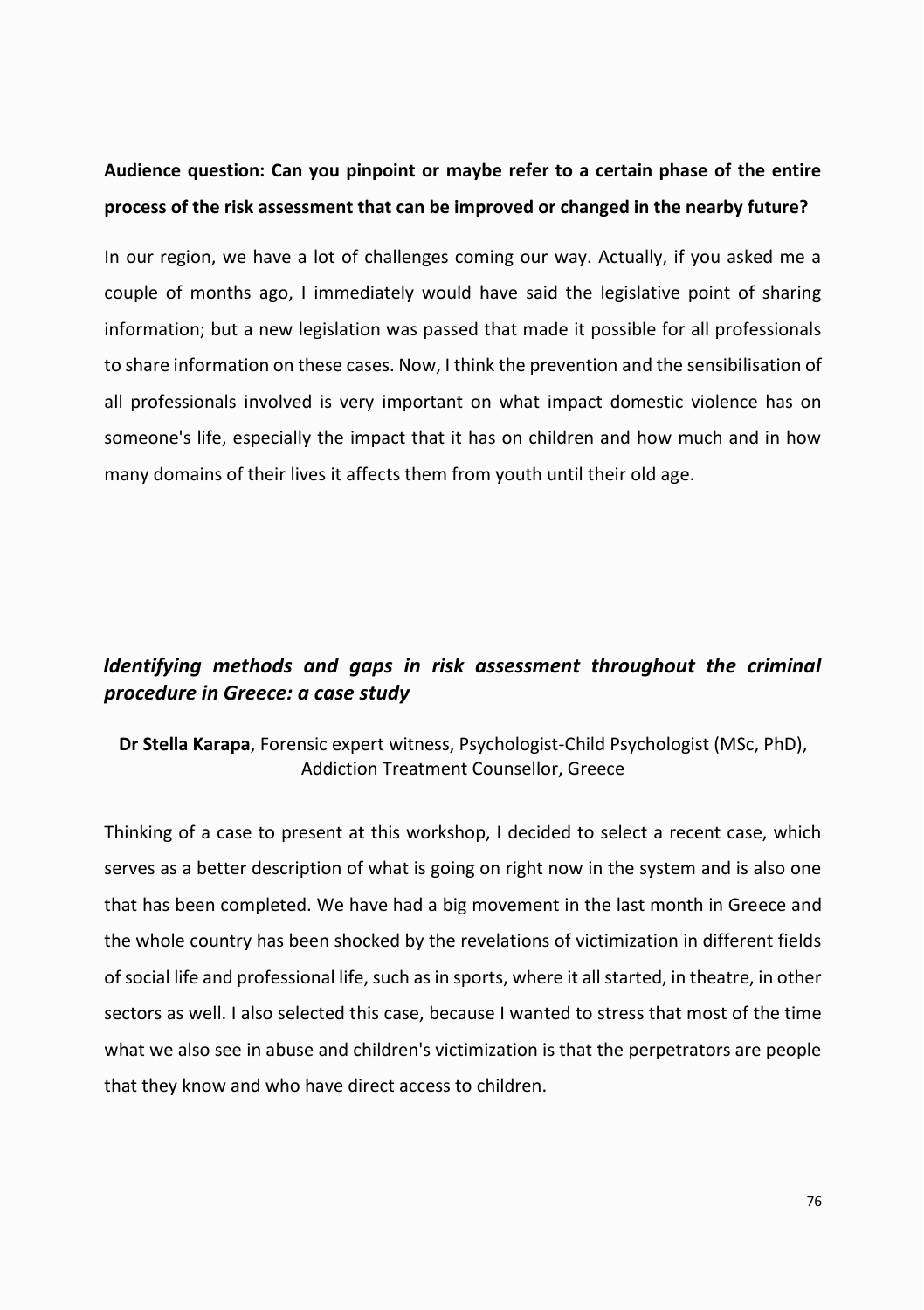**Audience question: Can you pinpoint or maybe refer to a certain phase of the entire process of the risk assessment that can be improved or changed in the nearby future?**

In our region, we have a lot of challenges coming our way. Actually, if you asked me a couple of months ago, I immediately would have said the legislative point of sharing information; but a new legislation was passed that made it possible for all professionals to share information on these cases. Now, I think the prevention and the sensibilisation of all professionals involved is very important on what impact domestic violence has on someone's life, especially the impact that it has on children and how much and in how many domains of their lives it affects them from youth until their old age.

## *Identifying methods and gaps in risk assessment throughout the criminal procedure in Greece: a case study*

**Dr Stella Karapa**, Forensic expert witness, Psychologist-Child Psychologist (MSc, PhD), Addiction Treatment Counsellor, Greece

Thinking of a case to present at this workshop, I decided to select a recent case, which serves as a better description of what is going on right now in the system and is also one that has been completed. We have had a big movement in the last month in Greece and the whole country has been shocked by the revelations of victimization in different fields of social life and professional life, such as in sports, where it all started, in theatre, in other sectors as well. I also selected this case, because I wanted to stress that most of the time what we also see in abuse and children's victimization is that the perpetrators are people that they know and who have direct access to children.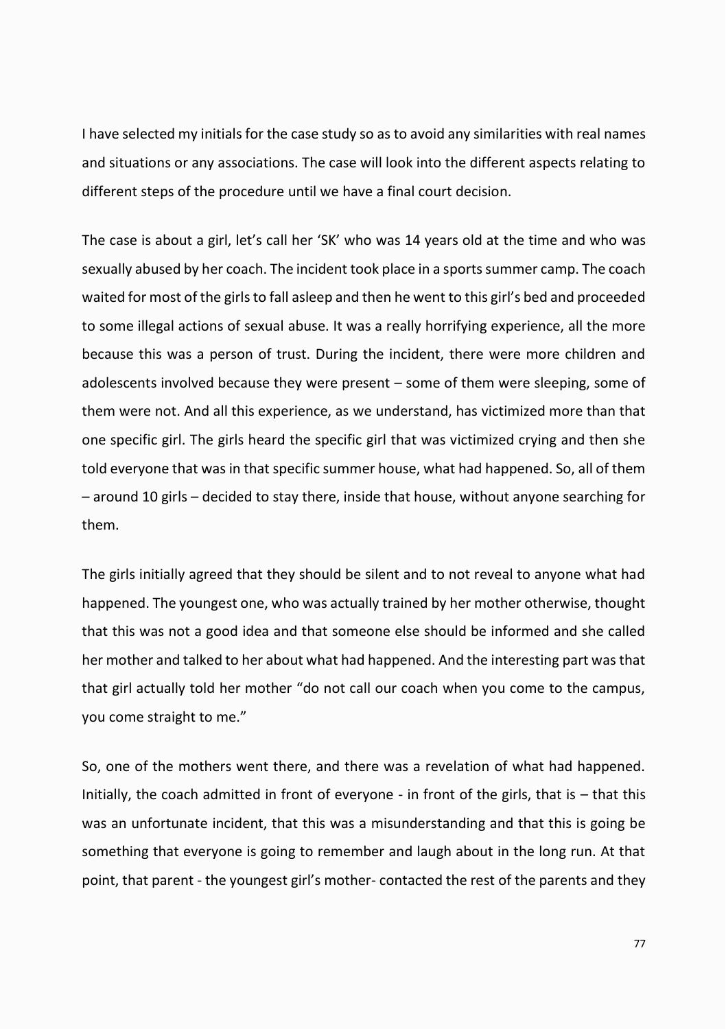I have selected my initials for the case study so as to avoid any similarities with real names and situations or any associations. The case will look into the different aspects relating to different steps of the procedure until we have a final court decision.

The case is about a girl, let's call her 'SK' who was 14 years old at the time and who was sexually abused by her coach. The incident took place in a sports summer camp. The coach waited for most of the girls to fall asleep and then he went to this girl's bed and proceeded to some illegal actions of sexual abuse. It was a really horrifying experience, all the more because this was a person of trust. During the incident, there were more children and adolescents involved because they were present – some of them were sleeping, some of them were not. And all this experience, as we understand, has victimized more than that one specific girl. The girls heard the specific girl that was victimized crying and then she told everyone that was in that specific summer house, what had happened. So, all of them – around 10 girls – decided to stay there, inside that house, without anyone searching for them.

The girls initially agreed that they should be silent and to not reveal to anyone what had happened. The youngest one, who was actually trained by her mother otherwise, thought that this was not a good idea and that someone else should be informed and she called her mother and talked to her about what had happened. And the interesting part was that that girl actually told her mother "do not call our coach when you come to the campus, you come straight to me."

So, one of the mothers went there, and there was a revelation of what had happened. Initially, the coach admitted in front of everyone - in front of the girls, that is – that this was an unfortunate incident, that this was a misunderstanding and that this is going be something that everyone is going to remember and laugh about in the long run. At that point, that parent - the youngest girl's mother- contacted the rest of the parents and they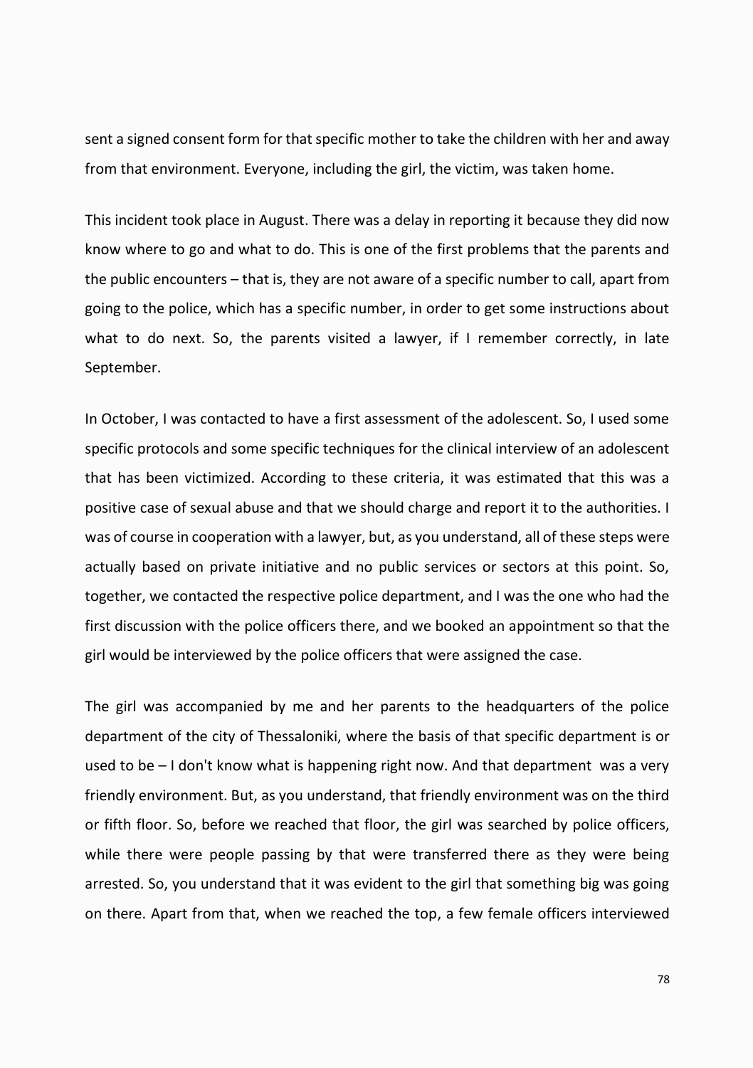sent a signed consent form for that specific mother to take the children with her and away from that environment. Everyone, including the girl, the victim, was taken home.

This incident took place in August. There was a delay in reporting it because they did now know where to go and what to do. This is one of the first problems that the parents and the public encounters – that is, they are not aware of a specific number to call, apart from going to the police, which has a specific number, in order to get some instructions about what to do next. So, the parents visited a lawyer, if I remember correctly, in late September.

In October, I was contacted to have a first assessment of the adolescent. So, I used some specific protocols and some specific techniques for the clinical interview of an adolescent that has been victimized. According to these criteria, it was estimated that this was a positive case of sexual abuse and that we should charge and report it to the authorities. I was of course in cooperation with a lawyer, but, as you understand, all of these steps were actually based on private initiative and no public services or sectors at this point. So, together, we contacted the respective police department, and I was the one who had the first discussion with the police officers there, and we booked an appointment so that the girl would be interviewed by the police officers that were assigned the case.

The girl was accompanied by me and her parents to the headquarters of the police department of the city of Thessaloniki, where the basis of that specific department is or used to be – I don't know what is happening right now. And that department was a very friendly environment. But, as you understand, that friendly environment was on the third or fifth floor. So, before we reached that floor, the girl was searched by police officers, while there were people passing by that were transferred there as they were being arrested. So, you understand that it was evident to the girl that something big was going on there. Apart from that, when we reached the top, a few female officers interviewed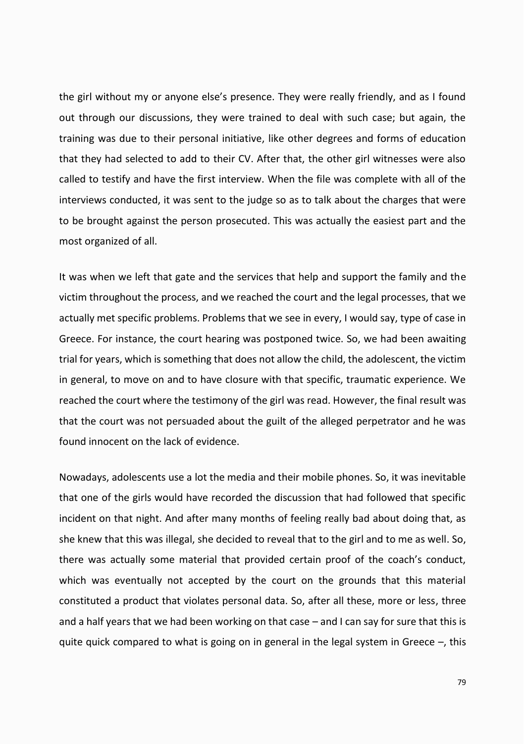the girl without my or anyone else's presence. They were really friendly, and as I found out through our discussions, they were trained to deal with such case; but again, the training was due to their personal initiative, like other degrees and forms of education that they had selected to add to their CV. After that, the other girl witnesses were also called to testify and have the first interview. When the file was complete with all of the interviews conducted, it was sent to the judge so as to talk about the charges that were to be brought against the person prosecuted. This was actually the easiest part and the most organized of all.

It was when we left that gate and the services that help and support the family and the victim throughout the process, and we reached the court and the legal processes, that we actually met specific problems. Problems that we see in every, I would say, type of case in Greece. For instance, the court hearing was postponed twice. So, we had been awaiting trial for years, which is something that does not allow the child, the adolescent, the victim in general, to move on and to have closure with that specific, traumatic experience. We reached the court where the testimony of the girl was read. However, the final result was that the court was not persuaded about the guilt of the alleged perpetrator and he was found innocent on the lack of evidence.

Nowadays, adolescents use a lot the media and their mobile phones. So, it was inevitable that one of the girls would have recorded the discussion that had followed that specific incident on that night. And after many months of feeling really bad about doing that, as she knew that this was illegal, she decided to reveal that to the girl and to me as well. So, there was actually some material that provided certain proof of the coach's conduct, which was eventually not accepted by the court on the grounds that this material constituted a product that violates personal data. So, after all these, more or less, three and a half years that we had been working on that case – and I can say for sure that this is quite quick compared to what is going on in general in the legal system in Greece –, this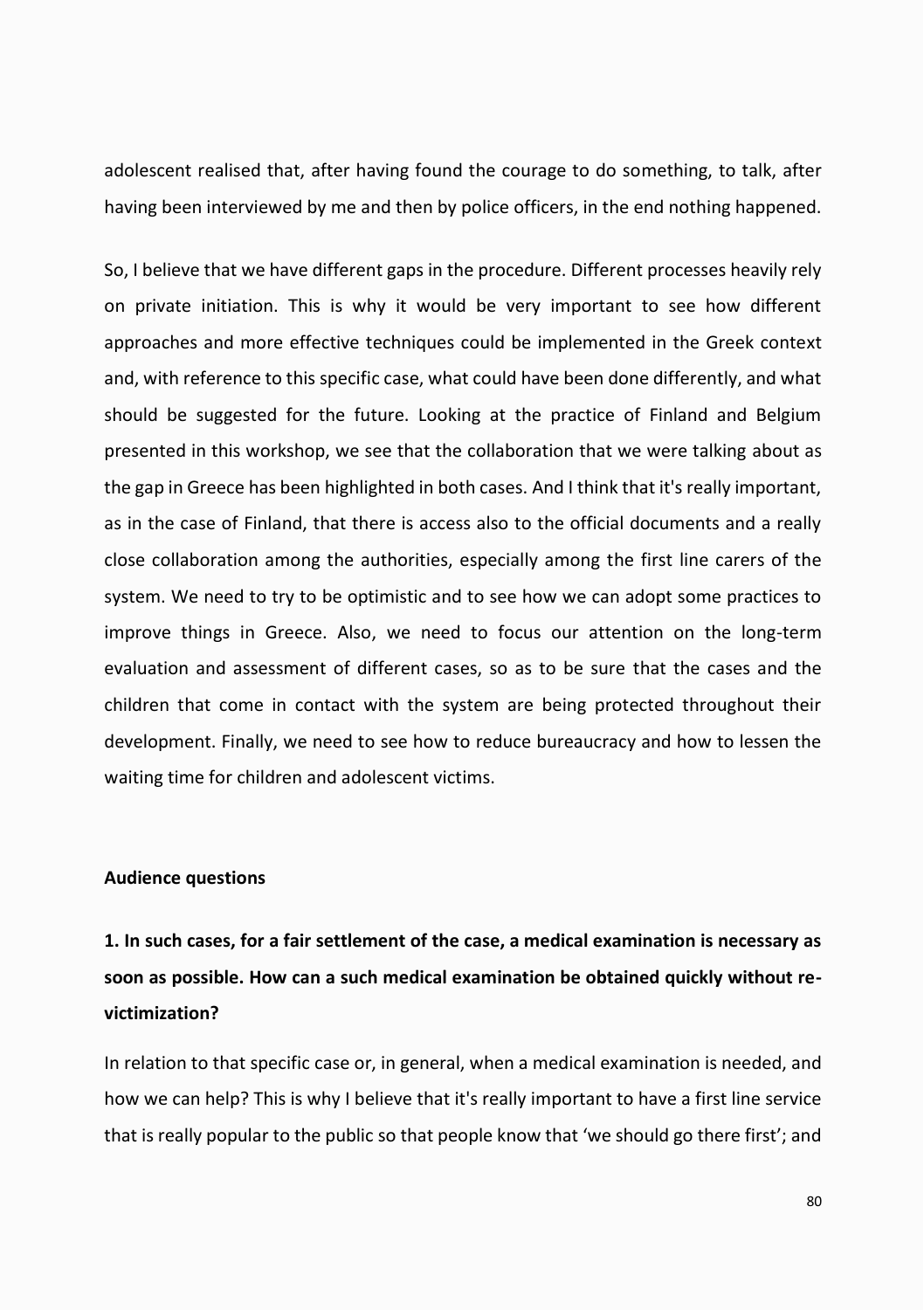adolescent realised that, after having found the courage to do something, to talk, after having been interviewed by me and then by police officers, in the end nothing happened.

So, I believe that we have different gaps in the procedure. Different processes heavily rely on private initiation. This is why it would be very important to see how different approaches and more effective techniques could be implemented in the Greek context and, with reference to this specific case, what could have been done differently, and what should be suggested for the future. Looking at the practice of Finland and Belgium presented in this workshop, we see that the collaboration that we were talking about as the gap in Greece has been highlighted in both cases. And I think that it's really important, as in the case of Finland, that there is access also to the official documents and a really close collaboration among the authorities, especially among the first line carers of the system. We need to try to be optimistic and to see how we can adopt some practices to improve things in Greece. Also, we need to focus our attention on the long-term evaluation and assessment of different cases, so as to be sure that the cases and the children that come in contact with the system are being protected throughout their development. Finally, we need to see how to reduce bureaucracy and how to lessen the waiting time for children and adolescent victims.

**Audience questions**

**1. In such cases, for a fair settlement of the case, a medical examination is necessary as soon as possible. How can a such medical examination be obtained quickly without re-victimization?**

In relation to that specific case or, in general, when a medical examination is needed, and how we can help? This is why I believe that it's really important to have a first line service that is really popular to the public so that people know that 'we should go there first'; and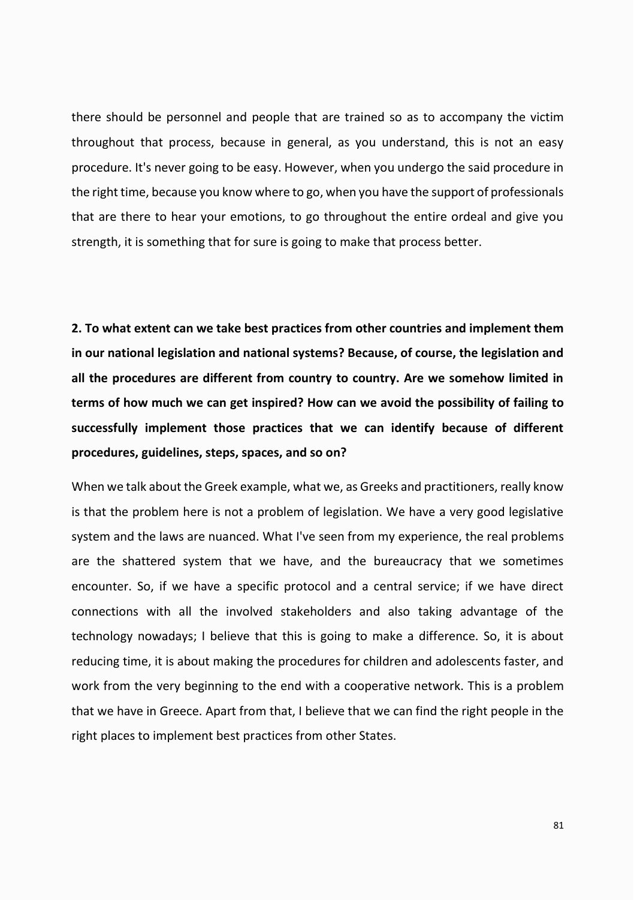there should be personnel and people that are trained so as to accompany the victim throughout that process, because in general, as you understand, this is not an easy procedure. It's never going to be easy. However, when you undergo the said procedure in the right time, because you know where to go, when you have the support of professionals that are there to hear your emotions, to go throughout the entire ordeal and give you strength, it is something that for sure is going to make that process better.

**2. To what extent can we take best practices from other countries and implement them in our national legislation and national systems? Because, of course, the legislation and all the procedures are different from country to country. Are we somehow limited in terms of how much we can get inspired? How can we avoid the possibility of failing to successfully implement those practices that we can identify because of different procedures, guidelines, steps, spaces, and so on?**

When we talk about the Greek example, what we, as Greeks and practitioners, really know is that the problem here is not a problem of legislation. We have a very good legislative system and the laws are nuanced. What I've seen from my experience, the real problems are the shattered system that we have, and the bureaucracy that we sometimes encounter. So, if we have a specific protocol and a central service; if we have direct connections with all the involved stakeholders and also taking advantage of the technology nowadays; I believe that this is going to make a difference. So, it is about reducing time, it is about making the procedures for children and adolescents faster, and work from the very beginning to the end with a cooperative network. This is a problem that we have in Greece. Apart from that, I believe that we can find the right people in the right places to implement best practices from other States.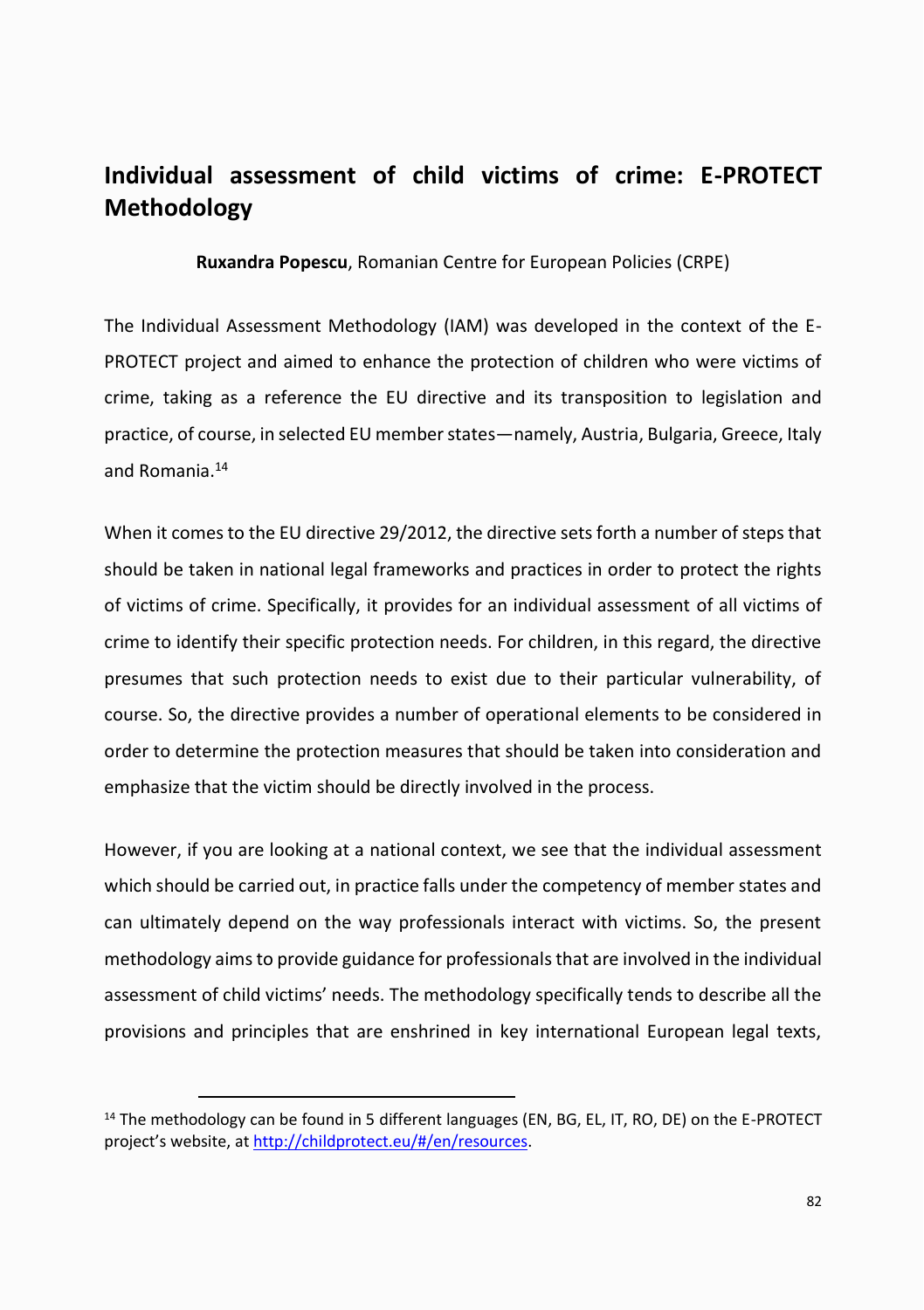## Individual assessment of child victims of crime: E-PROTECT Methodology

**Ruxandra Popescu**, Romanian Centre for European Policies (CRPE)

The Individual Assessment Methodology (IAM) was developed in the context of the E-PROTECT project and aimed to enhance the protection of children who were victims of crime, taking as a reference the EU directive and its transposition to legislation and practice, of course, in selected EU member states—namely, Austria, Bulgaria, Greece, Italy and Romania.[14]

When it comes to the EU directive 29/2012, the directive sets forth a number of steps that should be taken in national legal frameworks and practices in order to protect the rights of victims of crime. Specifically, it provides for an individual assessment of all victims of crime to identify their specific protection needs. For children, in this regard, the directive presumes that such protection needs to exist due to their particular vulnerability, of course. So, the directive provides a number of operational elements to be considered in order to determine the protection measures that should be taken into consideration and emphasize that the victim should be directly involved in the process.

However, if you are looking at a national context, we see that the individual assessment which should be carried out, in practice falls under the competency of member states and can ultimately depend on the way professionals interact with victims. So, the present methodology aims to provide guidance for professionals that are involved in the individual assessment of child victims' needs. The methodology specifically tends to describe all the provisions and principles that are enshrined in key international European legal texts,

[14] The methodology can be found in 5 different languages (EN, BG, EL, IT, RO, DE) on the E-PROTECT project's website, at http://childprotect.eu/#/en/resources.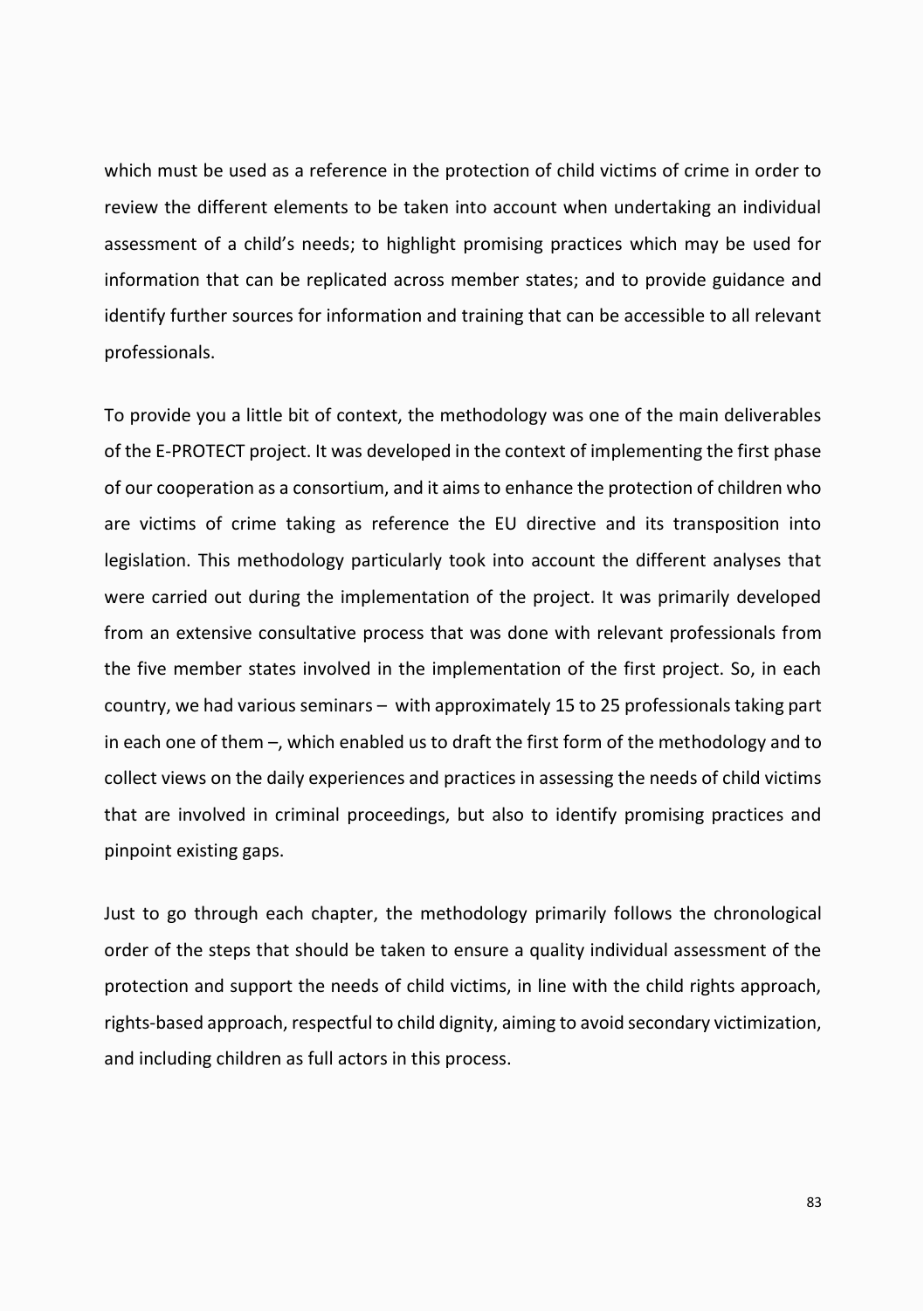which must be used as a reference in the protection of child victims of crime in order to review the different elements to be taken into account when undertaking an individual assessment of a child's needs; to highlight promising practices which may be used for information that can be replicated across member states; and to provide guidance and identify further sources for information and training that can be accessible to all relevant professionals.

To provide you a little bit of context, the methodology was one of the main deliverables of the E-PROTECT project. It was developed in the context of implementing the first phase of our cooperation as a consortium, and it aims to enhance the protection of children who are victims of crime taking as reference the EU directive and its transposition into legislation. This methodology particularly took into account the different analyses that were carried out during the implementation of the project. It was primarily developed from an extensive consultative process that was done with relevant professionals from the five member states involved in the implementation of the first project. So, in each country, we had various seminars – with approximately 15 to 25 professionals taking part in each one of them –, which enabled us to draft the first form of the methodology and to collect views on the daily experiences and practices in assessing the needs of child victims that are involved in criminal proceedings, but also to identify promising practices and pinpoint existing gaps.

Just to go through each chapter, the methodology primarily follows the chronological order of the steps that should be taken to ensure a quality individual assessment of the protection and support the needs of child victims, in line with the child rights approach, rights-based approach, respectful to child dignity, aiming to avoid secondary victimization, and including children as full actors in this process.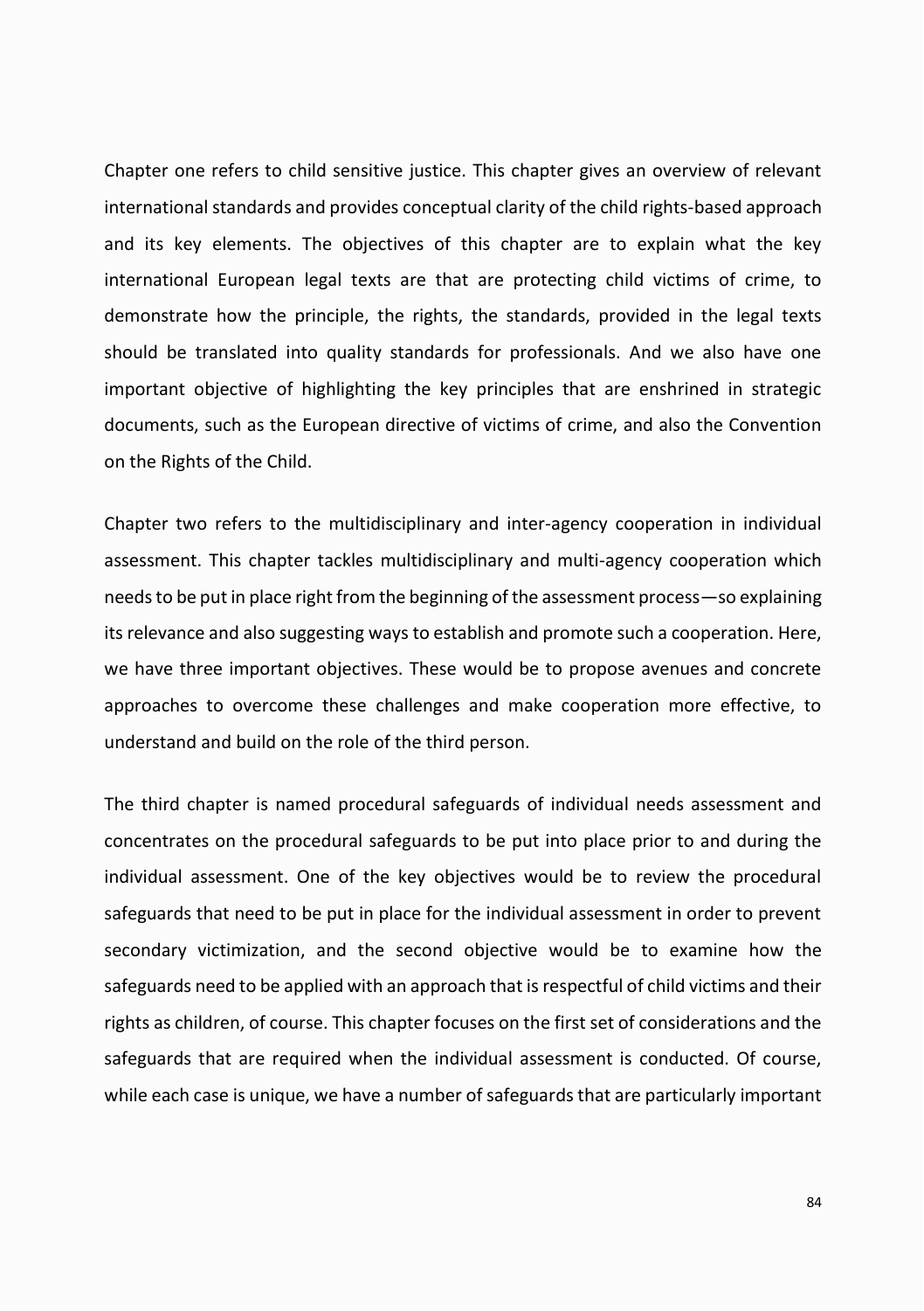Chapter one refers to child sensitive justice. This chapter gives an overview of relevant international standards and provides conceptual clarity of the child rights-based approach and its key elements. The objectives of this chapter are to explain what the key international European legal texts are that are protecting child victims of crime, to demonstrate how the principle, the rights, the standards, provided in the legal texts should be translated into quality standards for professionals. And we also have one important objective of highlighting the key principles that are enshrined in strategic documents, such as the European directive of victims of crime, and also the Convention on the Rights of the Child.

Chapter two refers to the multidisciplinary and inter-agency cooperation in individual assessment. This chapter tackles multidisciplinary and multi-agency cooperation which needs to be put in place right from the beginning of the assessment process—so explaining its relevance and also suggesting ways to establish and promote such a cooperation. Here, we have three important objectives. These would be to propose avenues and concrete approaches to overcome these challenges and make cooperation more effective, to understand and build on the role of the third person.

The third chapter is named procedural safeguards of individual needs assessment and concentrates on the procedural safeguards to be put into place prior to and during the individual assessment. One of the key objectives would be to review the procedural safeguards that need to be put in place for the individual assessment in order to prevent secondary victimization, and the second objective would be to examine how the safeguards need to be applied with an approach that is respectful of child victims and their rights as children, of course. This chapter focuses on the first set of considerations and the safeguards that are required when the individual assessment is conducted. Of course, while each case is unique, we have a number of safeguards that are particularly important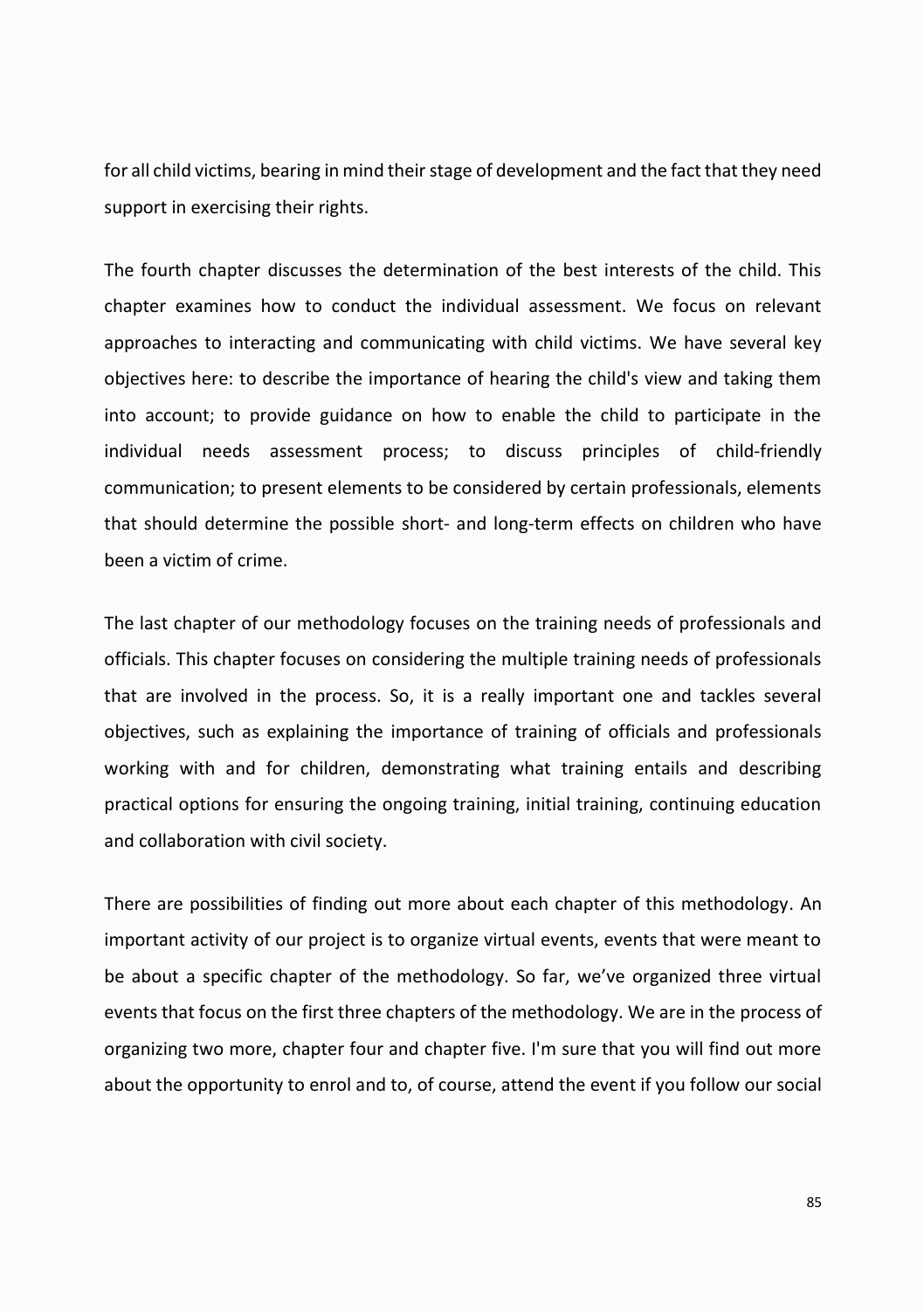for all child victims, bearing in mind their stage of development and the fact that they need support in exercising their rights.

The fourth chapter discusses the determination of the best interests of the child. This chapter examines how to conduct the individual assessment. We focus on relevant approaches to interacting and communicating with child victims. We have several key objectives here: to describe the importance of hearing the child's view and taking them into account; to provide guidance on how to enable the child to participate in the individual needs assessment process; to discuss principles of child-friendly communication; to present elements to be considered by certain professionals, elements that should determine the possible short- and long-term effects on children who have been a victim of crime.

The last chapter of our methodology focuses on the training needs of professionals and officials. This chapter focuses on considering the multiple training needs of professionals that are involved in the process. So, it is a really important one and tackles several objectives, such as explaining the importance of training of officials and professionals working with and for children, demonstrating what training entails and describing practical options for ensuring the ongoing training, initial training, continuing education and collaboration with civil society.

There are possibilities of finding out more about each chapter of this methodology. An important activity of our project is to organize virtual events, events that were meant to be about a specific chapter of the methodology. So far, we've organized three virtual events that focus on the first three chapters of the methodology. We are in the process of organizing two more, chapter four and chapter five. I'm sure that you will find out more about the opportunity to enrol and to, of course, attend the event if you follow our social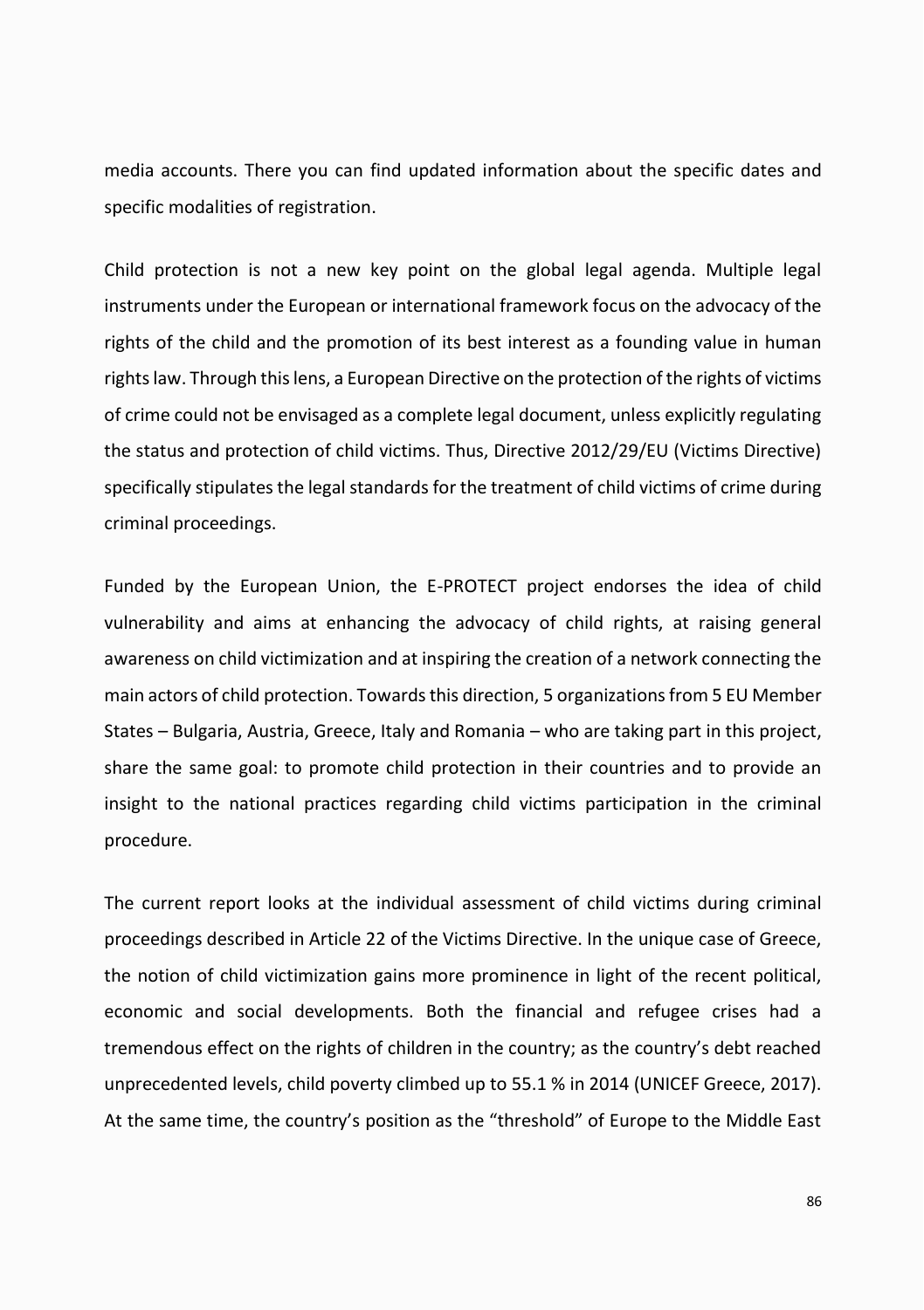media accounts. There you can find updated information about the specific dates and specific modalities of registration.

Child protection is not a new key point on the global legal agenda. Multiple legal instruments under the European or international framework focus on the advocacy of the rights of the child and the promotion of its best interest as a founding value in human rights law. Through this lens, a European Directive on the protection of the rights of victims of crime could not be envisaged as a complete legal document, unless explicitly regulating the status and protection of child victims. Thus, Directive 2012/29/EU (Victims Directive) specifically stipulates the legal standards for the treatment of child victims of crime during criminal proceedings.

Funded by the European Union, the E-PROTECT project endorses the idea of child vulnerability and aims at enhancing the advocacy of child rights, at raising general awareness on child victimization and at inspiring the creation of a network connecting the main actors of child protection. Towards this direction, 5 organizations from 5 EU Member States – Bulgaria, Austria, Greece, Italy and Romania – who are taking part in this project, share the same goal: to promote child protection in their countries and to provide an insight to the national practices regarding child victims participation in the criminal procedure.

The current report looks at the individual assessment of child victims during criminal proceedings described in Article 22 of the Victims Directive. In the unique case of Greece, the notion of child victimization gains more prominence in light of the recent political, economic and social developments. Both the financial and refugee crises had a tremendous effect on the rights of children in the country; as the country's debt reached unprecedented levels, child poverty climbed up to 55.1 % in 2014 (UNICEF Greece, 2017). At the same time, the country's position as the "threshold" of Europe to the Middle East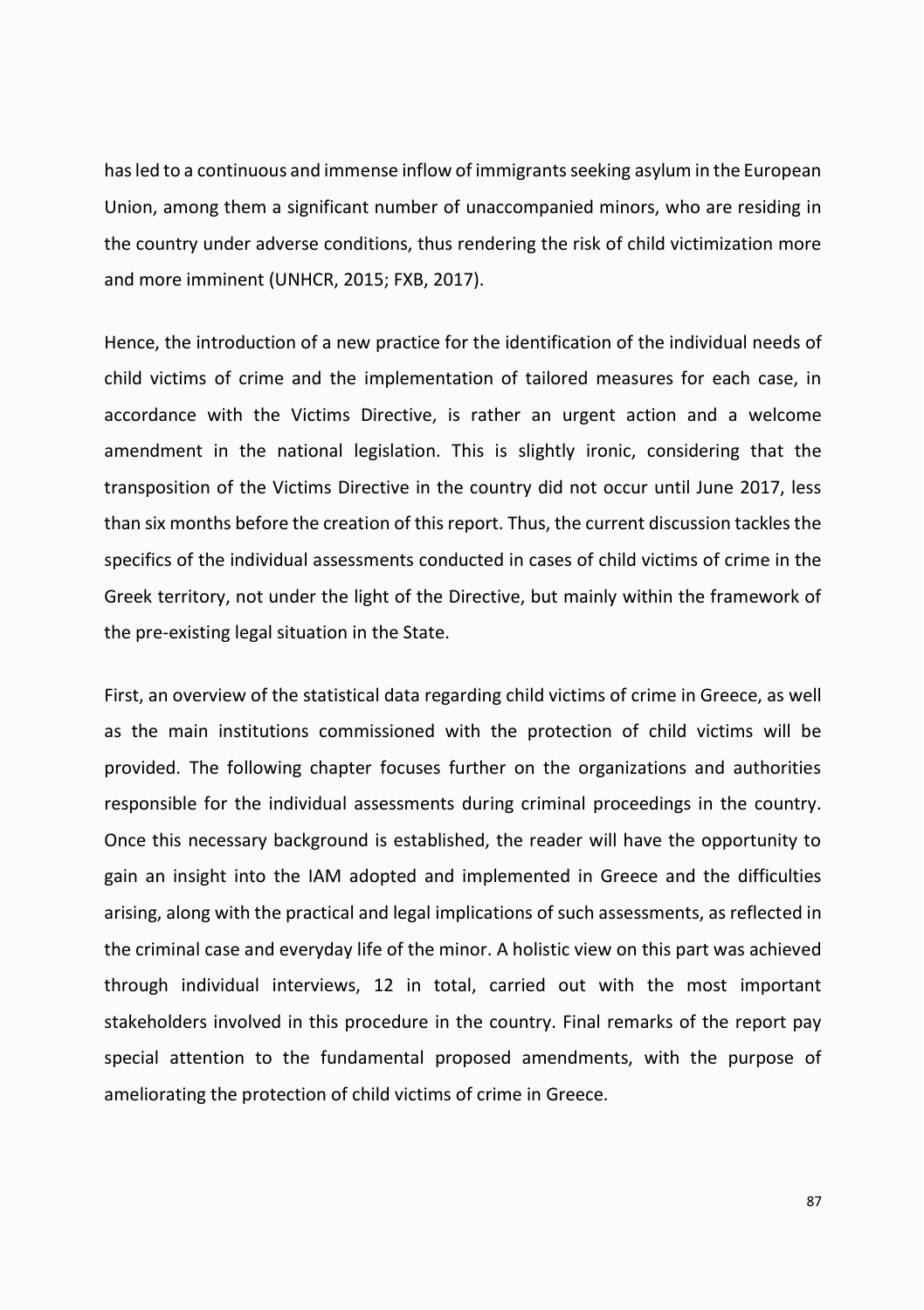has led to a continuous and immense inflow of immigrants seeking asylum in the European Union, among them a significant number of unaccompanied minors, who are residing in the country under adverse conditions, thus rendering the risk of child victimization more and more imminent (UNHCR, 2015; FXB, 2017).

Hence, the introduction of a new practice for the identification of the individual needs of child victims of crime and the implementation of tailored measures for each case, in accordance with the Victims Directive, is rather an urgent action and a welcome amendment in the national legislation. This is slightly ironic, considering that the transposition of the Victims Directive in the country did not occur until June 2017, less than six months before the creation of this report. Thus, the current discussion tackles the specifics of the individual assessments conducted in cases of child victims of crime in the Greek territory, not under the light of the Directive, but mainly within the framework of the pre-existing legal situation in the State.

First, an overview of the statistical data regarding child victims of crime in Greece, as well as the main institutions commissioned with the protection of child victims will be provided. The following chapter focuses further on the organizations and authorities responsible for the individual assessments during criminal proceedings in the country. Once this necessary background is established, the reader will have the opportunity to gain an insight into the IAM adopted and implemented in Greece and the difficulties arising, along with the practical and legal implications of such assessments, as reflected in the criminal case and everyday life of the minor. A holistic view on this part was achieved through individual interviews, 12 in total, carried out with the most important stakeholders involved in this procedure in the country. Final remarks of the report pay special attention to the fundamental proposed amendments, with the purpose of ameliorating the protection of child victims of crime in Greece.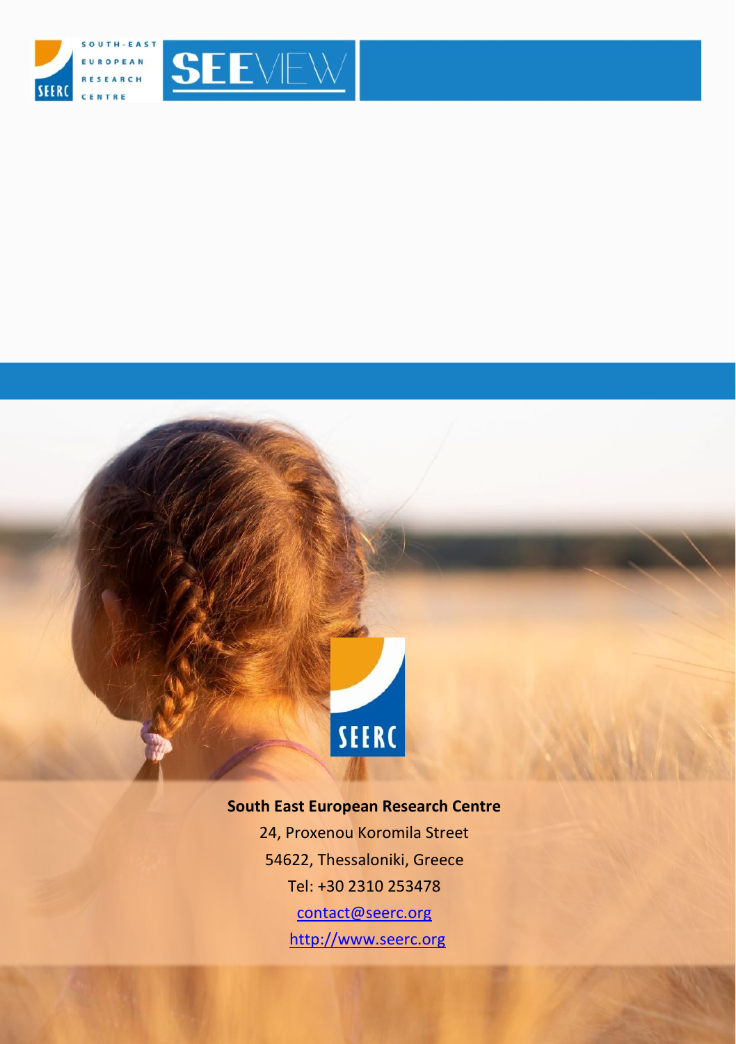**South East European Research Centre**

24, Proxenou Koromila Street

54622, Thessaloniki, Greece

Tel: +30 2310 253478

contact@seerc.org

http://www.seerc.org